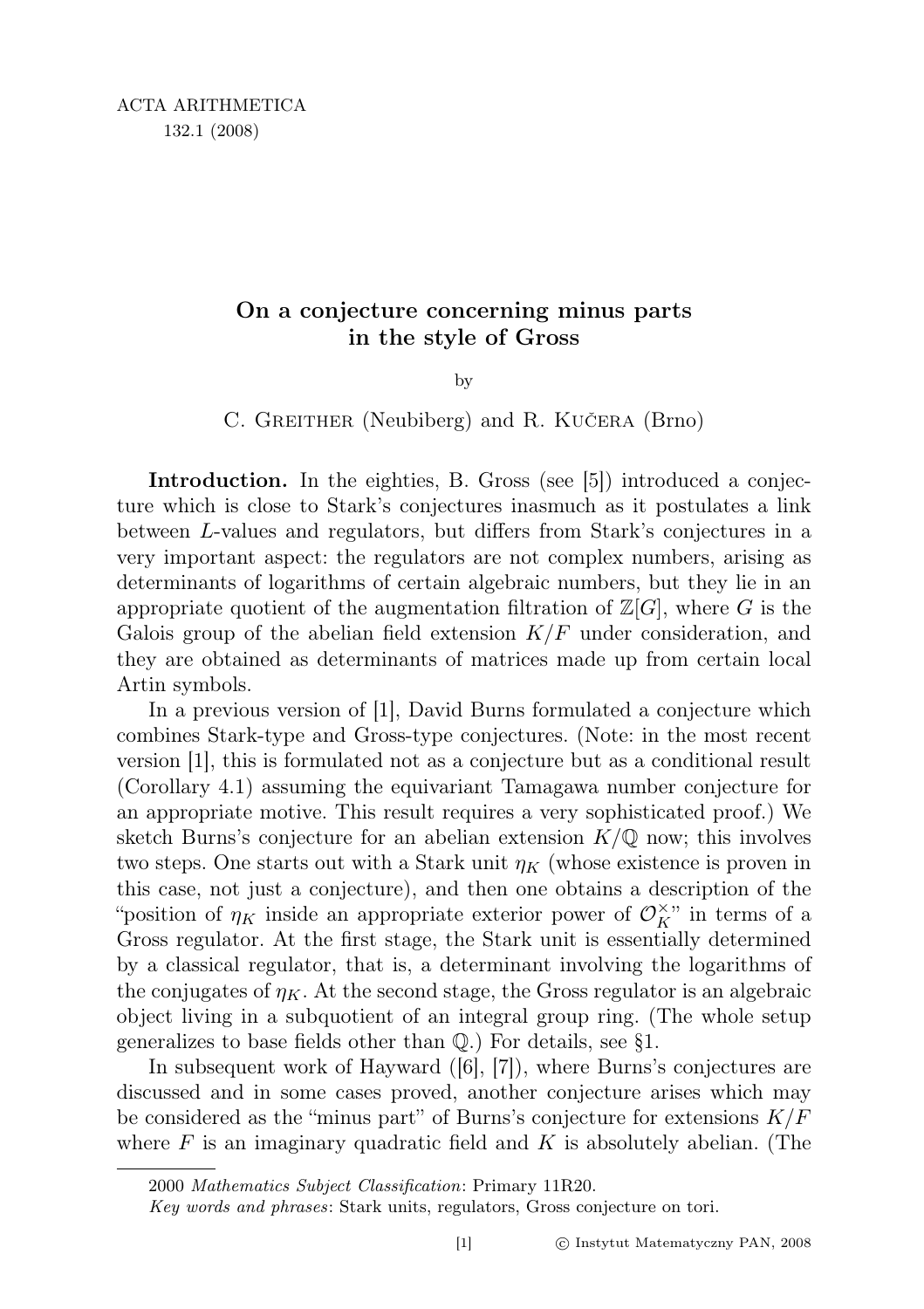# On a conjecture concerning minus parts in the style of Gross

by

C. Greither (Neubiberg) and R. Kučera (Brno)

**Introduction.** In the eighties, B. Gross (see [5]) introduced a conjecture which is close to Stark's conjectures inasmuch as it postulates a link between $L$-values and regulators, but differs from Stark's conjectures in a very important aspect: the regulators are not complex numbers, arising as determinants of logarithms of certain algebraic numbers, but they lie in an appropriate quotient of the augmentation filtration of $\mathbb{Z}[G]$, where $G$ is the Galois group of the abelian field extension $K/F$ under consideration, and they are obtained as determinants of matrices made up from certain local Artin symbols.

In a previous version of [1], David Burns formulated a conjecture which combines Stark-type and Gross-type conjectures. (Note: in the most recent version [1], this is formulated not as a conjecture but as a conditional result (Corollary 4.1) assuming the equivariant Tamagawa number conjecture for an appropriate motive. This result requires a very sophisticated proof.) We sketch Burns's conjecture for an abelian extension $K/\mathbb{Q}$ now; this involves two steps. One starts out with a Stark unit $\eta_K$ (whose existence is proven in this case, not just a conjecture), and then one obtains a description of the "position of $\eta_K$ inside an appropriate exterior power of $\mathcal{O}_K^\times$" in terms of a Gross regulator. At the first stage, the Stark unit is essentially determined by a classical regulator, that is, a determinant involving the logarithms of the conjugates of $\eta_K$. At the second stage, the Gross regulator is an algebraic object living in a subquotient of an integral group ring. (The whole setup generalizes to base fields other than $\mathbb{Q}$.) For details, see §1.

In subsequent work of Hayward ([6], [7]), where Burns's conjectures are discussed and in some cases proved, another conjecture arises which may be considered as the "minus part" of Burns's conjecture for extensions $K/F$ where $F$ is an imaginary quadratic field and $K$ is absolutely abelian. (The

2000 *Mathematics Subject Classification*: Primary 11R20.

*Key words and phrases*: Stark units, regulators, Gross conjecture on tori.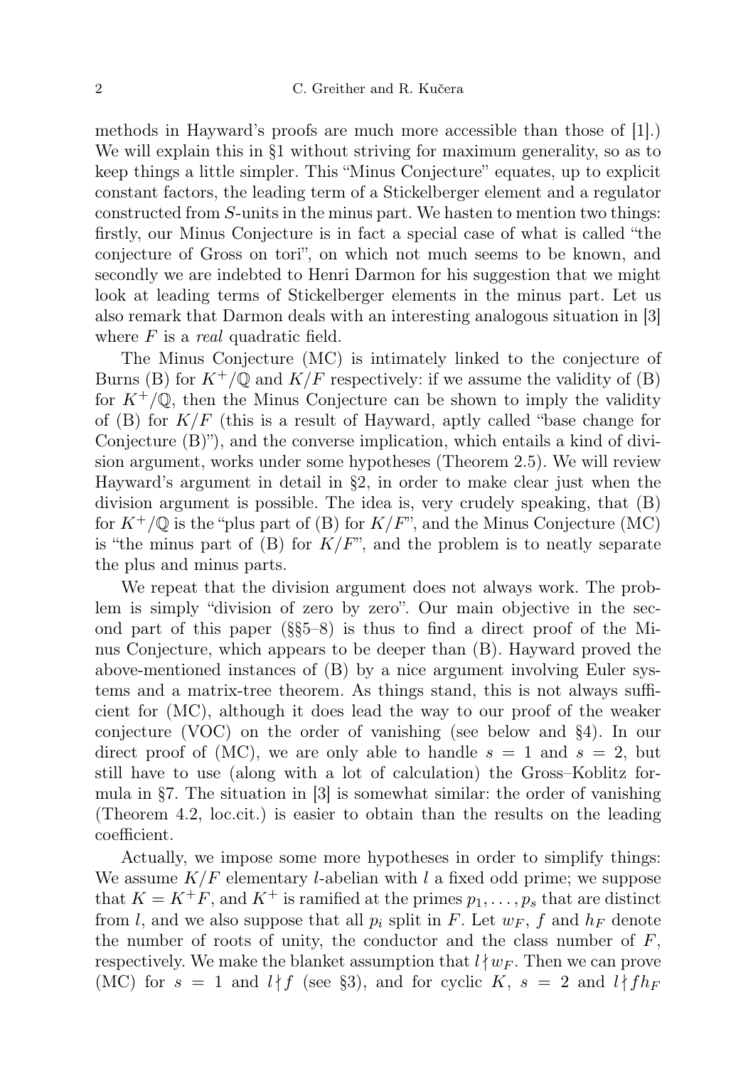methods in Hayward's proofs are much more accessible than those of [1].) We will explain this in §1 without striving for maximum generality, so as to keep things a little simpler. This "Minus Conjecture" equates, up to explicit constant factors, the leading term of a Stickelberger element and a regulator constructed from $S$-units in the minus part. We hasten to mention two things: firstly, our Minus Conjecture is in fact a special case of what is called "the conjecture of Gross on tori", on which not much seems to be known, and secondly we are indebted to Henri Darmon for his suggestion that we might look at leading terms of Stickelberger elements in the minus part. Let us also remark that Darmon deals with an interesting analogous situation in [3] where $F$ is a *real* quadratic field.

The Minus Conjecture (MC) is intimately linked to the conjecture of Burns (B) for $K^+/\mathbb{Q}$ and $K/F$ respectively: if we assume the validity of (B) for $K^+/\mathbb{Q}$, then the Minus Conjecture can be shown to imply the validity of (B) for $K/F$ (this is a result of Hayward, aptly called "base change for Conjecture (B)"), and the converse implication, which entails a kind of division argument, works under some hypotheses (Theorem 2.5). We will review Hayward's argument in detail in §2, in order to make clear just when the division argument is possible. The idea is, very crudely speaking, that (B) for $K^+/\mathbb{Q}$ is the "plus part of (B) for $K/F$", and the Minus Conjecture (MC) is "the minus part of (B) for $K/F$", and the problem is to neatly separate the plus and minus parts.

We repeat that the division argument does not always work. The problem is simply "division of zero by zero". Our main objective in the second part of this paper (§§5–8) is thus to find a direct proof of the Minus Conjecture, which appears to be deeper than (B). Hayward proved the above-mentioned instances of (B) by a nice argument involving Euler systems and a matrix-tree theorem. As things stand, this is not always sufficient for (MC), although it does lead the way to our proof of the weaker conjecture (VOC) on the order of vanishing (see below and §4). In our direct proof of (MC), we are only able to handle $s = 1$ and $s = 2$, but still have to use (along with a lot of calculation) the Gross–Koblitz formula in §7. The situation in [3] is somewhat similar: the order of vanishing (Theorem 4.2, loc.cit.) is easier to obtain than the results on the leading coefficient.

Actually, we impose some more hypotheses in order to simplify things: We assume $K/F$ elementary $l$-abelian with $l$ a fixed odd prime; we suppose that $K = K^+F$, and $K^+$ is ramified at the primes $p_1, \ldots, p_s$ that are distinct from $l$, and we also suppose that all $p_i$ split in $F$. Let $w_F$, $f$ and $h_F$ denote the number of roots of unity, the conductor and the class number of $F$, respectively. We make the blanket assumption that $l \nmid w_F$. Then we can prove (MC) for $s = 1$ and $l \nmid f$ (see §3), and for cyclic $K$, $s = 2$ and $l \nmid f h_F$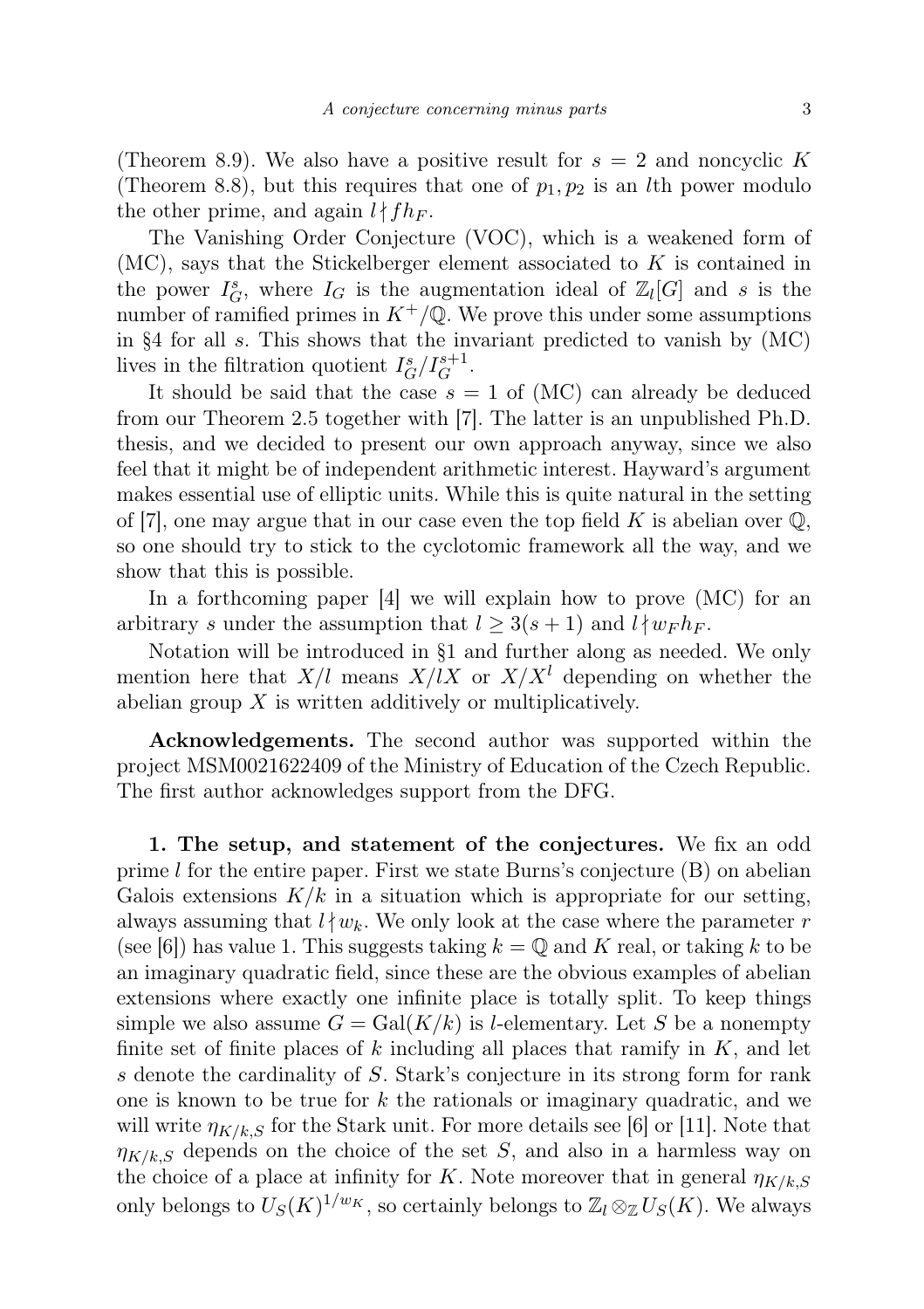(Theorem 8.9). We also have a positive result for $s = 2$ and noncyclic $K$ (Theorem 8.8), but this requires that one of $p_1, p_2$ is an $l$th power modulo the other prime, and again $l \nmid fh_F$.

The Vanishing Order Conjecture (VOC), which is a weakened form of (MC), says that the Stickelberger element associated to $K$ is contained in the power $I_G^s$, where $I_G$ is the augmentation ideal of $\mathbb{Z}_l[G]$ and $s$ is the number of ramified primes in $K^+/\mathbb{Q}$. We prove this under some assumptions in §4 for all $s$. This shows that the invariant predicted to vanish by (MC) lives in the filtration quotient $I_G^s/I_G^{s+1}$.

It should be said that the case $s = 1$ of (MC) can already be deduced from our Theorem 2.5 together with [7]. The latter is an unpublished Ph.D. thesis, and we decided to present our own approach anyway, since we also feel that it might be of independent arithmetic interest. Hayward's argument makes essential use of elliptic units. While this is quite natural in the setting of [7], one may argue that in our case even the top field $K$ is abelian over $\mathbb{Q}$, so one should try to stick to the cyclotomic framework all the way, and we show that this is possible.

In a forthcoming paper [4] we will explain how to prove (MC) for an arbitrary $s$ under the assumption that $l \geq 3(s+1)$ and $l \nmid w_F h_F$.

Notation will be introduced in §1 and further along as needed. We only mention here that $X/l$ means $X/lX$ or $X/X^l$ depending on whether the abelian group $X$ is written additively or multiplicatively.

**Acknowledgements.** The second author was supported within the project MSM0021622409 of the Ministry of Education of the Czech Republic. The first author acknowledges support from the DFG.

**1. The setup, and statement of the conjectures.** We fix an odd prime $l$ for the entire paper. First we state Burns's conjecture (B) on abelian Galois extensions $K/k$ in a situation which is appropriate for our setting, always assuming that $l \nmid w_k$. We only look at the case where the parameter $r$ (see [6]) has value 1. This suggests taking $k = \mathbb{Q}$ and $K$ real, or taking $k$ to be an imaginary quadratic field, since these are the obvious examples of abelian extensions where exactly one infinite place is totally split. To keep things simple we also assume $G = \mathrm{Gal}(K/k)$ is $l$-elementary. Let $S$ be a nonempty finite set of finite places of $k$ including all places that ramify in $K$, and let $s$ denote the cardinality of $S$. Stark's conjecture in its strong form for rank one is known to be true for $k$ the rationals or imaginary quadratic, and we will write $\eta_{K/k,S}$ for the Stark unit. For more details see [6] or [11]. Note that $\eta_{K/k,S}$ depends on the choice of the set $S$, and also in a harmless way on the choice of a place at infinity for $K$. Note moreover that in general $\eta_{K/k,S}$ only belongs to $U_S(K)^{1/w_K}$, so certainly belongs to $\mathbb{Z}_l \otimes_{\mathbb{Z}} U_S(K)$. We always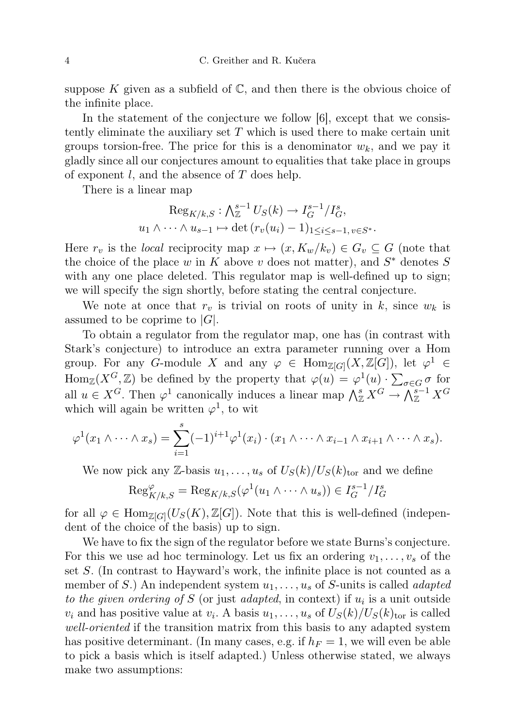suppose $K$ given as a subfield of $\mathbb{C}$, and then there is the obvious choice of the infinite place.

In the statement of the conjecture we follow [6], except that we consistently eliminate the auxiliary set $T$ which is used there to make certain unit groups torsion-free. The price for this is a denominator $w_k$, and we pay it gladly since all our conjectures amount to equalities that take place in groups of exponent $l$, and the absence of $T$ does help.

There is a linear map

$$\mathrm{Reg}_{K/k,S} : \bigwedge\nolimits_{\mathbb{Z}}^{s-1} U_S(k) \to I_G^{s-1}/I_G^s,$$
$$u_1 \wedge \cdots \wedge u_{s-1} \mapsto \det\left(r_v(u_i) - 1\right)_{1 \le i \le s-1,\, v \in S^*}.$$

Here $r_v$ is the *local* reciprocity map $x \mapsto (x, K_w/k_v) \in G_v \subseteq G$ (note that the choice of the place $w$ in $K$ above $v$ does not matter), and $S^*$ denotes $S$ with any one place deleted. This regulator map is well-defined up to sign; we will specify the sign shortly, before stating the central conjecture.

We note at once that $r_v$ is trivial on roots of unity in $k$, since $w_k$ is assumed to be coprime to $|G|$.

To obtain a regulator from the regulator map, one has (in contrast with Stark's conjecture) to introduce an extra parameter running over a Hom group. For any $G$-module $X$ and any $\varphi \in \mathrm{Hom}_{\mathbb{Z}[G]}(X, \mathbb{Z}[G])$, let $\varphi^1 \in \mathrm{Hom}_{\mathbb{Z}}(X^G, \mathbb{Z})$ be defined by the property that $\varphi(u) = \varphi^1(u) \cdot \sum_{\sigma \in G} \sigma$ for all $u \in X^G$. Then $\varphi^1$ canonically induces a linear map $\bigwedge_{\mathbb{Z}}^s X^G \to \bigwedge_{\mathbb{Z}}^{s-1} X^G$ which will again be written $\varphi^1$, to wit

$$\varphi^1(x_1 \wedge \cdots \wedge x_s) = \sum_{i=1}^{s} (-1)^{i+1} \varphi^1(x_i) \cdot (x_1 \wedge \cdots \wedge x_{i-1} \wedge x_{i+1} \wedge \cdots \wedge x_s).$$

We now pick any $\mathbb{Z}$-basis $u_1, \ldots, u_s$ of $U_S(k)/U_S(k)_{\mathrm{tor}}$ and we define

$$\mathrm{Reg}^{\varphi}_{K/k,S} = \mathrm{Reg}_{K/k,S}(\varphi^1(u_1 \wedge \cdots \wedge u_s)) \in I_G^{s-1}/I_G^s$$

for all $\varphi \in \mathrm{Hom}_{\mathbb{Z}[G]}(U_S(K), \mathbb{Z}[G])$. Note that this is well-defined (independent of the choice of the basis) up to sign.

We have to fix the sign of the regulator before we state Burns's conjecture. For this we use ad hoc terminology. Let us fix an ordering $v_1, \ldots, v_s$ of the set $S$. (In contrast to Hayward's work, the infinite place is not counted as a member of $S$.) An independent system $u_1, \ldots, u_s$ of $S$-units is called *adapted to the given ordering of $S$* (or just *adapted*, in context) if $u_i$ is a unit outside $v_i$ and has positive value at $v_i$. A basis $u_1, \ldots, u_s$ of $U_S(k)/U_S(k)_{\mathrm{tor}}$ is called *well-oriented* if the transition matrix from this basis to any adapted system has positive determinant. (In many cases, e.g. if $h_F = 1$, we will even be able to pick a basis which is itself adapted.) Unless otherwise stated, we always make two assumptions: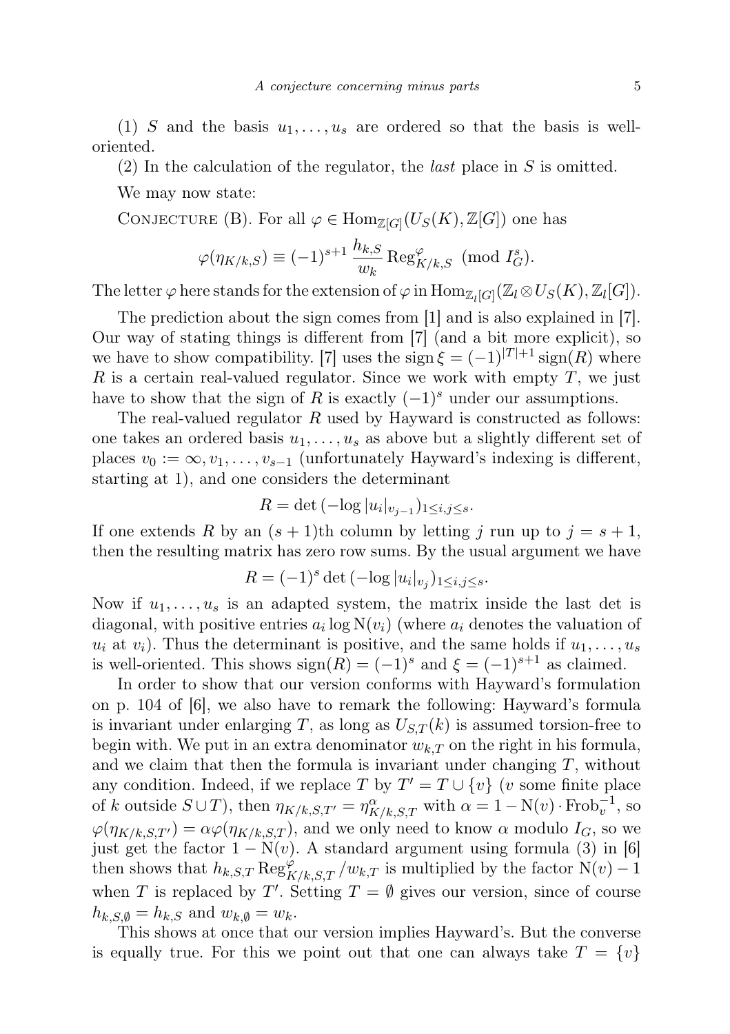(1) $S$ and the basis $u_1, \dots, u_s$ are ordered so that the basis is well-oriented.

(2) In the calculation of the regulator, the *last* place in $S$ is omitted.

We may now state:

CONJECTURE (B). For all $\varphi \in \mathrm{Hom}_{\mathbb{Z}[G]}(U_S(K), \mathbb{Z}[G])$ one has

$$\varphi(\eta_{K/k,S}) \equiv (-1)^{s+1} \frac{h_{k,S}}{w_k} \operatorname{Reg}^{\varphi}_{K/k,S} \pmod{I_G^s}.$$

The letter $\varphi$ here stands for the extension of $\varphi$ in $\mathrm{Hom}_{\mathbb{Z}_l[G]}(\mathbb{Z}_l \otimes U_S(K), \mathbb{Z}_l[G])$.

The prediction about the sign comes from [1] and is also explained in [7]. Our way of stating things is different from [7] (and a bit more explicit), so we have to show compatibility. [7] uses the sign $\xi = (-1)^{|T|+1} \operatorname{sign}(R)$ where $R$ is a certain real-valued regulator. Since we work with empty $T$, we just have to show that the sign of $R$ is exactly $(-1)^s$ under our assumptions.

The real-valued regulator $R$ used by Hayward is constructed as follows: one takes an ordered basis $u_1, \dots, u_s$ as above but a slightly different set of places $v_0 := \infty, v_1, \dots, v_{s-1}$ (unfortunately Hayward's indexing is different, starting at 1), and one considers the determinant

$$R = \det\,(-\log |u_i|_{v_{j-1}})_{1 \le i,j \le s}.$$

If one extends $R$ by an $(s+1)$th column by letting $j$ run up to $j = s+1$, then the resulting matrix has zero row sums. By the usual argument we have

$$R = (-1)^s \det\,(-\log |u_i|_{v_j})_{1 \le i,j \le s}.$$

Now if $u_1, \dots, u_s$ is an adapted system, the matrix inside the last det is diagonal, with positive entries $a_i \log \mathrm{N}(v_i)$ (where $a_i$ denotes the valuation of $u_i$ at $v_i$). Thus the determinant is positive, and the same holds if $u_1, \dots, u_s$ is well-oriented. This shows $\operatorname{sign}(R) = (-1)^s$ and $\xi = (-1)^{s+1}$ as claimed.

In order to show that our version conforms with Hayward's formulation on p. 104 of [6], we also have to remark the following: Hayward's formula is invariant under enlarging $T$, as long as $U_{S,T}(k)$ is assumed torsion-free to begin with. We put in an extra denominator $w_{k,T}$ on the right in his formula, and we claim that then the formula is invariant under changing $T$, without any condition. Indeed, if we replace $T$ by $T' = T \cup \{v\}$ ($v$ some finite place of $k$ outside $S \cup T$), then $\eta_{K/k,S,T'} = \eta^{\alpha}_{K/k,S,T}$ with $\alpha = 1 - \mathrm{N}(v) \cdot \mathrm{Frob}_v^{-1}$, so $\varphi(\eta_{K/k,S,T'}) = \alpha \varphi(\eta_{K/k,S,T})$, and we only need to know $\alpha$ modulo $I_G$, so we just get the factor $1 - \mathrm{N}(v)$. A standard argument using formula (3) in [6] then shows that $h_{k,S,T} \operatorname{Reg}^{\varphi}_{K/k,S,T} / w_{k,T}$ is multiplied by the factor $\mathrm{N}(v) - 1$ when $T$ is replaced by $T'$. Setting $T = \emptyset$ gives our version, since of course $h_{k,S,\emptyset} = h_{k,S}$ and $w_{k,\emptyset} = w_k$.

This shows at once that our version implies Hayward's. But the converse is equally true. For this we point out that one can always take $T = \{v\}$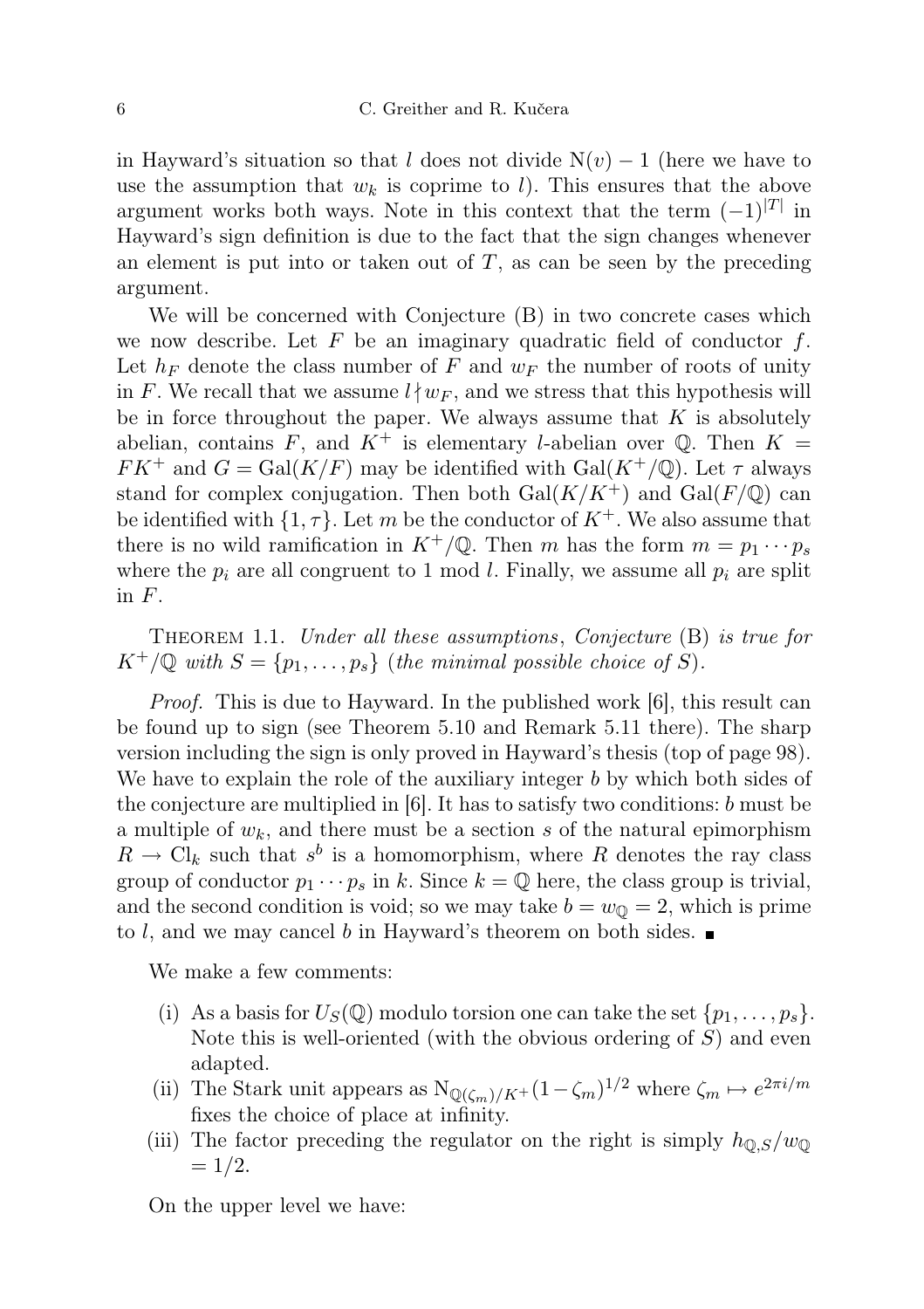in Hayward's situation so that $l$ does not divide $\mathrm{N}(v) - 1$ (here we have to use the assumption that $w_k$ is coprime to $l$). This ensures that the above argument works both ways. Note in this context that the term $(-1)^{|T|}$ in Hayward's sign definition is due to the fact that the sign changes whenever an element is put into or taken out of $T$, as can be seen by the preceding argument.

We will be concerned with Conjecture (B) in two concrete cases which we now describe. Let $F$ be an imaginary quadratic field of conductor $f$. Let $h_F$ denote the class number of $F$ and $w_F$ the number of roots of unity in $F$. We recall that we assume $l \nmid w_F$, and we stress that this hypothesis will be in force throughout the paper. We always assume that $K$ is absolutely abelian, contains $F$, and $K^+$ is elementary $l$-abelian over $\mathbb{Q}$. Then $K = FK^+$ and $G = \mathrm{Gal}(K/F)$ may be identified with $\mathrm{Gal}(K^+/\mathbb{Q})$. Let $\tau$ always stand for complex conjugation. Then both $\mathrm{Gal}(K/K^+)$ and $\mathrm{Gal}(F/\mathbb{Q})$ can be identified with $\{1, \tau\}$. Let $m$ be the conductor of $K^+$. We also assume that there is no wild ramification in $K^+/\mathbb{Q}$. Then $m$ has the form $m = p_1 \cdots p_s$ where the $p_i$ are all congruent to 1 mod $l$. Finally, we assume all $p_i$ are split in $F$.

Theorem 1.1. *Under all these assumptions, Conjecture* (B) *is true for* $K^+/\mathbb{Q}$ *with* $S = \{p_1, \ldots, p_s\}$ (*the minimal possible choice of* $S$).

*Proof.* This is due to Hayward. In the published work [6], this result can be found up to sign (see Theorem 5.10 and Remark 5.11 there). The sharp version including the sign is only proved in Hayward's thesis (top of page 98). We have to explain the role of the auxiliary integer $b$ by which both sides of the conjecture are multiplied in [6]. It has to satisfy two conditions: $b$ must be a multiple of $w_k$, and there must be a section $s$ of the natural epimorphism $R \to \mathrm{Cl}_k$ such that $s^b$ is a homomorphism, where $R$ denotes the ray class group of conductor $p_1 \cdots p_s$ in $k$. Since $k = \mathbb{Q}$ here, the class group is trivial, and the second condition is void; so we may take $b = w_{\mathbb{Q}} = 2$, which is prime to $l$, and we may cancel $b$ in Hayward's theorem on both sides. ∎

We make a few comments:

(i) As a basis for $U_S(\mathbb{Q})$ modulo torsion one can take the set $\{p_1, \ldots, p_s\}$. Note this is well-oriented (with the obvious ordering of $S$) and even adapted.

(ii) The Stark unit appears as $\mathrm{N}_{\mathbb{Q}(\zeta_m)/K^+}(1 - \zeta_m)^{1/2}$ where $\zeta_m \mapsto e^{2\pi i/m}$ fixes the choice of place at infinity.

(iii) The factor preceding the regulator on the right is simply $h_{\mathbb{Q},S}/w_{\mathbb{Q}} = 1/2$.

On the upper level we have: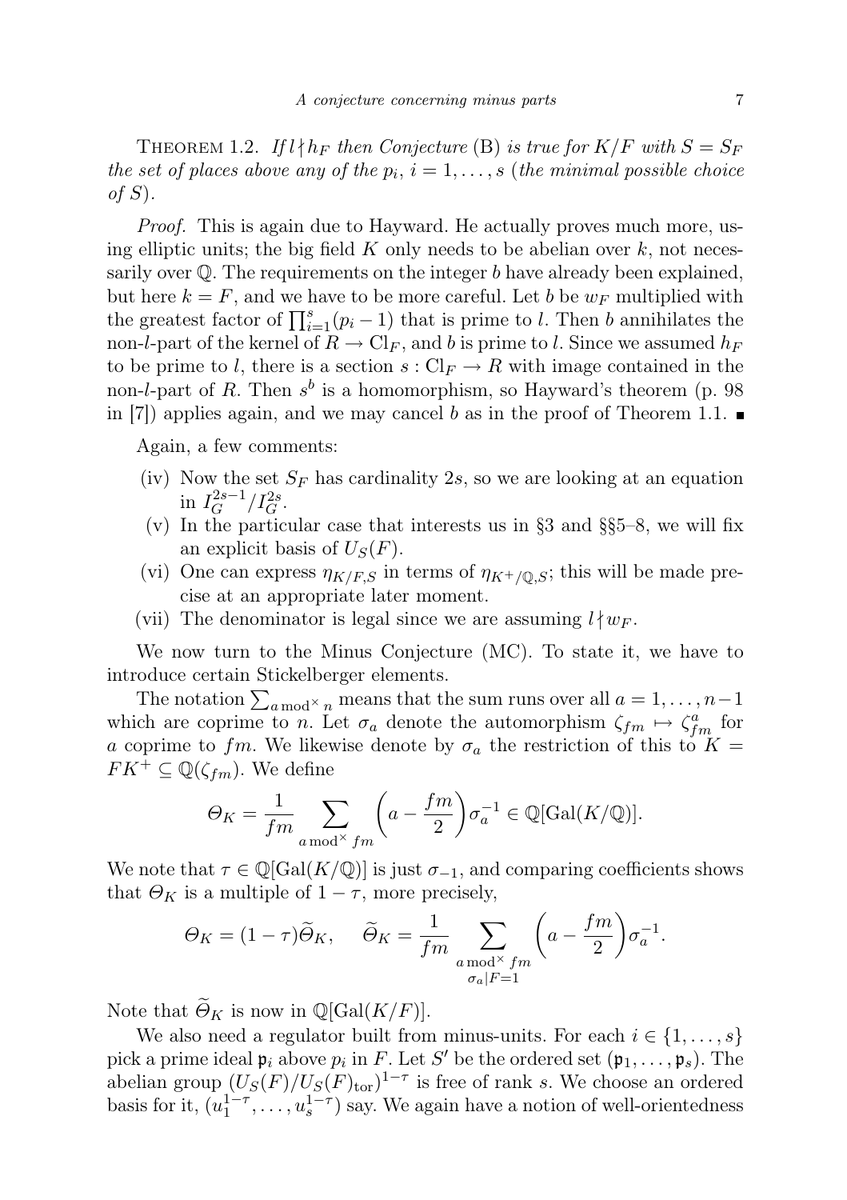Theorem 1.2. *If $l \nmid h_F$ then Conjecture* (B) *is true for $K/F$ with $S = S_F$ the set of places above any of the $p_i$, $i = 1, \ldots, s$* (*the minimal possible choice of $S$*).

*Proof.* This is again due to Hayward. He actually proves much more, using elliptic units; the big field $K$ only needs to be abelian over $k$, not necessarily over $\mathbb{Q}$. The requirements on the integer $b$ have already been explained, but here $k = F$, and we have to be more careful. Let $b$ be $w_F$ multiplied with the greatest factor of $\prod_{i=1}^{s}(p_i - 1)$ that is prime to $l$. Then $b$ annihilates the non-$l$-part of the kernel of $R \to \mathrm{Cl}_F$, and $b$ is prime to $l$. Since we assumed $h_F$ to be prime to $l$, there is a section $s : \mathrm{Cl}_F \to R$ with image contained in the non-$l$-part of $R$. Then $s^b$ is a homomorphism, so Hayward's theorem (p. 98 in [7]) applies again, and we may cancel $b$ as in the proof of Theorem 1.1. ∎

Again, a few comments:

- (iv) Now the set $S_F$ has cardinality $2s$, so we are looking at an equation in $I_G^{2s-1}/I_G^{2s}$.
- (v) In the particular case that interests us in §3 and §§5–8, we will fix an explicit basis of $U_S(F)$.
- (vi) One can express $\eta_{K/F,S}$ in terms of $\eta_{K^+/\mathbb{Q},S}$; this will be made precise at an appropriate later moment.
- (vii) The denominator is legal since we are assuming $l \nmid w_F$.

We now turn to the Minus Conjecture (MC). To state it, we have to introduce certain Stickelberger elements.

The notation $\sum_{a \bmod^\times n}$ means that the sum runs over all $a = 1, \ldots, n-1$ which are coprime to $n$. Let $\sigma_a$ denote the automorphism $\zeta_{fm} \mapsto \zeta_{fm}^a$ for $a$ coprime to $fm$. We likewise denote by $\sigma_a$ the restriction of this to $K = FK^+ \subseteq \mathbb{Q}(\zeta_{fm})$. We define

$$\Theta_K = \frac{1}{fm} \sum_{a \bmod^\times fm} \left(a - \frac{fm}{2}\right)\sigma_a^{-1} \in \mathbb{Q}[\mathrm{Gal}(K/\mathbb{Q})].$$

We note that $\tau \in \mathbb{Q}[\mathrm{Gal}(K/\mathbb{Q})]$ is just $\sigma_{-1}$, and comparing coefficients shows that $\Theta_K$ is a multiple of $1 - \tau$, more precisely,

$$\Theta_K = (1-\tau)\widetilde{\Theta}_K, \qquad \widetilde{\Theta}_K = \frac{1}{fm} \sum_{\substack{a \bmod^\times fm \\ \sigma_a|F = 1}} \left(a - \frac{fm}{2}\right)\sigma_a^{-1}.$$

Note that $\widetilde{\Theta}_K$ is now in $\mathbb{Q}[\mathrm{Gal}(K/F)]$.

We also need a regulator built from minus-units. For each $i \in \{1, \ldots, s\}$ pick a prime ideal $\mathfrak{p}_i$ above $p_i$ in $F$. Let $S'$ be the ordered set $(\mathfrak{p}_1, \ldots, \mathfrak{p}_s)$. The abelian group $(U_S(F)/U_S(F)_{\mathrm{tor}})^{1-\tau}$ is free of rank $s$. We choose an ordered basis for it, $(u_1^{1-\tau}, \ldots, u_s^{1-\tau})$ say. We again have a notion of well-orientedness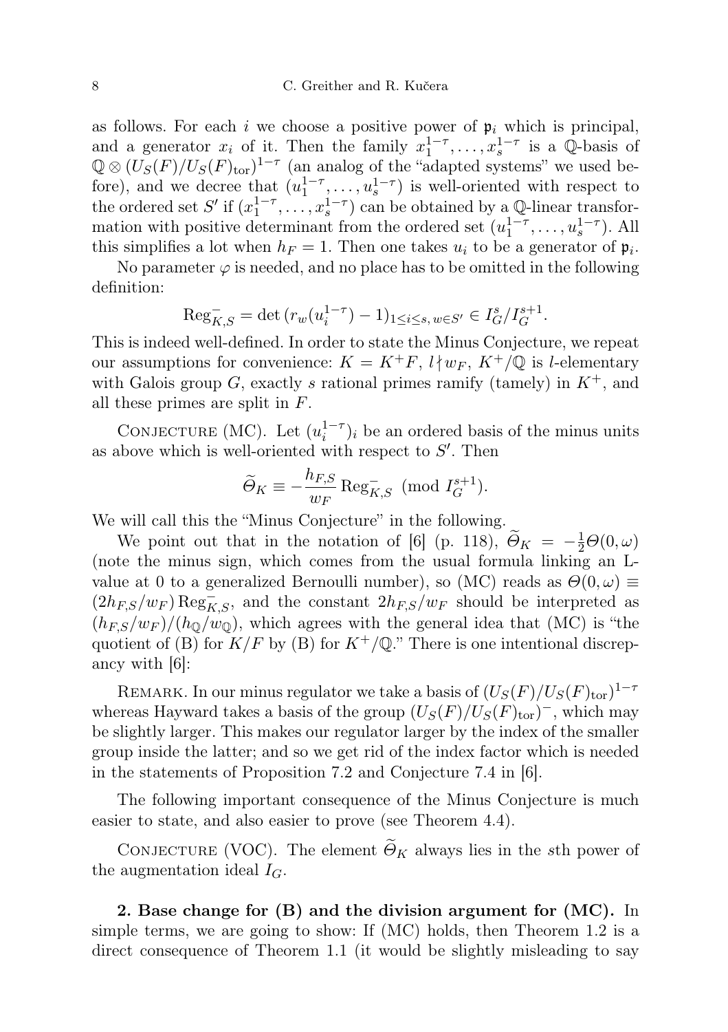as follows. For each $i$ we choose a positive power of $\mathfrak{p}_i$ which is principal, and a generator $x_i$ of it. Then the family $x_1^{1-\tau}, \ldots, x_s^{1-\tau}$ is a $\mathbb{Q}$-basis of $\mathbb{Q} \otimes (U_S(F)/U_S(F)_{\mathrm{tor}})^{1-\tau}$ (an analog of the "adapted systems" we used before), and we decree that $(u_1^{1-\tau}, \ldots, u_s^{1-\tau})$ is well-oriented with respect to the ordered set $S'$ if $(x_1^{1-\tau}, \ldots, x_s^{1-\tau})$ can be obtained by a $\mathbb{Q}$-linear transformation with positive determinant from the ordered set $(u_1^{1-\tau}, \ldots, u_s^{1-\tau})$. All this simplifies a lot when $h_F = 1$. Then one takes $u_i$ to be a generator of $\mathfrak{p}_i$.

No parameter $\varphi$ is needed, and no place has to be omitted in the following definition:

$$\mathrm{Reg}_{K,S}^- = \det\left(r_w(u_i^{1-\tau}) - 1\right)_{1 \le i \le s,\, w \in S'} \in I_G^s / I_G^{s+1}.$$

This is indeed well-defined. In order to state the Minus Conjecture, we repeat our assumptions for convenience: $K = K^+F$, $l \nmid w_F$, $K^+/\mathbb{Q}$ is $l$-elementary with Galois group $G$, exactly $s$ rational primes ramify (tamely) in $K^+$, and all these primes are split in $F$.

Conjecture (MC). Let $(u_i^{1-\tau})_i$ be an ordered basis of the minus units as above which is well-oriented with respect to $S'$. Then

$$\widetilde{\Theta}_K \equiv -\frac{h_{F,S}}{w_F} \mathrm{Reg}_{K,S}^- \pmod{I_G^{s+1}}.$$

We will call this the "Minus Conjecture" in the following.

We point out that in the notation of [6] (p. 118), $\widetilde{\Theta}_K = -\frac{1}{2}\Theta(0,\omega)$ (note the minus sign, which comes from the usual formula linking an L-value at 0 to a generalized Bernoulli number), so (MC) reads as $\Theta(0,\omega) \equiv (2h_{F,S}/w_F)\mathrm{Reg}_{K,S}^-$, and the constant $2h_{F,S}/w_F$ should be interpreted as $(h_{F,S}/w_F)/(h_{\mathbb{Q}}/w_{\mathbb{Q}})$, which agrees with the general idea that (MC) is "the quotient of (B) for $K/F$ by (B) for $K^+/\mathbb{Q}$." There is one intentional discrepancy with [6]:

Remark. In our minus regulator we take a basis of $(U_S(F)/U_S(F)_{\mathrm{tor}})^{1-\tau}$ whereas Hayward takes a basis of the group $(U_S(F)/U_S(F)_{\mathrm{tor}})^-$, which may be slightly larger. This makes our regulator larger by the index of the smaller group inside the latter; and so we get rid of the index factor which is needed in the statements of Proposition 7.2 and Conjecture 7.4 in [6].

The following important consequence of the Minus Conjecture is much easier to state, and also easier to prove (see Theorem 4.4).

Conjecture (VOC). The element $\widetilde{\Theta}_K$ always lies in the $s$th power of the augmentation ideal $I_G$.

**2. Base change for (B) and the division argument for (MC).** In simple terms, we are going to show: If (MC) holds, then Theorem 1.2 is a direct consequence of Theorem 1.1 (it would be slightly misleading to say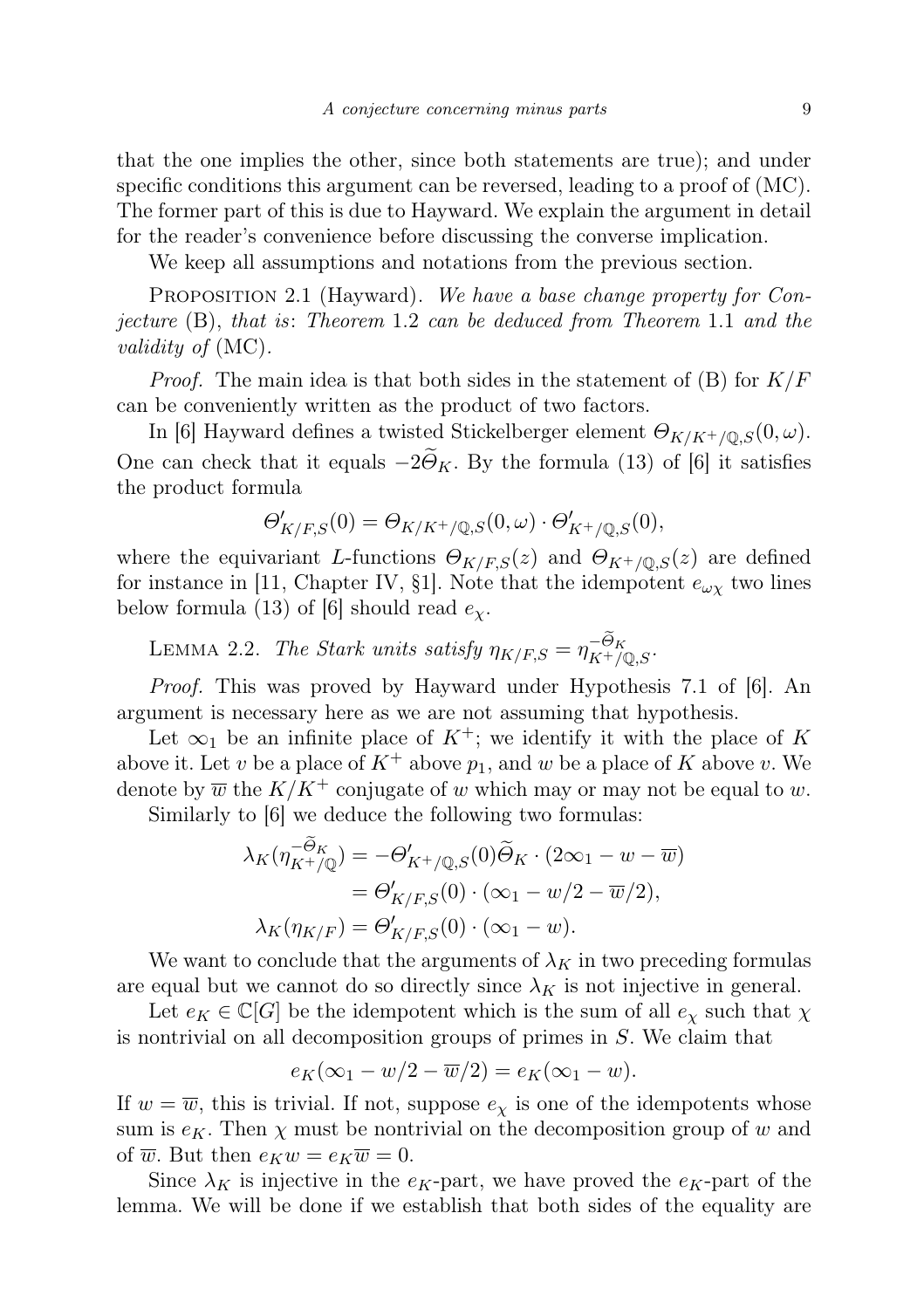that the one implies the other, since both statements are true); and under specific conditions this argument can be reversed, leading to a proof of (MC). The former part of this is due to Hayward. We explain the argument in detail for the reader's convenience before discussing the converse implication.

We keep all assumptions and notations from the previous section.

Proposition 2.1 (Hayward). *We have a base change property for Conjecture* (B), *that is*: *Theorem* 1.2 *can be deduced from Theorem* 1.1 *and the validity of* (MC).

*Proof.* The main idea is that both sides in the statement of (B) for $K/F$ can be conveniently written as the product of two factors.

In [6] Hayward defines a twisted Stickelberger element $\Theta_{K/K^+/\mathbb{Q},S}(0,\omega)$. One can check that it equals $-2\widetilde{\Theta}_K$. By the formula (13) of [6] it satisfies the product formula

$$\Theta'_{K/F,S}(0) = \Theta_{K/K^+/\mathbb{Q},S}(0,\omega) \cdot \Theta'_{K^+/\mathbb{Q},S}(0),$$

where the equivariant $L$-functions $\Theta_{K/F,S}(z)$ and $\Theta_{K^+/\mathbb{Q},S}(z)$ are defined for instance in [11, Chapter IV, §1]. Note that the idempotent $e_{\omega\chi}$ two lines below formula (13) of [6] should read $e_\chi$.

Lemma 2.2. *The Stark units satisfy* $\eta_{K/F,S} = \eta_{K^+/\mathbb{Q},S}^{-\widetilde{\Theta}_K}$.

*Proof.* This was proved by Hayward under Hypothesis 7.1 of [6]. An argument is necessary here as we are not assuming that hypothesis.

Let $\infty_1$ be an infinite place of $K^+$; we identify it with the place of $K$ above it. Let $v$ be a place of $K^+$ above $p_1$, and $w$ be a place of $K$ above $v$. We denote by $\overline{w}$ the $K/K^+$ conjugate of $w$ which may or may not be equal to $w$.

Similarly to [6] we deduce the following two formulas:

$$\begin{aligned}
\lambda_K(\eta_{K^+/\mathbb{Q}}^{-\widetilde{\Theta}_K}) &= -\Theta'_{K^+/\mathbb{Q},S}(0)\widetilde{\Theta}_K \cdot (2\infty_1 - w - \overline{w}) \\
&= \Theta'_{K/F,S}(0) \cdot (\infty_1 - w/2 - \overline{w}/2), \\
\lambda_K(\eta_{K/F}) &= \Theta'_{K/F,S}(0) \cdot (\infty_1 - w).
\end{aligned}$$

We want to conclude that the arguments of $\lambda_K$ in two preceding formulas are equal but we cannot do so directly since $\lambda_K$ is not injective in general.

Let $e_K \in \mathbb{C}[G]$ be the idempotent which is the sum of all $e_\chi$ such that $\chi$ is nontrivial on all decomposition groups of primes in $S$. We claim that

$$e_K(\infty_1 - w/2 - \overline{w}/2) = e_K(\infty_1 - w).$$

If $w = \overline{w}$, this is trivial. If not, suppose $e_\chi$ is one of the idempotents whose sum is $e_K$. Then $\chi$ must be nontrivial on the decomposition group of $w$ and of $\overline{w}$. But then $e_K w = e_K \overline{w} = 0$.

Since $\lambda_K$ is injective in the $e_K$-part, we have proved the $e_K$-part of the lemma. We will be done if we establish that both sides of the equality are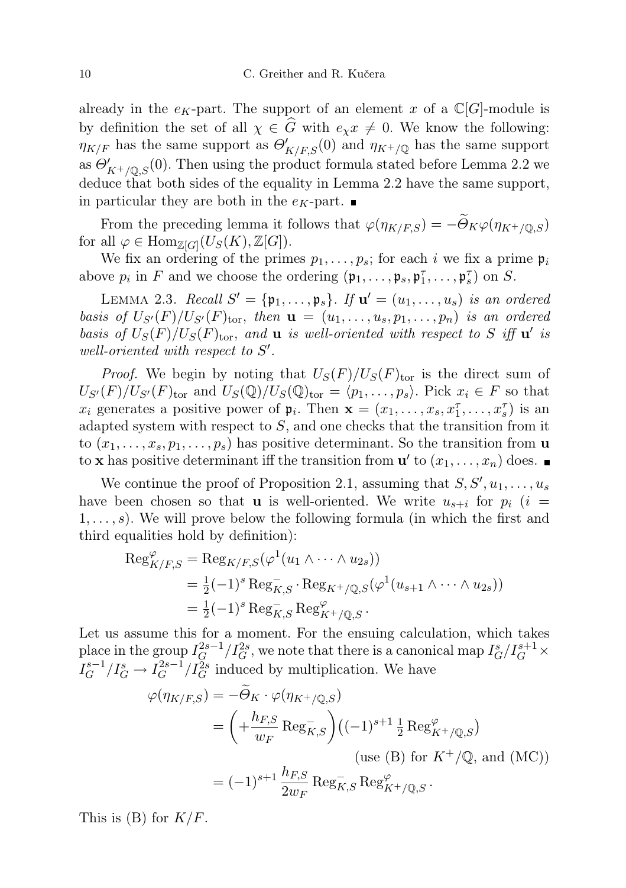already in the $e_K$-part. The support of an element $x$ of a $\mathbb{C}[G]$-module is by definition the set of all $\chi \in \widehat{G}$ with $e_\chi x \neq 0$. We know the following: $\eta_{K/F}$ has the same support as $\Theta'_{K/F,S}(0)$ and $\eta_{K^+/\mathbb{Q}}$ has the same support as $\Theta'_{K^+/\mathbb{Q},S}(0)$. Then using the product formula stated before Lemma 2.2 we deduce that both sides of the equality in Lemma 2.2 have the same support, in particular they are both in the $e_K$-part. ■

From the preceding lemma it follows that $\varphi(\eta_{K/F,S}) = -\widetilde{\Theta}_K \varphi(\eta_{K^+/\mathbb{Q},S})$ for all $\varphi \in \mathrm{Hom}_{\mathbb{Z}[G]}(U_S(K), \mathbb{Z}[G])$.

We fix an ordering of the primes $p_1, \ldots, p_s$; for each $i$ we fix a prime $\mathfrak{p}_i$ above $p_i$ in $F$ and we choose the ordering $(\mathfrak{p}_1, \ldots, \mathfrak{p}_s, \mathfrak{p}_1^\tau, \ldots, \mathfrak{p}_s^\tau)$ on $S$.

Lemma 2.3. *Recall $S' = \{\mathfrak{p}_1, \ldots, \mathfrak{p}_s\}$. If $\mathbf{u}' = (u_1, \ldots, u_s)$ is an ordered basis of $U_{S'}(F)/U_{S'}(F)_{\mathrm{tor}}$, then $\mathbf{u} = (u_1, \ldots, u_s, p_1, \ldots, p_n)$ is an ordered basis of $U_S(F)/U_S(F)_{\mathrm{tor}}$, and $\mathbf{u}$ is well-oriented with respect to $S$ iff $\mathbf{u}'$ is well-oriented with respect to $S'$.*

*Proof.* We begin by noting that $U_S(F)/U_S(F)_{\mathrm{tor}}$ is the direct sum of $U_{S'}(F)/U_{S'}(F)_{\mathrm{tor}}$ and $U_S(\mathbb{Q})/U_S(\mathbb{Q})_{\mathrm{tor}} = \langle p_1, \ldots, p_s\rangle$. Pick $x_i \in F$ so that $x_i$ generates a positive power of $\mathfrak{p}_i$. Then $\mathbf{x} = (x_1, \ldots, x_s, x_1^\tau, \ldots, x_s^\tau)$ is an adapted system with respect to $S$, and one checks that the transition from it to $(x_1, \ldots, x_s, p_1, \ldots, p_s)$ has positive determinant. So the transition from $\mathbf{u}$ to $\mathbf{x}$ has positive determinant iff the transition from $\mathbf{u}'$ to $(x_1, \ldots, x_n)$ does. ■

We continue the proof of Proposition 2.1, assuming that $S, S', u_1, \ldots, u_s$ have been chosen so that $\mathbf{u}$ is well-oriented. We write $u_{s+i}$ for $p_i$ ($i = 1, \ldots, s$). We will prove below the following formula (in which the first and third equalities hold by definition):

$$
\begin{aligned}
\mathrm{Reg}^\varphi_{K/F,S} &= \mathrm{Reg}_{K/F,S}(\varphi^1(u_1 \wedge \cdots \wedge u_{2s})) \\
&= \tfrac{1}{2}(-1)^s \,\mathrm{Reg}^-_{K,S} \cdot \mathrm{Reg}_{K^+/\mathbb{Q},S}(\varphi^1(u_{s+1} \wedge \cdots \wedge u_{2s})) \\
&= \tfrac{1}{2}(-1)^s \,\mathrm{Reg}^-_{K,S}\, \mathrm{Reg}^\varphi_{K^+/\mathbb{Q},S}\,.
\end{aligned}
$$

Let us assume this for a moment. For the ensuing calculation, which takes place in the group $I_G^{2s-1}/I_G^{2s}$, we note that there is a canonical map $I_G^s/I_G^{s+1} \times I_G^{s-1}/I_G^s \to I_G^{2s-1}/I_G^{2s}$ induced by multiplication. We have

$$
\begin{aligned}
\varphi(\eta_{K/F,S}) &= -\widetilde{\Theta}_K \cdot \varphi(\eta_{K^+/\mathbb{Q},S}) \\
&= \left(+\frac{h_{F,S}}{w_F}\,\mathrm{Reg}^-_{K,S}\right)\left((-1)^{s+1}\,\tfrac{1}{2}\,\mathrm{Reg}^\varphi_{K^+/\mathbb{Q},S}\right) \\
&\qquad\qquad\qquad\qquad \text{(use (B) for } K^+/\mathbb{Q}\text{, and (MC))} \\
&= (-1)^{s+1}\,\frac{h_{F,S}}{2w_F}\,\mathrm{Reg}^-_{K,S}\,\mathrm{Reg}^\varphi_{K^+/\mathbb{Q},S}\,.
\end{aligned}
$$

This is (B) for $K/F$.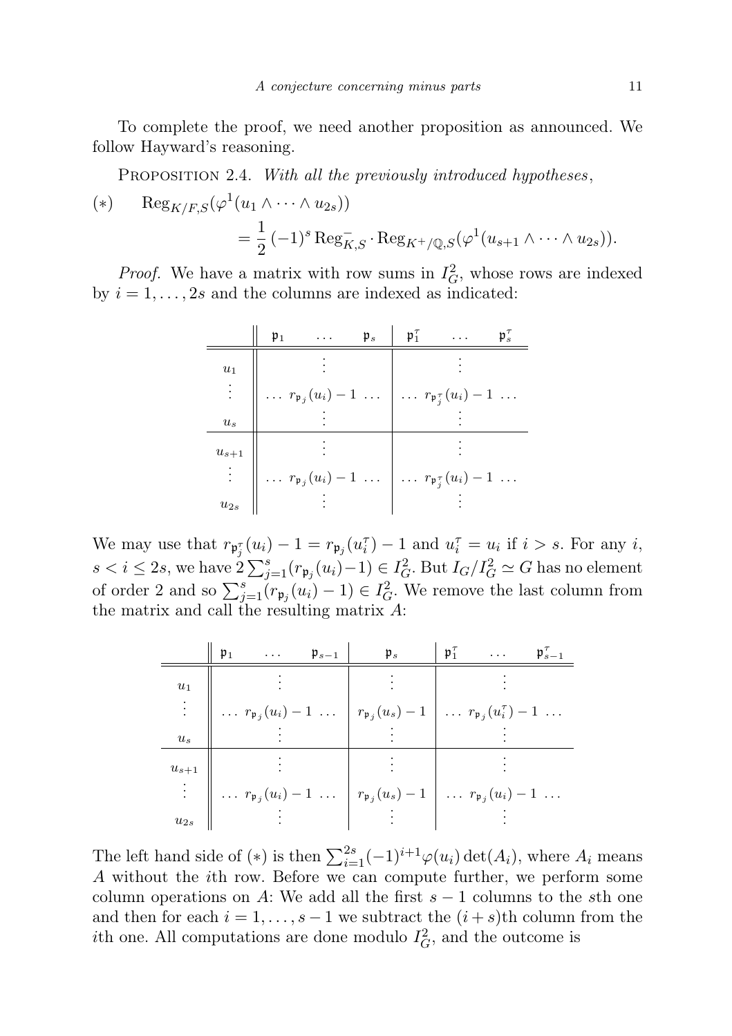To complete the proof, we need another proposition as announced. We follow Hayward's reasoning.

PROPOSITION 2.4. *With all the previously introduced hypotheses*,

$$(*) \qquad \mathrm{Reg}_{K/F,S}(\varphi^1(u_1 \wedge \dots \wedge u_{2s})) = \frac{1}{2}\,(-1)^s \,\mathrm{Reg}^-_{K,S} \cdot \mathrm{Reg}_{K^+/\mathbb{Q},S}(\varphi^1(u_{s+1} \wedge \dots \wedge u_{2s})).$$

*Proof.* We have a matrix with row sums in $I_G^2$, whose rows are indexed by $i = 1, \dots, 2s$ and the columns are indexed as indicated:

| | $\mathfrak{p}_1 \quad \dots \quad \mathfrak{p}_s$ | $\mathfrak{p}_1^\tau \quad \dots \quad \mathfrak{p}_s^\tau$ |
|---|---|---|
| $u_1, \dots, u_s$ | $\dots\ r_{\mathfrak{p}_j}(u_i) - 1\ \dots$ | $\dots\ r_{\mathfrak{p}_j^\tau}(u_i) - 1\ \dots$ |
| $u_{s+1}, \dots, u_{2s}$ | $\dots\ r_{\mathfrak{p}_j}(u_i) - 1\ \dots$ | $\dots\ r_{\mathfrak{p}_j^\tau}(u_i) - 1\ \dots$ |

We may use that $r_{\mathfrak{p}_j^\tau}(u_i) - 1 = r_{\mathfrak{p}_j}(u_i^\tau) - 1$ and $u_i^\tau = u_i$ if $i > s$. For any $i$, $s < i \le 2s$, we have $2\sum_{j=1}^s (r_{\mathfrak{p}_j}(u_i) - 1) \in I_G^2$. But $I_G/I_G^2 \simeq G$ has no element of order 2 and so $\sum_{j=1}^s (r_{\mathfrak{p}_j}(u_i) - 1) \in I_G^2$. We remove the last column from the matrix and call the resulting matrix $A$:

| | $\mathfrak{p}_1 \quad \dots \quad \mathfrak{p}_{s-1}$ | $\mathfrak{p}_s$ | $\mathfrak{p}_1^\tau \quad \dots \quad \mathfrak{p}_{s-1}^\tau$ |
|---|---|---|---|
| $u_1, \dots, u_s$ | $\dots\ r_{\mathfrak{p}_j}(u_i) - 1\ \dots$ | $r_{\mathfrak{p}_j}(u_s) - 1$ | $\dots\ r_{\mathfrak{p}_j}(u_i^\tau) - 1\ \dots$ |
| $u_{s+1}, \dots, u_{2s}$ | $\dots\ r_{\mathfrak{p}_j}(u_i) - 1\ \dots$ | $r_{\mathfrak{p}_j}(u_s) - 1$ | $\dots\ r_{\mathfrak{p}_j}(u_i) - 1\ \dots$ |

The left hand side of $(*)$ is then $\sum_{i=1}^{2s} (-1)^{i+1} \varphi(u_i) \det(A_i)$, where $A_i$ means $A$ without the $i$th row. Before we can compute further, we perform some column operations on $A$: We add all the first $s-1$ columns to the $s$th one and then for each $i = 1, \dots, s-1$ we subtract the $(i+s)$th column from the $i$th one. All computations are done modulo $I_G^2$, and the outcome is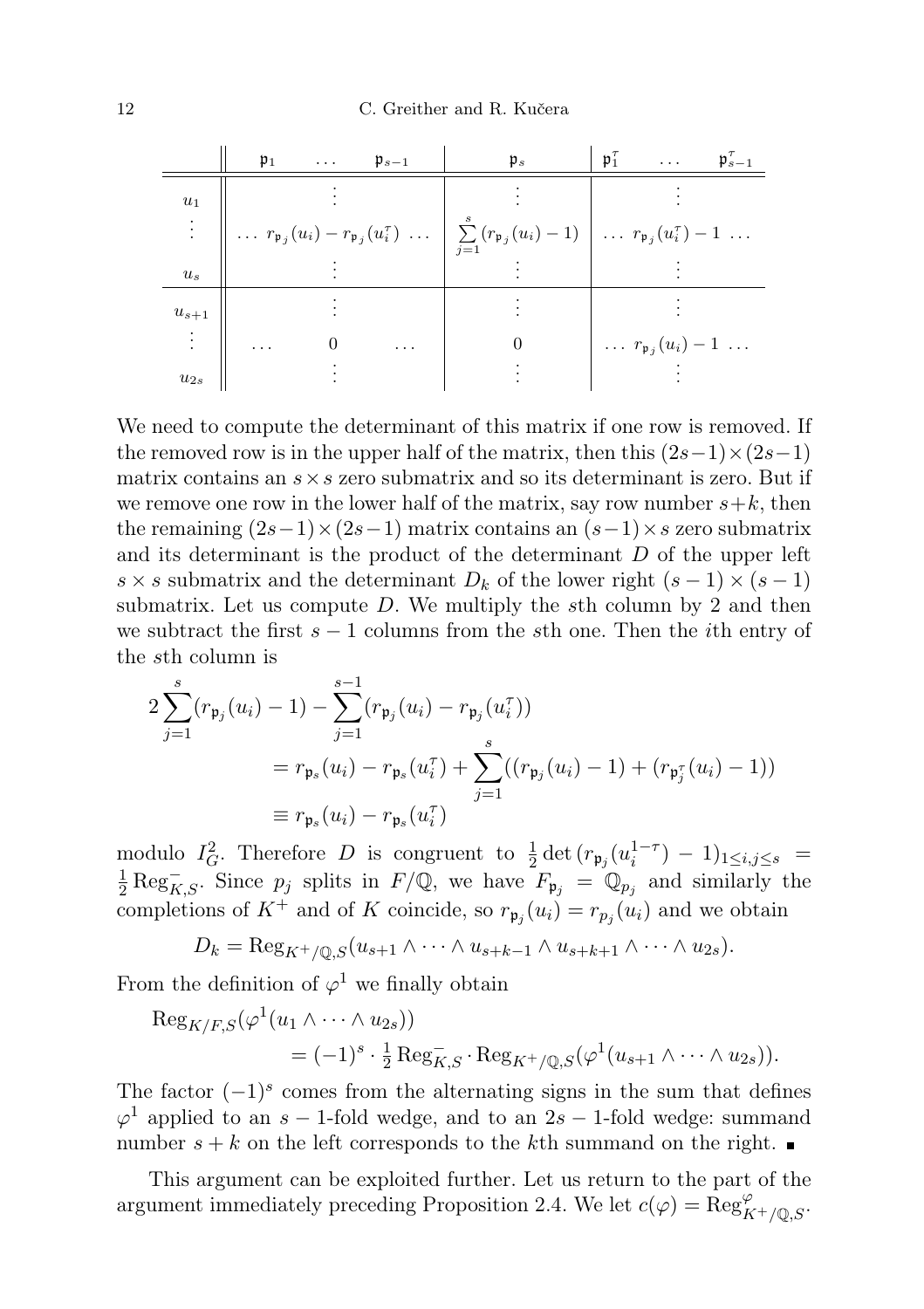| | $\mathfrak{p}_1 \quad \dots \quad \mathfrak{p}_{s-1}$ | $\mathfrak{p}_s$ | $\mathfrak{p}_1^\tau \quad \dots \quad \mathfrak{p}_{s-1}^\tau$ |
|---|---|---|---|
| $u_1$ <br> $\vdots$ <br> $u_s$ | $\vdots$ <br> $\dots\ r_{\mathfrak{p}_j}(u_i) - r_{\mathfrak{p}_j}(u_i^\tau)\ \dots$ <br> $\vdots$ | $\vdots$ <br> $\sum_{j=1}^{s}(r_{\mathfrak{p}_j}(u_i) - 1)$ <br> $\vdots$ | $\vdots$ <br> $\dots\ r_{\mathfrak{p}_j}(u_i^\tau) - 1\ \dots$ <br> $\vdots$ |
| $u_{s+1}$ <br> $\vdots$ <br> $u_{2s}$ | $\vdots$ <br> $\dots \quad 0 \quad \dots$ <br> $\vdots$ | $\vdots$ <br> $0$ <br> $\vdots$ | $\vdots$ <br> $\dots\ r_{\mathfrak{p}_j}(u_i) - 1\ \dots$ <br> $\vdots$ |

We need to compute the determinant of this matrix if one row is removed. If the removed row is in the upper half of the matrix, then this $(2s-1)\times(2s-1)$ matrix contains an $s \times s$ zero submatrix and so its determinant is zero. But if we remove one row in the lower half of the matrix, say row number $s+k$, then the remaining $(2s-1)\times(2s-1)$ matrix contains an $(s-1)\times s$ zero submatrix and its determinant is the product of the determinant $D$ of the upper left $s \times s$ submatrix and the determinant $D_k$ of the lower right $(s-1)\times(s-1)$ submatrix. Let us compute $D$. We multiply the $s$th column by 2 and then we subtract the first $s-1$ columns from the $s$th one. Then the $i$th entry of the $s$th column is

$$
\begin{aligned}
2\sum_{j=1}^{s}(r_{\mathfrak{p}_j}(u_i) - 1) &- \sum_{j=1}^{s-1}(r_{\mathfrak{p}_j}(u_i) - r_{\mathfrak{p}_j}(u_i^\tau)) \\
&= r_{\mathfrak{p}_s}(u_i) - r_{\mathfrak{p}_s}(u_i^\tau) + \sum_{j=1}^{s}((r_{\mathfrak{p}_j}(u_i) - 1) + (r_{\mathfrak{p}_j^\tau}(u_i) - 1)) \\
&\equiv r_{\mathfrak{p}_s}(u_i) - r_{\mathfrak{p}_s}(u_i^\tau)
\end{aligned}
$$

modulo $I_G^2$. Therefore $D$ is congruent to $\frac{1}{2}\det(r_{\mathfrak{p}_j}(u_i^{1-\tau}) - 1)_{1\le i,j\le s} = \frac{1}{2}\operatorname{Reg}^-_{K,S}$. Since $p_j$ splits in $F/\mathbb{Q}$, we have $F_{\mathfrak{p}_j} = \mathbb{Q}_{p_j}$ and similarly the completions of $K^+$ and of $K$ coincide, so $r_{\mathfrak{p}_j}(u_i) = r_{p_j}(u_i)$ and we obtain

$$
D_k = \operatorname{Reg}_{K^+/\mathbb{Q},S}(u_{s+1}\wedge\cdots\wedge u_{s+k-1}\wedge u_{s+k+1}\wedge\cdots\wedge u_{2s}).
$$

From the definition of $\varphi^1$ we finally obtain

$$
\begin{aligned}
\operatorname{Reg}_{K/F,S}&(\varphi^1(u_1\wedge\cdots\wedge u_{2s})) \\
&= (-1)^s\cdot \tfrac{1}{2}\operatorname{Reg}^-_{K,S}\cdot \operatorname{Reg}_{K^+/\mathbb{Q},S}(\varphi^1(u_{s+1}\wedge\cdots\wedge u_{2s})).
\end{aligned}
$$

The factor $(-1)^s$ comes from the alternating signs in the sum that defines $\varphi^1$ applied to an $s-1$-fold wedge, and to an $2s-1$-fold wedge: summand number $s+k$ on the left corresponds to the $k$th summand on the right. ∎

This argument can be exploited further. Let us return to the part of the argument immediately preceding Proposition 2.4. We let $c(\varphi) = \operatorname{Reg}^\varphi_{K^+/\mathbb{Q},S}$.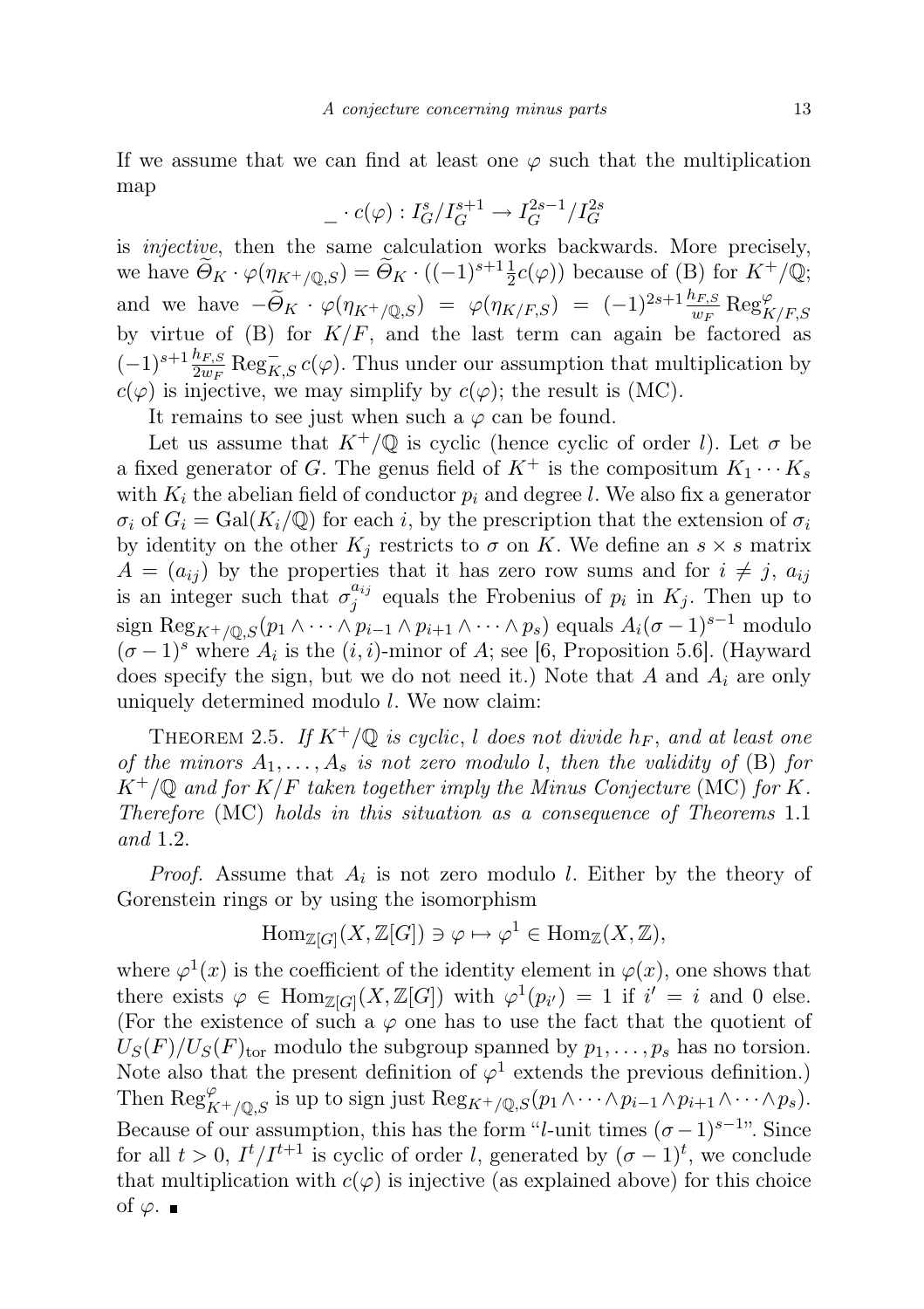If we assume that we can find at least one $\varphi$ such that the multiplication map

$$\_ \cdot c(\varphi) : I_G^s/I_G^{s+1} \to I_G^{2s-1}/I_G^{2s}$$

is *injective*, then the same calculation works backwards. More precisely, we have $\widetilde{\Theta}_K \cdot \varphi(\eta_{K^+/\mathbb{Q},S}) = \widetilde{\Theta}_K \cdot ((-1)^{s+1}\frac{1}{2}c(\varphi))$ because of (B) for $K^+/\mathbb{Q}$; and we have $-\widetilde{\Theta}_K \cdot \varphi(\eta_{K^+/\mathbb{Q},S}) = \varphi(\eta_{K/F,S}) = (-1)^{2s+1}\frac{h_{F,S}}{w_F}\operatorname{Reg}^{\varphi}_{K/F,S}$ by virtue of (B) for $K/F$, and the last term can again be factored as $(-1)^{s+1}\frac{h_{F,S}}{2w_F}\operatorname{Reg}^{-}_{K,S} c(\varphi)$. Thus under our assumption that multiplication by $c(\varphi)$ is injective, we may simplify by $c(\varphi)$; the result is (MC).

It remains to see just when such a $\varphi$ can be found.

Let us assume that $K^+/\mathbb{Q}$ is cyclic (hence cyclic of order $l$). Let $\sigma$ be a fixed generator of $G$. The genus field of $K^+$ is the compositum $K_1 \cdots K_s$ with $K_i$ the abelian field of conductor $p_i$ and degree $l$. We also fix a generator $\sigma_i$ of $G_i = \operatorname{Gal}(K_i/\mathbb{Q})$ for each $i$, by the prescription that the extension of $\sigma_i$ by identity on the other $K_j$ restricts to $\sigma$ on $K$. We define an $s \times s$ matrix $A = (a_{ij})$ by the properties that it has zero row sums and for $i \neq j$, $a_{ij}$ is an integer such that $\sigma_j^{a_{ij}}$ equals the Frobenius of $p_i$ in $K_j$. Then up to sign $\operatorname{Reg}_{K^+/\mathbb{Q},S}(p_1 \wedge \cdots \wedge p_{i-1} \wedge p_{i+1} \wedge \cdots \wedge p_s)$ equals $A_i(\sigma-1)^{s-1}$ modulo $(\sigma-1)^s$ where $A_i$ is the $(i,i)$-minor of $A$; see [6, Proposition 5.6]. (Hayward does specify the sign, but we do not need it.) Note that $A$ and $A_i$ are only uniquely determined modulo $l$. We now claim:

THEOREM 2.5. *If $K^+/\mathbb{Q}$ is cyclic, $l$ does not divide $h_F$, and at least one of the minors $A_1, \ldots, A_s$ is not zero modulo $l$, then the validity of* (B) *for $K^+/\mathbb{Q}$ and for $K/F$ taken together imply the Minus Conjecture* (MC) *for $K$. Therefore* (MC) *holds in this situation as a consequence of Theorems* 1.1 *and* 1.2.

*Proof.* Assume that $A_i$ is not zero modulo $l$. Either by the theory of Gorenstein rings or by using the isomorphism

$$\operatorname{Hom}_{\mathbb{Z}[G]}(X, \mathbb{Z}[G]) \ni \varphi \mapsto \varphi^1 \in \operatorname{Hom}_{\mathbb{Z}}(X, \mathbb{Z}),$$

where $\varphi^1(x)$ is the coefficient of the identity element in $\varphi(x)$, one shows that there exists $\varphi \in \operatorname{Hom}_{\mathbb{Z}[G]}(X, \mathbb{Z}[G])$ with $\varphi^1(p_{i'}) = 1$ if $i' = i$ and $0$ else. (For the existence of such a $\varphi$ one has to use the fact that the quotient of $U_S(F)/U_S(F)_{\rm tor}$ modulo the subgroup spanned by $p_1, \ldots, p_s$ has no torsion. Note also that the present definition of $\varphi^1$ extends the previous definition.) Then $\operatorname{Reg}^{\varphi}_{K^+/\mathbb{Q},S}$ is up to sign just $\operatorname{Reg}_{K^+/\mathbb{Q},S}(p_1 \wedge \cdots \wedge p_{i-1} \wedge p_{i+1} \wedge \cdots \wedge p_s)$. Because of our assumption, this has the form "$l$-unit times $(\sigma-1)^{s-1}$". Since for all $t > 0$, $I^t/I^{t+1}$ is cyclic of order $l$, generated by $(\sigma-1)^t$, we conclude that multiplication with $c(\varphi)$ is injective (as explained above) for this choice of $\varphi$. ∎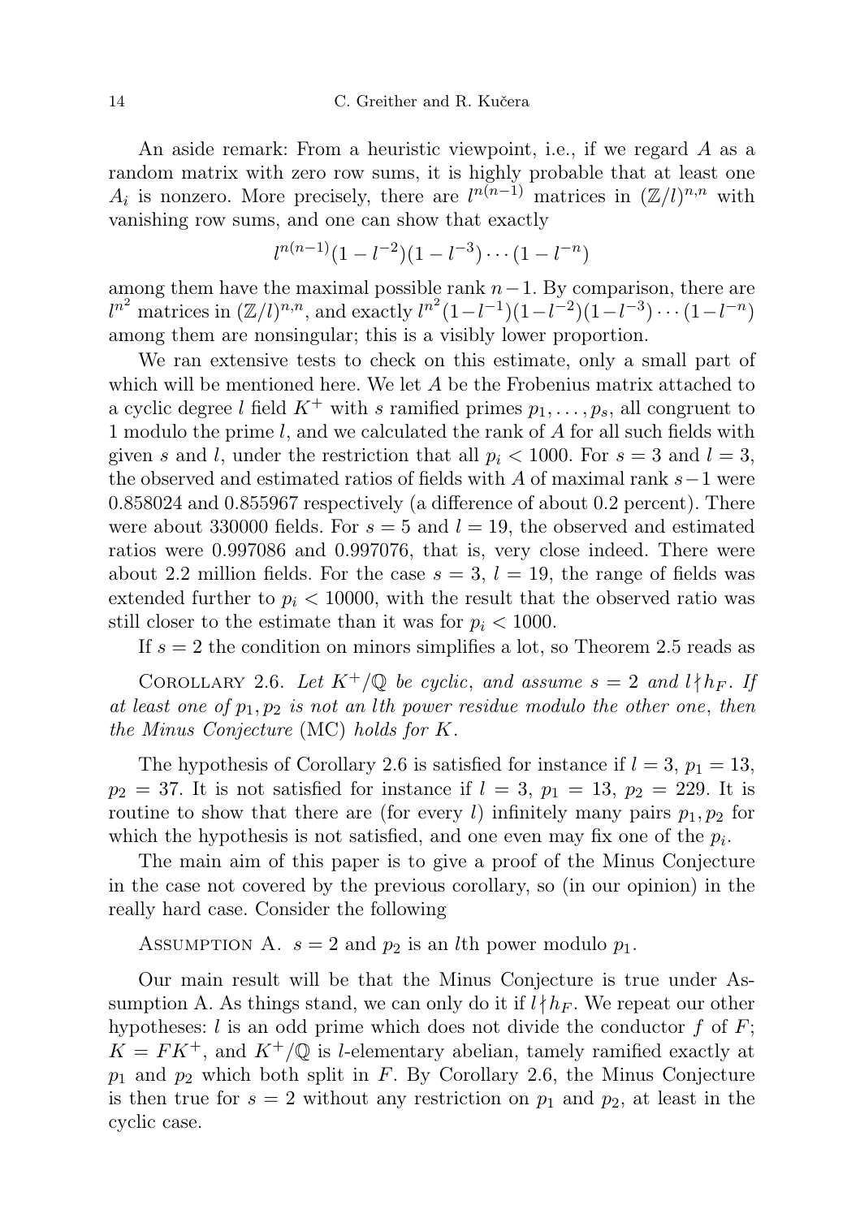An aside remark: From a heuristic viewpoint, i.e., if we regard $A$ as a random matrix with zero row sums, it is highly probable that at least one $A_i$ is nonzero. More precisely, there are $l^{n(n-1)}$ matrices in $(\mathbb{Z}/l)^{n,n}$ with vanishing row sums, and one can show that exactly

$$l^{n(n-1)}(1-l^{-2})(1-l^{-3})\cdots(1-l^{-n})$$

among them have the maximal possible rank $n-1$. By comparison, there are $l^{n^2}$ matrices in $(\mathbb{Z}/l)^{n,n}$, and exactly $l^{n^2}(1-l^{-1})(1-l^{-2})(1-l^{-3})\cdots(1-l^{-n})$ among them are nonsingular; this is a visibly lower proportion.

We ran extensive tests to check on this estimate, only a small part of which will be mentioned here. We let $A$ be the Frobenius matrix attached to a cyclic degree $l$ field $K^+$ with $s$ ramified primes $p_1, \ldots, p_s$, all congruent to 1 modulo the prime $l$, and we calculated the rank of $A$ for all such fields with given $s$ and $l$, under the restriction that all $p_i < 1000$. For $s = 3$ and $l = 3$, the observed and estimated ratios of fields with $A$ of maximal rank $s-1$ were 0.858024 and 0.855967 respectively (a difference of about 0.2 percent). There were about 330000 fields. For $s = 5$ and $l = 19$, the observed and estimated ratios were 0.997086 and 0.997076, that is, very close indeed. There were about 2.2 million fields. For the case $s = 3$, $l = 19$, the range of fields was extended further to $p_i < 10000$, with the result that the observed ratio was still closer to the estimate than it was for $p_i < 1000$.

If $s = 2$ the condition on minors simplifies a lot, so Theorem 2.5 reads as

Corollary 2.6. *Let $K^+/\mathbb{Q}$ be cyclic, and assume $s = 2$ and $l \nmid h_F$. If at least one of $p_1, p_2$ is not an $l$th power residue modulo the other one, then the Minus Conjecture* (MC) *holds for $K$.*

The hypothesis of Corollary 2.6 is satisfied for instance if $l = 3$, $p_1 = 13$, $p_2 = 37$. It is not satisfied for instance if $l = 3$, $p_1 = 13$, $p_2 = 229$. It is routine to show that there are (for every $l$) infinitely many pairs $p_1, p_2$ for which the hypothesis is not satisfied, and one even may fix one of the $p_i$.

The main aim of this paper is to give a proof of the Minus Conjecture in the case not covered by the previous corollary, so (in our opinion) in the really hard case. Consider the following

Assumption A. $s = 2$ and $p_2$ is an $l$th power modulo $p_1$.

Our main result will be that the Minus Conjecture is true under Assumption A. As things stand, we can only do it if $l \nmid h_F$. We repeat our other hypotheses: $l$ is an odd prime which does not divide the conductor $f$ of $F$; $K = FK^+$, and $K^+/\mathbb{Q}$ is $l$-elementary abelian, tamely ramified exactly at $p_1$ and $p_2$ which both split in $F$. By Corollary 2.6, the Minus Conjecture is then true for $s = 2$ without any restriction on $p_1$ and $p_2$, at least in the cyclic case.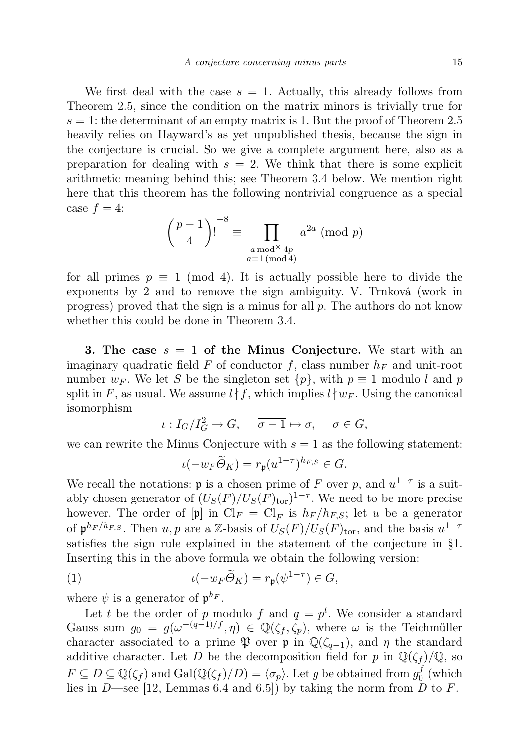We first deal with the case $s = 1$. Actually, this already follows from Theorem 2.5, since the condition on the matrix minors is trivially true for $s = 1$: the determinant of an empty matrix is 1. But the proof of Theorem 2.5 heavily relies on Hayward's as yet unpublished thesis, because the sign in the conjecture is crucial. So we give a complete argument here, also as a preparation for dealing with $s = 2$. We think that there is some explicit arithmetic meaning behind this; see Theorem 3.4 below. We mention right here that this theorem has the following nontrivial congruence as a special case $f = 4$:

$$\left(\frac{p-1}{4}\right)!^{-8} \equiv \prod_{\substack{a \bmod^\times 4p \\ a \equiv 1 \,(\mathrm{mod}\, 4)}} a^{2a} \pmod p$$

for all primes $p \equiv 1 \pmod 4$. It is actually possible here to divide the exponents by 2 and to remove the sign ambiguity. V. Trnková (work in progress) proved that the sign is a minus for all $p$. The authors do not know whether this could be done in Theorem 3.4.

**3. The case $s = 1$ of the Minus Conjecture.** We start with an imaginary quadratic field $F$ of conductor $f$, class number $h_F$ and unit-root number $w_F$. We let $S$ be the singleton set $\{p\}$, with $p \equiv 1$ modulo $l$ and $p$ split in $F$, as usual. We assume $l \nmid f$, which implies $l \nmid w_F$. Using the canonical isomorphism

$$\iota : I_G/I_G^2 \to G, \quad \overline{\sigma - 1} \mapsto \sigma, \quad \sigma \in G,$$

we can rewrite the Minus Conjecture with $s = 1$ as the following statement:

$$\iota(-w_F \widetilde{\Theta}_K) = r_{\mathfrak{p}}(u^{1-\tau})^{h_{F,S}} \in G.$$

We recall the notations: $\mathfrak{p}$ is a chosen prime of $F$ over $p$, and $u^{1-\tau}$ is a suitably chosen generator of $(U_S(F)/U_S(F)_{\mathrm{tor}})^{1-\tau}$. We need to be more precise however. The order of $[\mathfrak{p}]$ in $\mathrm{Cl}_F = \mathrm{Cl}_F^-$ is $h_F/h_{F,S}$; let $u$ be a generator of $\mathfrak{p}^{h_F/h_{F,S}}$. Then $u, p$ are a $\mathbb{Z}$-basis of $U_S(F)/U_S(F)_{\mathrm{tor}}$, and the basis $u^{1-\tau}$ satisfies the sign rule explained in the statement of the conjecture in §1. Inserting this in the above formula we obtain the following version:

$$\iota(-w_F \widetilde{\Theta}_K) = r_{\mathfrak{p}}(\psi^{1-\tau}) \in G, \tag{1}$$

where $\psi$ is a generator of $\mathfrak{p}^{h_F}$.

Let $t$ be the order of $p$ modulo $f$ and $q = p^t$. We consider a standard Gauss sum $g_0 = g(\omega^{-(q-1)/f}, \eta) \in \mathbb{Q}(\zeta_f, \zeta_p)$, where $\omega$ is the Teichmüller character associated to a prime $\mathfrak{P}$ over $\mathfrak{p}$ in $\mathbb{Q}(\zeta_{q-1})$, and $\eta$ the standard additive character. Let $D$ be the decomposition field for $p$ in $\mathbb{Q}(\zeta_f)/\mathbb{Q}$, so $F \subseteq D \subseteq \mathbb{Q}(\zeta_f)$ and $\mathrm{Gal}(\mathbb{Q}(\zeta_f)/D) = \langle \sigma_p \rangle$. Let $g$ be obtained from $g_0^f$ (which lies in $D$—see [12, Lemmas 6.4 and 6.5]) by taking the norm from $D$ to $F$.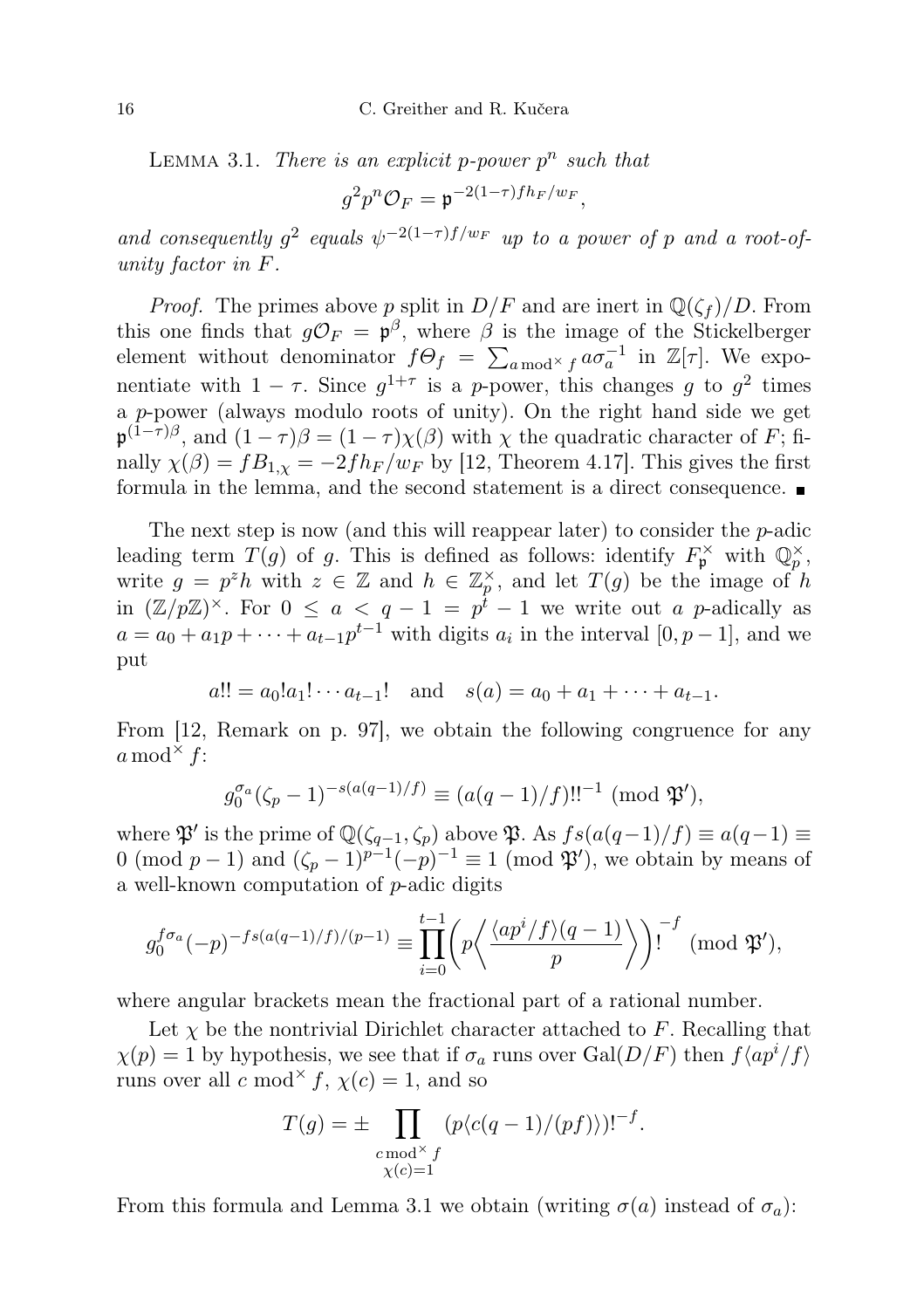**Lemma 3.1.** *There is an explicit $p$-power $p^n$ such that*

$$g^2 p^n \mathcal{O}_F = \mathfrak{p}^{-2(1-\tau)fh_F/w_F},$$

*and consequently $g^2$ equals $\psi^{-2(1-\tau)f/w_F}$ up to a power of $p$ and a root-of-unity factor in $F$.*

*Proof.* The primes above $p$ split in $D/F$ and are inert in $\mathbb{Q}(\zeta_f)/D$. From this one finds that $g\mathcal{O}_F = \mathfrak{p}^\beta$, where $\beta$ is the image of the Stickelberger element without denominator $f\Theta_f = \sum_{a \bmod^\times f} a\sigma_a^{-1}$ in $\mathbb{Z}[\tau]$. We exponentiate with $1-\tau$. Since $g^{1+\tau}$ is a $p$-power, this changes $g$ to $g^2$ times a $p$-power (always modulo roots of unity). On the right hand side we get $\mathfrak{p}^{(1-\tau)\beta}$, and $(1-\tau)\beta = (1-\tau)\chi(\beta)$ with $\chi$ the quadratic character of $F$; finally $\chi(\beta) = fB_{1,\chi} = -2fh_F/w_F$ by [12, Theorem 4.17]. This gives the first formula in the lemma, and the second statement is a direct consequence. ∎

The next step is now (and this will reappear later) to consider the $p$-adic leading term $T(g)$ of $g$. This is defined as follows: identify $F_\mathfrak{p}^\times$ with $\mathbb{Q}_p^\times$, write $g = p^z h$ with $z \in \mathbb{Z}$ and $h \in \mathbb{Z}_p^\times$, and let $T(g)$ be the image of $h$ in $(\mathbb{Z}/p\mathbb{Z})^\times$. For $0 \le a < q-1 = p^t - 1$ we write out $a$ $p$-adically as $a = a_0 + a_1 p + \cdots + a_{t-1}p^{t-1}$ with digits $a_i$ in the interval $[0, p-1]$, and we put

$$a!! = a_0! a_1! \cdots a_{t-1}! \quad \text{and} \quad s(a) = a_0 + a_1 + \cdots + a_{t-1}.$$

From [12, Remark on p. 97], we obtain the following congruence for any $a \bmod^\times f$:

$$g_0^{\sigma_a}(\zeta_p - 1)^{-s(a(q-1)/f)} \equiv (a(q-1)/f)!!^{-1} \pmod{\mathfrak{P}'},$$

where $\mathfrak{P}'$ is the prime of $\mathbb{Q}(\zeta_{q-1}, \zeta_p)$ above $\mathfrak{P}$. As $fs(a(q-1)/f) \equiv a(q-1) \equiv 0 \pmod{p-1}$ and $(\zeta_p - 1)^{p-1}(-p)^{-1} \equiv 1 \pmod{\mathfrak{P}'}$, we obtain by means of a well-known computation of $p$-adic digits

$$g_0^{f\sigma_a}(-p)^{-fs(a(q-1)/f)/(p-1)} \equiv \prod_{i=0}^{t-1} \left( p \left\langle \frac{\langle ap^i/f \rangle (q-1)}{p} \right\rangle \right)!^{-f} \pmod{\mathfrak{P}'},$$

where angular brackets mean the fractional part of a rational number.

Let $\chi$ be the nontrivial Dirichlet character attached to $F$. Recalling that $\chi(p) = 1$ by hypothesis, we see that if $\sigma_a$ runs over $\mathrm{Gal}(D/F)$ then $f\langle ap^i/f \rangle$ runs over all $c \bmod^\times f$, $\chi(c) = 1$, and so

$$T(g) = \pm \prod_{\substack{c \bmod^\times f \\ \chi(c)=1}} (p\langle c(q-1)/(pf) \rangle)!^{-f}.$$

From this formula and Lemma 3.1 we obtain (writing $\sigma(a)$ instead of $\sigma_a$):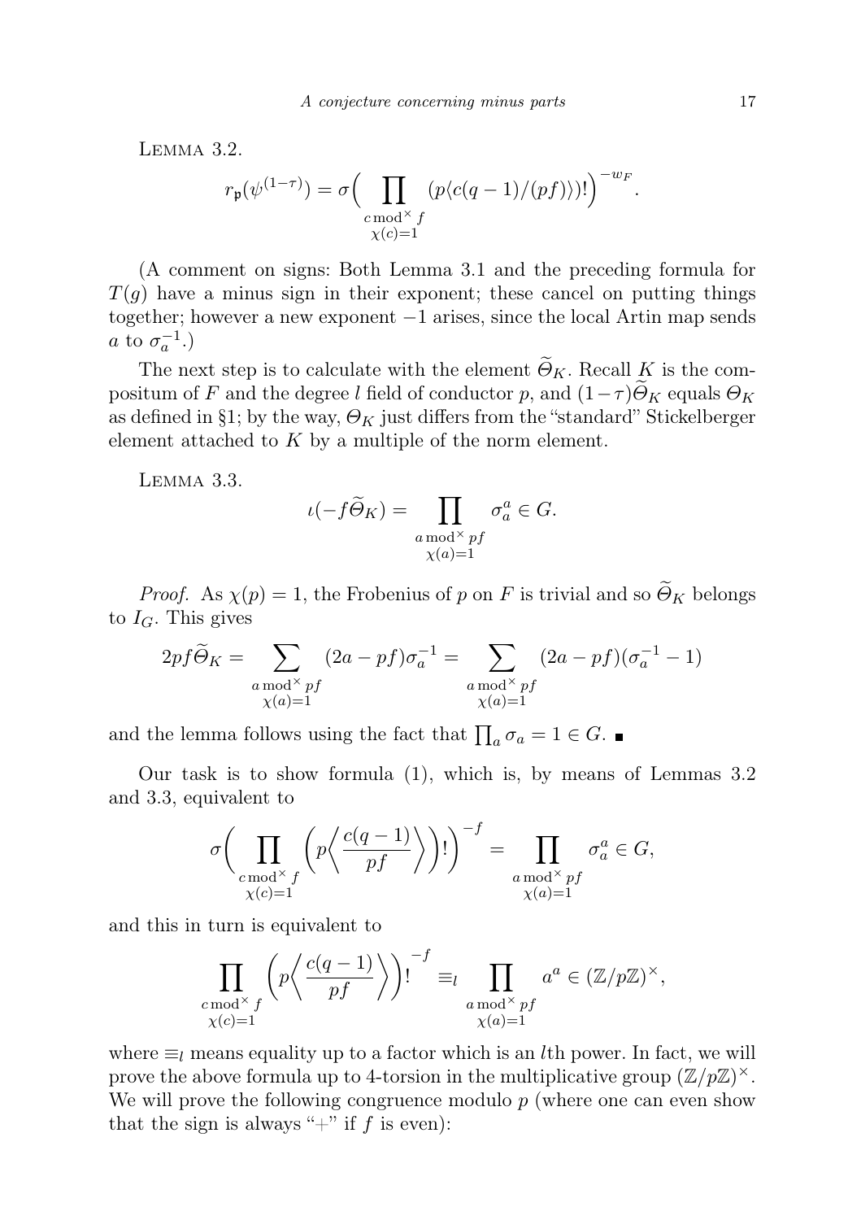Lemma 3.2.

$$r_{\mathfrak{p}}(\psi^{(1-\tau)}) = \sigma\Big( \prod_{\substack{c \bmod^\times f \\ \chi(c)=1}} (p\langle c(q-1)/(pf)\rangle)!\Big)^{-w_F}.$$

(A comment on signs: Both Lemma 3.1 and the preceding formula for $T(g)$ have a minus sign in their exponent; these cancel on putting things together; however a new exponent $-1$ arises, since the local Artin map sends $a$ to $\sigma_a^{-1}$.)

The next step is to calculate with the element $\widetilde{\Theta}_K$. Recall $K$ is the compositum of $F$ and the degree $l$ field of conductor $p$, and $(1-\tau)\widetilde{\Theta}_K$ equals $\Theta_K$ as defined in §1; by the way, $\Theta_K$ just differs from the "standard" Stickelberger element attached to $K$ by a multiple of the norm element.

Lemma 3.3.

$$\iota(-f\widetilde{\Theta}_K) = \prod_{\substack{a \bmod^\times pf \\ \chi(a)=1}} \sigma_a^a \in G.$$

*Proof.* As $\chi(p) = 1$, the Frobenius of $p$ on $F$ is trivial and so $\widetilde{\Theta}_K$ belongs to $I_G$. This gives

$$2pf\widetilde{\Theta}_K = \sum_{\substack{a \bmod^\times pf \\ \chi(a)=1}} (2a - pf)\sigma_a^{-1} = \sum_{\substack{a \bmod^\times pf \\ \chi(a)=1}} (2a - pf)(\sigma_a^{-1} - 1)$$

and the lemma follows using the fact that $\prod_a \sigma_a = 1 \in G$. ∎

Our task is to show formula (1), which is, by means of Lemmas 3.2 and 3.3, equivalent to

$$\sigma\Big( \prod_{\substack{c \bmod^\times f \\ \chi(c)=1}} \Big(p\Big\langle \frac{c(q-1)}{pf}\Big\rangle\Big)!\Big)^{-f} = \prod_{\substack{a \bmod^\times pf \\ \chi(a)=1}} \sigma_a^a \in G,$$

and this in turn is equivalent to

$$\prod_{\substack{c \bmod^\times f \\ \chi(c)=1}} \Big(p\Big\langle \frac{c(q-1)}{pf}\Big\rangle\Big)!^{\,-f} \equiv_l \prod_{\substack{a \bmod^\times pf \\ \chi(a)=1}} a^a \in (\mathbb{Z}/p\mathbb{Z})^\times,$$

where $\equiv_l$ means equality up to a factor which is an $l$th power. In fact, we will prove the above formula up to 4-torsion in the multiplicative group $(\mathbb{Z}/p\mathbb{Z})^\times$. We will prove the following congruence modulo $p$ (where one can even show that the sign is always "+" if $f$ is even):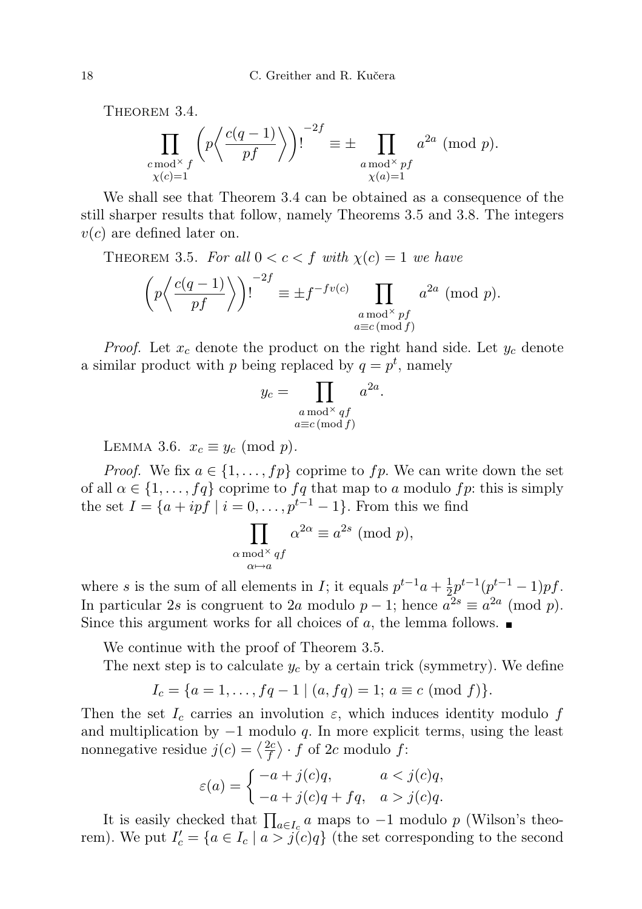Theorem 3.4.

$$\prod_{\substack{c \bmod^\times f\\ \chi(c)=1}} \left(p\left\langle \frac{c(q-1)}{pf}\right\rangle\right)!^{-2f} \equiv \pm \prod_{\substack{a \bmod^\times pf\\ \chi(a)=1}} a^{2a} \pmod p.$$

We shall see that Theorem 3.4 can be obtained as a consequence of the still sharper results that follow, namely Theorems 3.5 and 3.8. The integers $v(c)$ are defined later on.

Theorem 3.5. *For all $0 < c < f$ with $\chi(c) = 1$ we have*

$$\left(p\left\langle \frac{c(q-1)}{pf}\right\rangle\right)!^{-2f} \equiv \pm f^{-fv(c)} \prod_{\substack{a \bmod^\times pf\\ a\equiv c \,(\mathrm{mod}\, f)}} a^{2a} \pmod p.$$

*Proof.* Let $x_c$ denote the product on the right hand side. Let $y_c$ denote a similar product with $p$ being replaced by $q = p^t$, namely

$$y_c = \prod_{\substack{a \bmod^\times qf\\ a\equiv c \,(\mathrm{mod}\, f)}} a^{2a}.$$

Lemma 3.6. $x_c \equiv y_c \pmod p$.

*Proof.* We fix $a \in \{1, \dots, fp\}$ coprime to $fp$. We can write down the set of all $\alpha \in \{1, \dots, fq\}$ coprime to $fq$ that map to $a$ modulo $fp$: this is simply the set $I = \{a + ipf \mid i = 0, \dots, p^{t-1} - 1\}$. From this we find

$$\prod_{\substack{\alpha \bmod^\times qf\\ \alpha\mapsto a}} \alpha^{2\alpha} \equiv a^{2s} \pmod p,$$

where $s$ is the sum of all elements in $I$; it equals $p^{t-1}a + \frac{1}{2}p^{t-1}(p^{t-1} - 1)pf$. In particular $2s$ is congruent to $2a$ modulo $p - 1$; hence $a^{2s} \equiv a^{2a} \pmod p$. Since this argument works for all choices of $a$, the lemma follows. ■

We continue with the proof of Theorem 3.5.

The next step is to calculate $y_c$ by a certain trick (symmetry). We define

$$I_c = \{a = 1, \dots, fq - 1 \mid (a, fq) = 1;\ a \equiv c \pmod f\}.$$

Then the set $I_c$ carries an involution $\varepsilon$, which induces identity modulo $f$ and multiplication by $-1$ modulo $q$. In more explicit terms, using the least nonnegative residue $j(c) = \left\langle \frac{2c}{f}\right\rangle \cdot f$ of $2c$ modulo $f$:

$$\varepsilon(a) = \begin{cases} -a + j(c)q, & a < j(c)q,\\ -a + j(c)q + fq, & a > j(c)q.\end{cases}$$

It is easily checked that $\prod_{a\in I_c} a$ maps to $-1$ modulo $p$ (Wilson's theorem). We put $I'_c = \{a \in I_c \mid a > j(c)q\}$ (the set corresponding to the second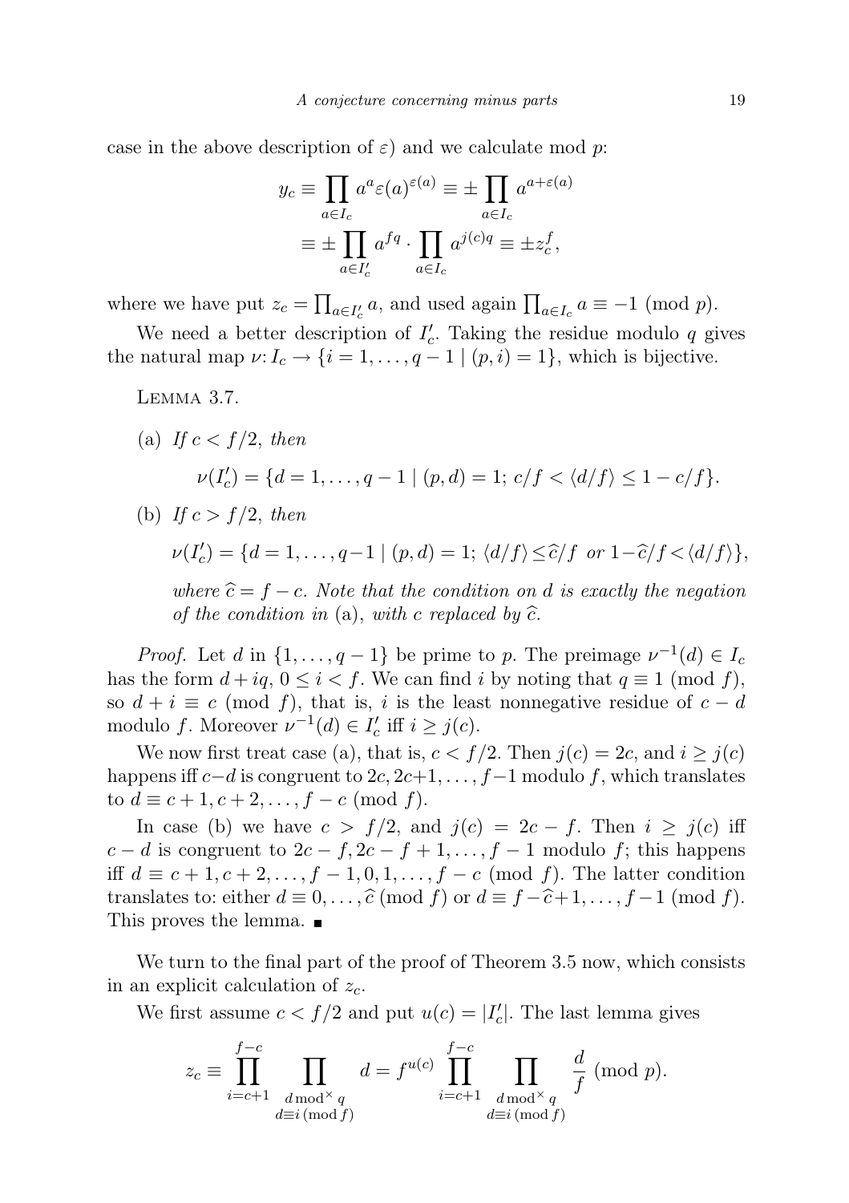case in the above description of $\varepsilon$) and we calculate mod $p$:

$$y_c \equiv \prod_{a\in I_c} a^a \varepsilon(a)^{\varepsilon(a)} \equiv \pm \prod_{a\in I_c} a^{a+\varepsilon(a)}$$
$$\equiv \pm \prod_{a\in I_c'} a^{fq} \cdot \prod_{a\in I_c} a^{j(c)q} \equiv \pm z_c^f,$$

where we have put $z_c = \prod_{a\in I_c'} a$, and used again $\prod_{a\in I_c} a \equiv -1 \pmod p$.

We need a better description of $I_c'$. Taking the residue modulo $q$ gives the natural map $\nu\colon I_c \to \{i = 1,\dots,q-1 \mid (p,i) = 1\}$, which is bijective.

Lemma 3.7.

(a) *If* $c < f/2$, *then*

$$\nu(I_c') = \{d = 1,\dots,q-1 \mid (p,d) = 1;\ c/f < \langle d/f\rangle \le 1 - c/f\}.$$

(b) *If* $c > f/2$, *then*

$$\nu(I_c') = \{d = 1,\dots,q-1 \mid (p,d) = 1;\ \langle d/f\rangle \le \widehat{c}/f \ \text{ or } 1-\widehat{c}/f < \langle d/f\rangle\},$$

*where* $\widehat{c} = f - c$. *Note that the condition on* $d$ *is exactly the negation of the condition in* (a), *with* $c$ *replaced by* $\widehat{c}$.

*Proof.* Let $d$ in $\{1,\dots,q-1\}$ be prime to $p$. The preimage $\nu^{-1}(d) \in I_c$ has the form $d + iq$, $0 \le i < f$. We can find $i$ by noting that $q \equiv 1 \pmod f$, so $d + i \equiv c \pmod f$, that is, $i$ is the least nonnegative residue of $c - d$ modulo $f$. Moreover $\nu^{-1}(d) \in I_c'$ iff $i \ge j(c)$.

We now first treat case (a), that is, $c < f/2$. Then $j(c) = 2c$, and $i \ge j(c)$ happens iff $c-d$ is congruent to $2c, 2c+1, \dots, f-1$ modulo $f$, which translates to $d \equiv c+1, c+2, \dots, f-c \pmod f$.

In case (b) we have $c > f/2$, and $j(c) = 2c - f$. Then $i \ge j(c)$ iff $c - d$ is congruent to $2c - f, 2c - f + 1, \dots, f - 1$ modulo $f$; this happens iff $d \equiv c+1, c+2, \dots, f-1, 0, 1, \dots, f-c \pmod f$. The latter condition translates to: either $d \equiv 0, \dots, \widehat{c} \pmod f$ or $d \equiv f - \widehat{c}+1, \dots, f-1 \pmod f$. This proves the lemma. ∎

We turn to the final part of the proof of Theorem 3.5 now, which consists in an explicit calculation of $z_c$.

We first assume $c < f/2$ and put $u(c) = |I_c'|$. The last lemma gives

$$z_c \equiv \prod_{i=c+1}^{f-c} \prod_{\substack{d \bmod^\times q\\ d\equiv i \,(\mathrm{mod}\, f)}} d = f^{u(c)} \prod_{i=c+1}^{f-c} \prod_{\substack{d \bmod^\times q\\ d\equiv i \,(\mathrm{mod}\, f)}} \frac{d}{f} \pmod p.$$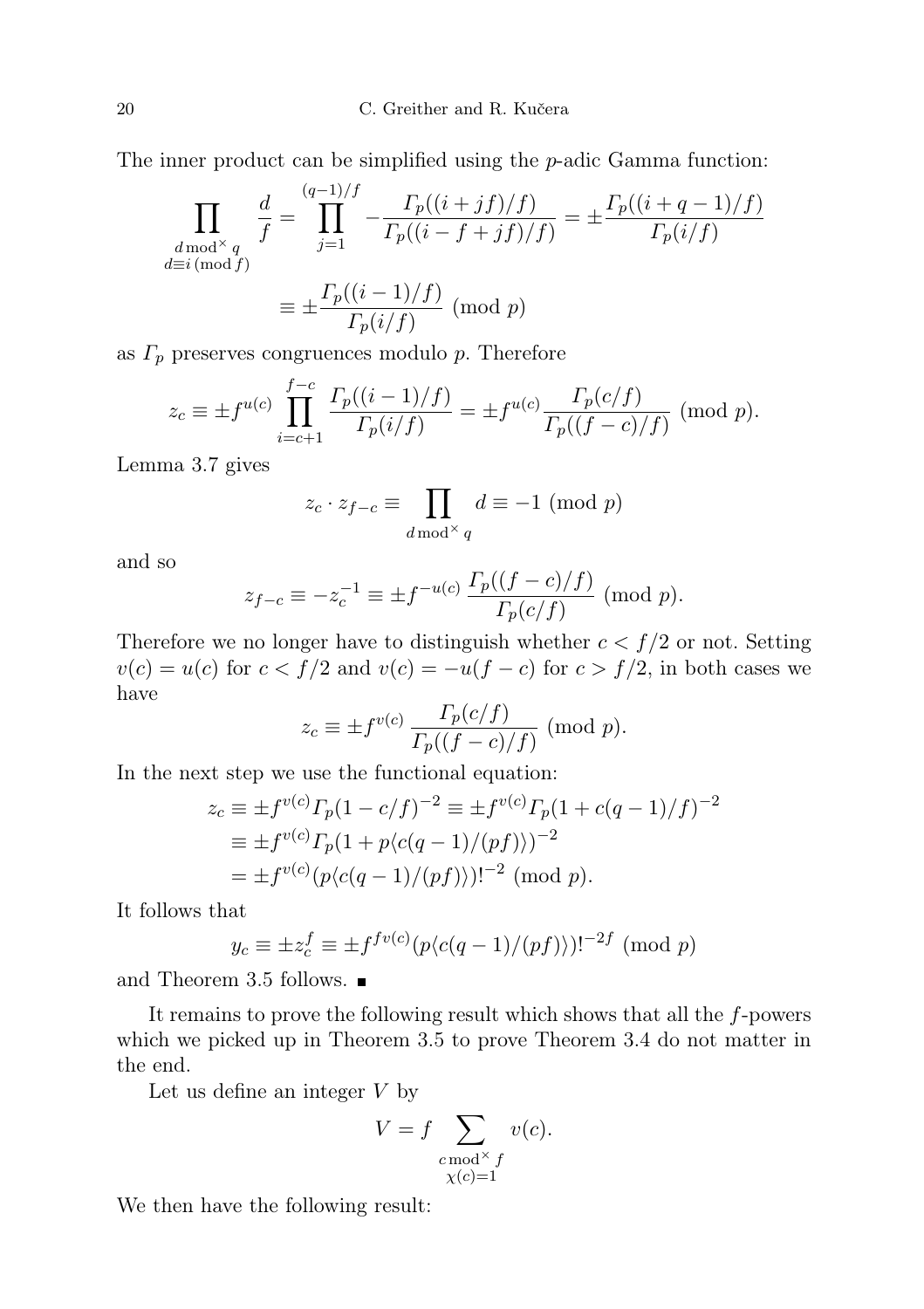The inner product can be simplified using the $p$-adic Gamma function:

$$\prod_{\substack{d \bmod^\times q \\ d\equiv i \,(\mathrm{mod}\, f)}} \frac{d}{f} = \prod_{j=1}^{(q-1)/f} -\frac{\Gamma_p((i+jf)/f)}{\Gamma_p((i-f+jf)/f)} = \pm \frac{\Gamma_p((i+q-1)/f)}{\Gamma_p(i/f)}$$

$$\equiv \pm \frac{\Gamma_p((i-1)/f)}{\Gamma_p(i/f)} \ (\mathrm{mod}\ p)$$

as $\Gamma_p$ preserves congruences modulo $p$. Therefore

$$z_c \equiv \pm f^{u(c)} \prod_{i=c+1}^{f-c} \frac{\Gamma_p((i-1)/f)}{\Gamma_p(i/f)} = \pm f^{u(c)} \frac{\Gamma_p(c/f)}{\Gamma_p((f-c)/f)} \ (\mathrm{mod}\ p).$$

Lemma 3.7 gives

$$z_c \cdot z_{f-c} \equiv \prod_{d \bmod^\times q} d \equiv -1 \ (\mathrm{mod}\ p)$$

and so

$$z_{f-c} \equiv -z_c^{-1} \equiv \pm f^{-u(c)} \frac{\Gamma_p((f-c)/f)}{\Gamma_p(c/f)} \ (\mathrm{mod}\ p).$$

Therefore we no longer have to distinguish whether $c < f/2$ or not. Setting $v(c) = u(c)$ for $c < f/2$ and $v(c) = -u(f-c)$ for $c > f/2$, in both cases we have

$$z_c \equiv \pm f^{v(c)} \frac{\Gamma_p(c/f)}{\Gamma_p((f-c)/f)} \ (\mathrm{mod}\ p).$$

In the next step we use the functional equation:

$$\begin{aligned} z_c &\equiv \pm f^{v(c)} \Gamma_p(1-c/f)^{-2} \equiv \pm f^{v(c)} \Gamma_p(1+c(q-1)/f)^{-2} \\ &\equiv \pm f^{v(c)} \Gamma_p(1+p\langle c(q-1)/(pf)\rangle)^{-2} \\ &= \pm f^{v(c)} (p\langle c(q-1)/(pf)\rangle)!^{-2} \ (\mathrm{mod}\ p). \end{aligned}$$

It follows that

$$y_c \equiv \pm z_c^f \equiv \pm f^{fv(c)} (p\langle c(q-1)/(pf)\rangle)!^{-2f} \ (\mathrm{mod}\ p)$$

and Theorem 3.5 follows. ∎

It remains to prove the following result which shows that all the $f$-powers which we picked up in Theorem 3.5 to prove Theorem 3.4 do not matter in the end.

Let us define an integer $V$ by

$$V = f \sum_{\substack{c \bmod^\times f \\ \chi(c)=1}} v(c).$$

We then have the following result: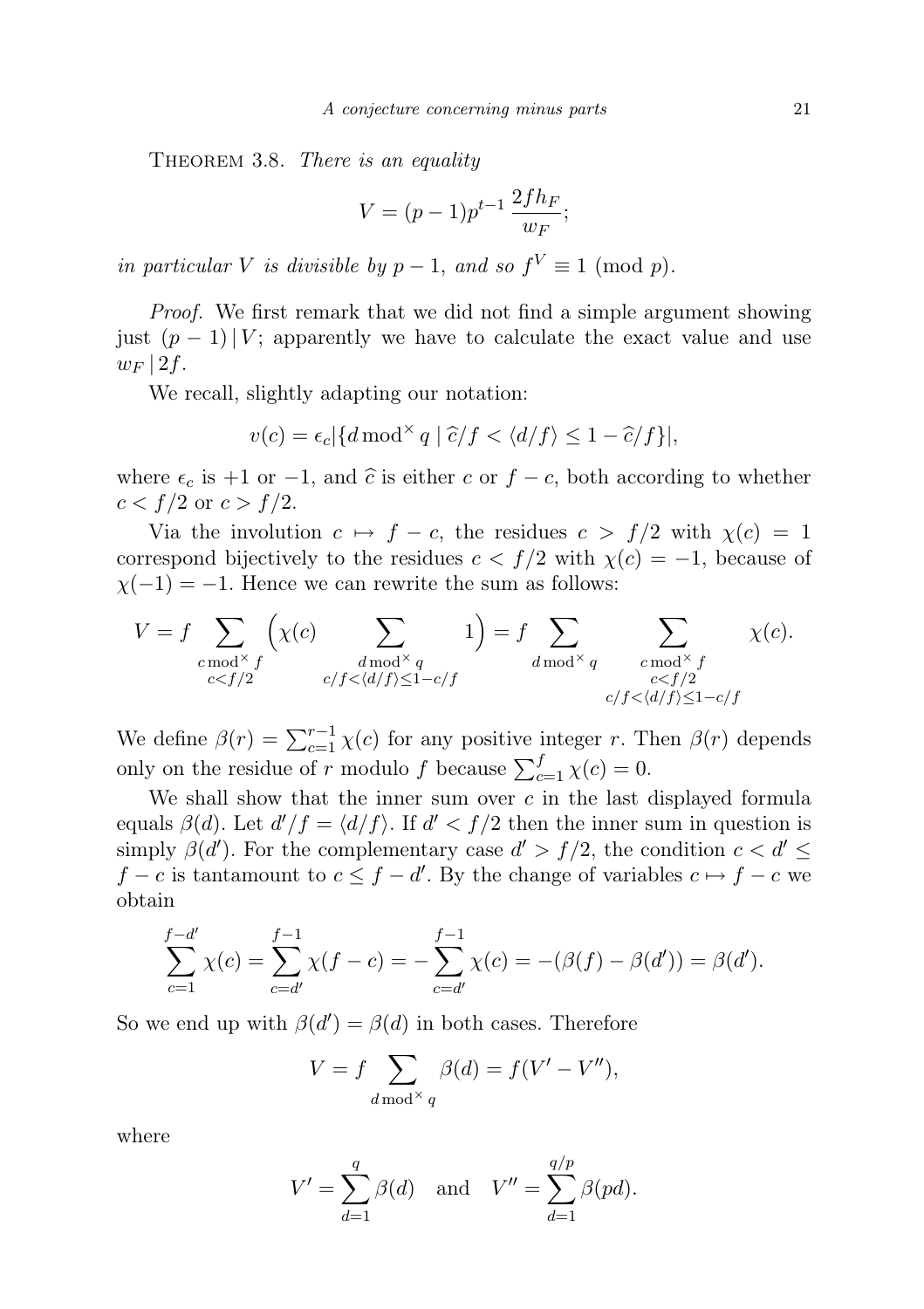Theorem 3.8. *There is an equality*

$$V = (p-1)p^{t-1}\,\frac{2fh_F}{w_F};$$

*in particular $V$ is divisible by $p-1$, and so $f^V \equiv 1 \pmod p$.*

*Proof.* We first remark that we did not find a simple argument showing just $(p-1)\,|\,V$; apparently we have to calculate the exact value and use $w_F\,|\,2f$.

We recall, slightly adapting our notation:

$$v(c) = \epsilon_c|\{d \bmod^\times q \mid \widehat{c}/f < \langle d/f\rangle \le 1 - \widehat{c}/f\}|,$$

where $\epsilon_c$ is $+1$ or $-1$, and $\widehat{c}$ is either $c$ or $f-c$, both according to whether $c < f/2$ or $c > f/2$.

Via the involution $c \mapsto f-c$, the residues $c > f/2$ with $\chi(c) = 1$ correspond bijectively to the residues $c < f/2$ with $\chi(c) = -1$, because of $\chi(-1) = -1$. Hence we can rewrite the sum as follows:

$$V = f \sum_{\substack{c \bmod^\times f \\ c<f/2}} \Big(\chi(c) \sum_{\substack{d \bmod^\times q \\ c/f<\langle d/f\rangle \le 1-c/f}} 1\Big) = f \sum_{d \bmod^\times q} \sum_{\substack{c \bmod^\times f \\ c<f/2 \\ c/f<\langle d/f\rangle \le 1-c/f}} \chi(c).$$

We define $\beta(r) = \sum_{c=1}^{r-1} \chi(c)$ for any positive integer $r$. Then $\beta(r)$ depends only on the residue of $r$ modulo $f$ because $\sum_{c=1}^{f} \chi(c) = 0$.

We shall show that the inner sum over $c$ in the last displayed formula equals $\beta(d)$. Let $d'/f = \langle d/f\rangle$. If $d' < f/2$ then the inner sum in question is simply $\beta(d')$. For the complementary case $d' > f/2$, the condition $c < d' \le f - c$ is tantamount to $c \le f - d'$. By the change of variables $c \mapsto f-c$ we obtain

$$\sum_{c=1}^{f-d'} \chi(c) = \sum_{c=d'}^{f-1} \chi(f-c) = -\sum_{c=d'}^{f-1} \chi(c) = -(\beta(f) - \beta(d')) = \beta(d').$$

So we end up with $\beta(d') = \beta(d)$ in both cases. Therefore

$$V = f \sum_{d \bmod^\times q} \beta(d) = f(V' - V''),$$

where

$$V' = \sum_{d=1}^{q} \beta(d) \quad \text{and} \quad V'' = \sum_{d=1}^{q/p} \beta(pd).$$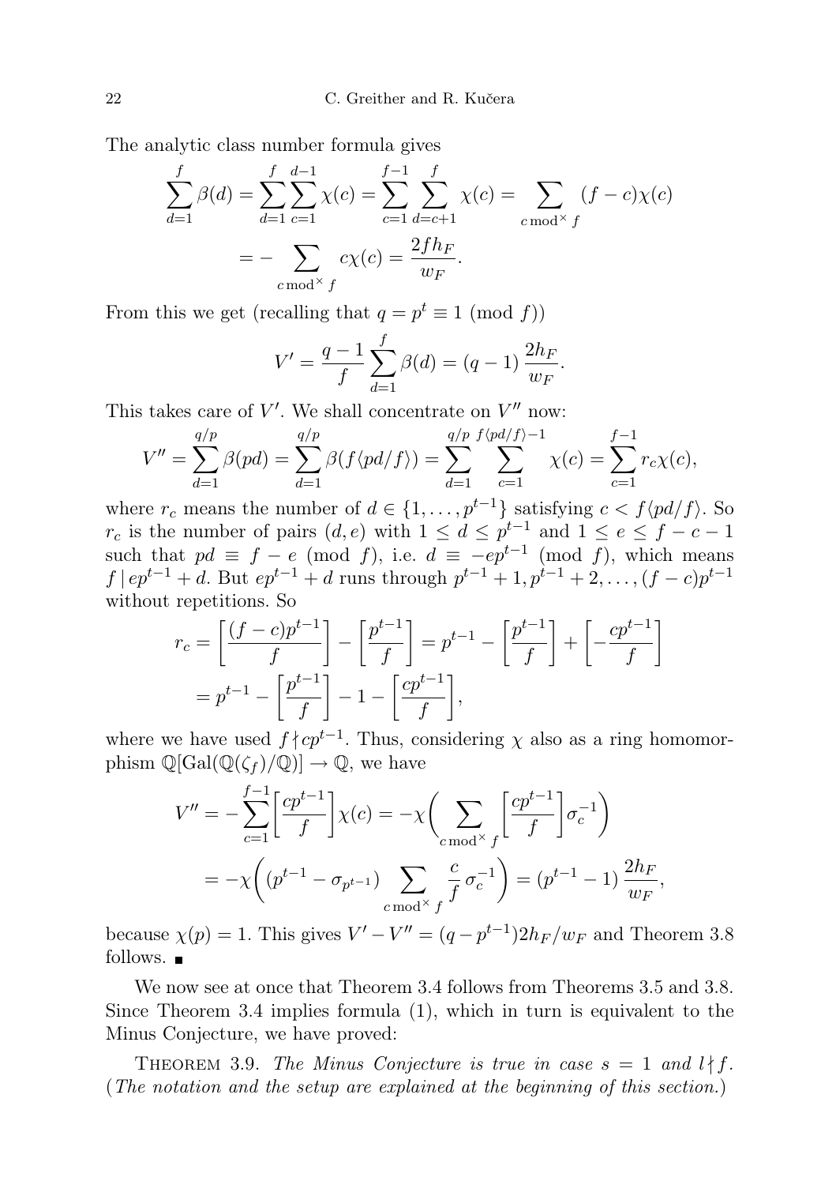The analytic class number formula gives

$$\sum_{d=1}^{f} \beta(d) = \sum_{d=1}^{f} \sum_{c=1}^{d-1} \chi(c) = \sum_{c=1}^{f-1} \sum_{d=c+1}^{f} \chi(c) = \sum_{c \bmod^\times f} (f-c)\chi(c)$$
$$= -\sum_{c \bmod^\times f} c\chi(c) = \frac{2fh_F}{w_F}.$$

From this we get (recalling that $q = p^t \equiv 1 \pmod{f}$)

$$V' = \frac{q-1}{f} \sum_{d=1}^{f} \beta(d) = (q-1)\,\frac{2h_F}{w_F}.$$

This takes care of $V'$. We shall concentrate on $V''$ now:

$$V'' = \sum_{d=1}^{q/p} \beta(pd) = \sum_{d=1}^{q/p} \beta(f\langle pd/f\rangle) = \sum_{d=1}^{q/p} \sum_{c=1}^{f\langle pd/f\rangle - 1} \chi(c) = \sum_{c=1}^{f-1} r_c \chi(c),$$

where $r_c$ means the number of $d \in \{1, \ldots, p^{t-1}\}$ satisfying $c < f\langle pd/f\rangle$. So $r_c$ is the number of pairs $(d, e)$ with $1 \le d \le p^{t-1}$ and $1 \le e \le f - c - 1$ such that $pd \equiv f - e \pmod{f}$, i.e. $d \equiv -ep^{t-1} \pmod{f}$, which means $f \mid ep^{t-1} + d$. But $ep^{t-1} + d$ runs through $p^{t-1}+1, p^{t-1}+2, \ldots, (f-c)p^{t-1}$ without repetitions. So

$$r_c = \left[\frac{(f-c)p^{t-1}}{f}\right] - \left[\frac{p^{t-1}}{f}\right] = p^{t-1} - \left[\frac{p^{t-1}}{f}\right] + \left[-\frac{cp^{t-1}}{f}\right]$$
$$= p^{t-1} - \left[\frac{p^{t-1}}{f}\right] - 1 - \left[\frac{cp^{t-1}}{f}\right],$$

where we have used $f \nmid cp^{t-1}$. Thus, considering $\chi$ also as a ring homomorphism $\mathbb{Q}[\mathrm{Gal}(\mathbb{Q}(\zeta_f)/\mathbb{Q})] \to \mathbb{Q}$, we have

$$V'' = -\sum_{c=1}^{f-1} \left[\frac{cp^{t-1}}{f}\right] \chi(c) = -\chi\biggl(\sum_{c \bmod^\times f} \left[\frac{cp^{t-1}}{f}\right] \sigma_c^{-1}\biggr)$$
$$= -\chi\biggl((p^{t-1} - \sigma_{p^{t-1}}) \sum_{c \bmod^\times f} \frac{c}{f}\,\sigma_c^{-1}\biggr) = (p^{t-1} - 1)\,\frac{2h_F}{w_F},$$

because $\chi(p) = 1$. This gives $V' - V'' = (q - p^{t-1})2h_F/w_F$ and Theorem 3.8 follows. ∎

We now see at once that Theorem 3.4 follows from Theorems 3.5 and 3.8. Since Theorem 3.4 implies formula (1), which in turn is equivalent to the Minus Conjecture, we have proved:

**Theorem 3.9.** *The Minus Conjecture is true in case $s = 1$ and $l \nmid f$. (The notation and the setup are explained at the beginning of this section.)*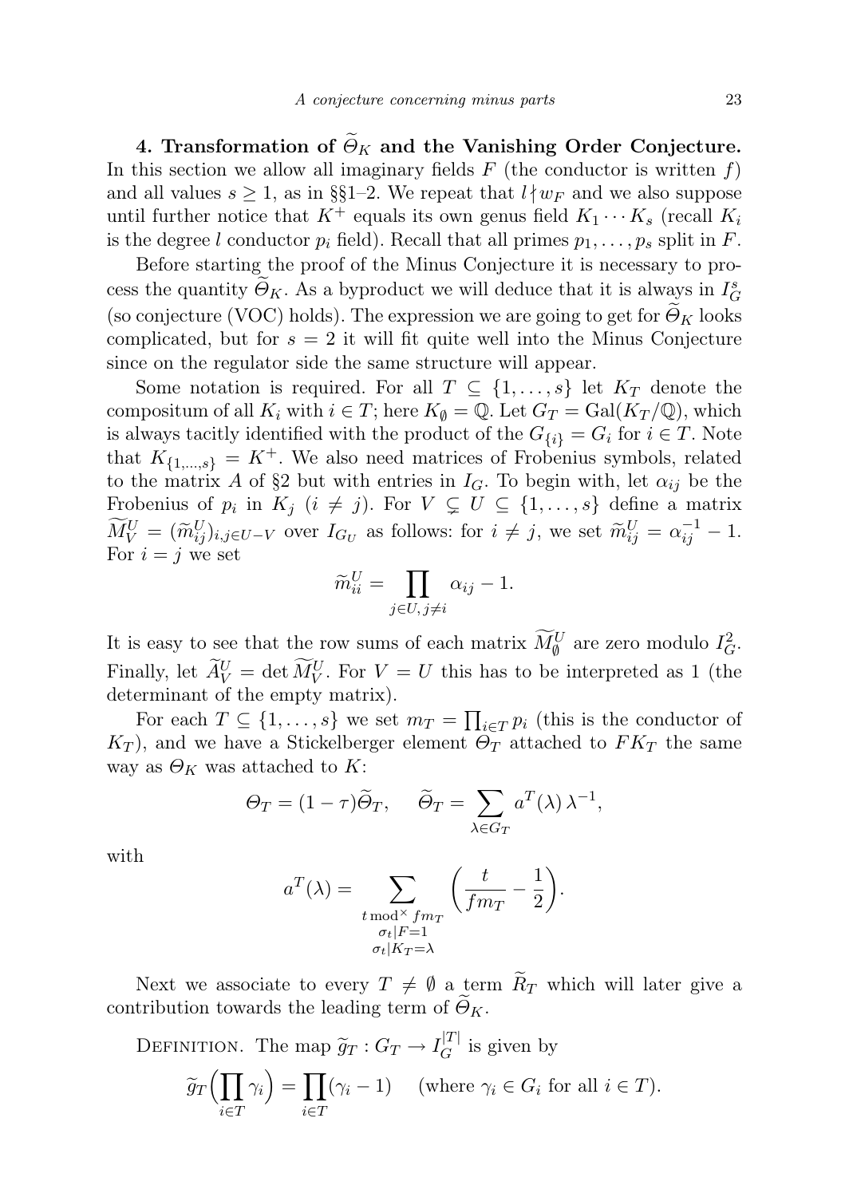**4. Transformation of $\widetilde{\Theta}_K$ and the Vanishing Order Conjecture.** In this section we allow all imaginary fields $F$ (the conductor is written $f$) and all values $s \geq 1$, as in §§1–2. We repeat that $l \nmid w_F$ and we also suppose until further notice that $K^+$ equals its own genus field $K_1 \cdots K_s$ (recall $K_i$ is the degree $l$ conductor $p_i$ field). Recall that all primes $p_1, \ldots, p_s$ split in $F$.

Before starting the proof of the Minus Conjecture it is necessary to process the quantity $\widetilde{\Theta}_K$. As a byproduct we will deduce that it is always in $I_G^s$ (so conjecture (VOC) holds). The expression we are going to get for $\widetilde{\Theta}_K$ looks complicated, but for $s = 2$ it will fit quite well into the Minus Conjecture since on the regulator side the same structure will appear.

Some notation is required. For all $T \subseteq \{1, \ldots, s\}$ let $K_T$ denote the compositum of all $K_i$ with $i \in T$; here $K_\emptyset = \mathbb{Q}$. Let $G_T = \mathrm{Gal}(K_T/\mathbb{Q})$, which is always tacitly identified with the product of the $G_{\{i\}} = G_i$ for $i \in T$. Note that $K_{\{1,\ldots,s\}} = K^+$. We also need matrices of Frobenius symbols, related to the matrix $A$ of §2 but with entries in $I_G$. To begin with, let $\alpha_{ij}$ be the Frobenius of $p_i$ in $K_j$ ($i \neq j$). For $V \subsetneq U \subseteq \{1, \ldots, s\}$ define a matrix $\widetilde{M}_V^U = (\widetilde{m}_{ij}^U)_{i,j \in U-V}$ over $I_{G_U}$ as follows: for $i \neq j$, we set $\widetilde{m}_{ij}^U = \alpha_{ij}^{-1} - 1$. For $i = j$ we set

$$\widetilde{m}_{ii}^U = \prod_{j \in U,\, j \neq i} \alpha_{ij} - 1.$$

It is easy to see that the row sums of each matrix $\widetilde{M}_\emptyset^U$ are zero modulo $I_G^2$. Finally, let $\widetilde{A}_V^U = \det \widetilde{M}_V^U$. For $V = U$ this has to be interpreted as 1 (the determinant of the empty matrix).

For each $T \subseteq \{1, \ldots, s\}$ we set $m_T = \prod_{i \in T} p_i$ (this is the conductor of $K_T$), and we have a Stickelberger element $\Theta_T$ attached to $FK_T$ the same way as $\Theta_K$ was attached to $K$:

$$\Theta_T = (1 - \tau)\widetilde{\Theta}_T, \qquad \widetilde{\Theta}_T = \sum_{\lambda \in G_T} a^T(\lambda)\, \lambda^{-1},$$

with

$$a^T(\lambda) = \sum_{\substack{t \bmod^\times f m_T \\ \sigma_t|F = 1 \\ \sigma_t|K_T = \lambda}} \left( \frac{t}{f m_T} - \frac{1}{2} \right).$$

Next we associate to every $T \neq \emptyset$ a term $\widetilde{R}_T$ which will later give a contribution towards the leading term of $\widetilde{\Theta}_K$.

Definition. The map $\widetilde{g}_T : G_T \to I_G^{|T|}$ is given by

$$\widetilde{g}_T\Big(\prod_{i \in T} \gamma_i\Big) = \prod_{i \in T} (\gamma_i - 1) \quad \text{(where } \gamma_i \in G_i \text{ for all } i \in T\text{)}.$$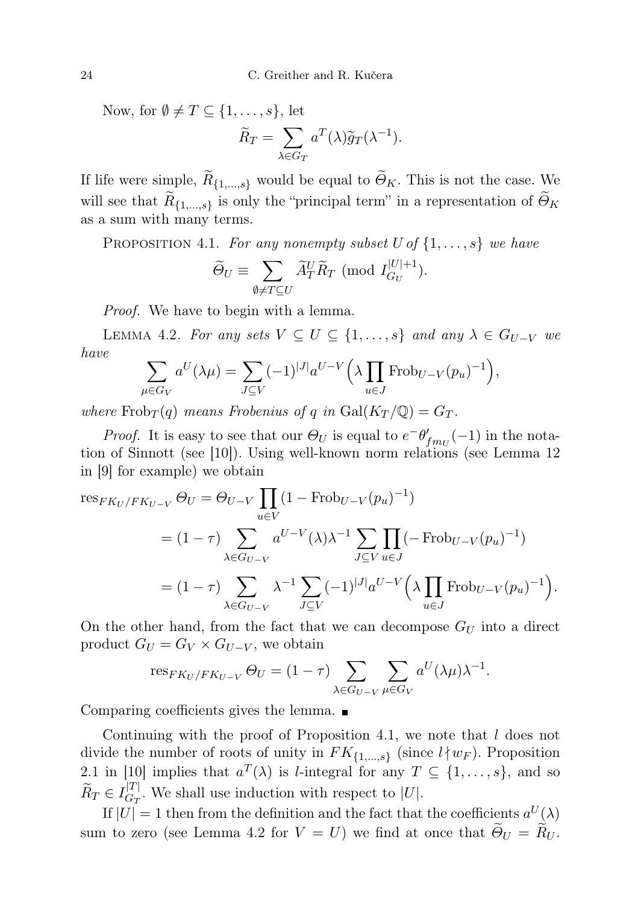Now, for $\emptyset \neq T \subseteq \{1,\dots,s\}$, let

$$\widetilde{R}_T = \sum_{\lambda\in G_T} a^T(\lambda)\widetilde{g}_T(\lambda^{-1}).$$

If life were simple, $\widetilde{R}_{\{1,\dots,s\}}$ would be equal to $\widetilde{\Theta}_K$. This is not the case. We will see that $\widetilde{R}_{\{1,\dots,s\}}$ is only the "principal term" in a representation of $\widetilde{\Theta}_K$ as a sum with many terms.

Proposition 4.1. *For any nonempty subset $U$ of $\{1,\dots,s\}$ we have*

$$\widetilde{\Theta}_U \equiv \sum_{\emptyset\neq T\subseteq U} \widetilde{A}_T^U \widetilde{R}_T \pmod{I_{G_U}^{|U|+1}}.$$

*Proof.* We have to begin with a lemma.

Lemma 4.2. *For any sets $V \subseteq U \subseteq \{1,\dots,s\}$ and any $\lambda \in G_{U-V}$ we have*

$$\sum_{\mu\in G_V} a^U(\lambda\mu) = \sum_{J\subseteq V} (-1)^{|J|} a^{U-V}\Big(\lambda \prod_{u\in J} \mathrm{Frob}_{U-V}(p_u)^{-1}\Big),$$

*where $\mathrm{Frob}_T(q)$ means Frobenius of $q$ in $\mathrm{Gal}(K_T/\mathbb{Q}) = G_T$.*

*Proof.* It is easy to see that our $\Theta_U$ is equal to $e^-\theta'_{fm_U}(-1)$ in the notation of Sinnott (see [10]). Using well-known norm relations (see Lemma 12 in [9] for example) we obtain

$$\begin{aligned}
\mathrm{res}_{FK_U/FK_{U-V}} \Theta_U &= \Theta_{U-V} \prod_{u\in V} (1-\mathrm{Frob}_{U-V}(p_u)^{-1}) \\
&= (1-\tau) \sum_{\lambda\in G_{U-V}} a^{U-V}(\lambda)\lambda^{-1} \sum_{J\subseteq V} \prod_{u\in J} (-\mathrm{Frob}_{U-V}(p_u)^{-1}) \\
&= (1-\tau) \sum_{\lambda\in G_{U-V}} \lambda^{-1} \sum_{J\subseteq V} (-1)^{|J|} a^{U-V}\Big(\lambda \prod_{u\in J} \mathrm{Frob}_{U-V}(p_u)^{-1}\Big).
\end{aligned}$$

On the other hand, from the fact that we can decompose $G_U$ into a direct product $G_U = G_V \times G_{U-V}$, we obtain

$$\mathrm{res}_{FK_U/FK_{U-V}} \Theta_U = (1-\tau) \sum_{\lambda\in G_{U-V}} \sum_{\mu\in G_V} a^U(\lambda\mu)\lambda^{-1}.$$

Comparing coefficients gives the lemma. ∎

Continuing with the proof of Proposition 4.1, we note that $l$ does not divide the number of roots of unity in $FK_{\{1,\dots,s\}}$ (since $l \nmid w_F$). Proposition 2.1 in [10] implies that $a^T(\lambda)$ is $l$-integral for any $T \subseteq \{1,\dots,s\}$, and so $\widetilde{R}_T \in I_{G_T}^{|T|}$. We shall use induction with respect to $|U|$.

If $|U| = 1$ then from the definition and the fact that the coefficients $a^U(\lambda)$ sum to zero (see Lemma 4.2 for $V = U$) we find at once that $\widetilde{\Theta}_U = \widetilde{R}_U$.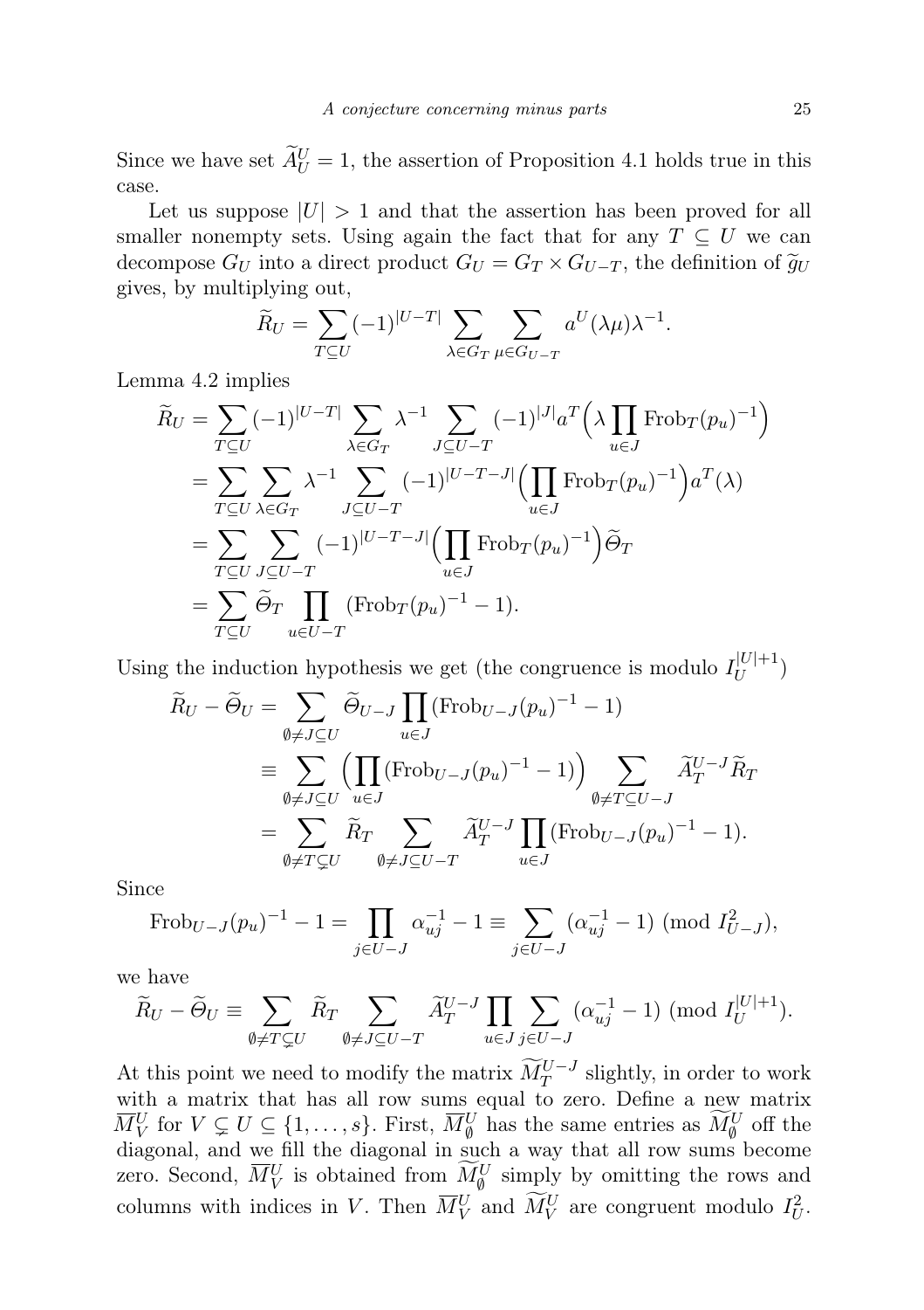Since we have set $\widetilde{A}_U^U = 1$, the assertion of Proposition 4.1 holds true in this case.

Let us suppose $|U| > 1$ and that the assertion has been proved for all smaller nonempty sets. Using again the fact that for any $T \subseteq U$ we can decompose $G_U$ into a direct product $G_U = G_T \times G_{U-T}$, the definition of $\widetilde{g}_U$ gives, by multiplying out,

$$\widetilde{R}_U = \sum_{T\subseteq U} (-1)^{|U-T|} \sum_{\lambda\in G_T} \sum_{\mu\in G_{U-T}} a^U(\lambda\mu)\lambda^{-1}.$$

Lemma 4.2 implies

$$\begin{aligned}
\widetilde{R}_U &= \sum_{T\subseteq U} (-1)^{|U-T|} \sum_{\lambda\in G_T} \lambda^{-1} \sum_{J\subseteq U-T} (-1)^{|J|} a^T\Big(\lambda \prod_{u\in J} \mathrm{Frob}_T(p_u)^{-1}\Big) \\
&= \sum_{T\subseteq U} \sum_{\lambda\in G_T} \lambda^{-1} \sum_{J\subseteq U-T} (-1)^{|U-T-J|} \Big(\prod_{u\in J} \mathrm{Frob}_T(p_u)^{-1}\Big) a^T(\lambda) \\
&= \sum_{T\subseteq U} \sum_{J\subseteq U-T} (-1)^{|U-T-J|} \Big(\prod_{u\in J} \mathrm{Frob}_T(p_u)^{-1}\Big) \widetilde{\Theta}_T \\
&= \sum_{T\subseteq U} \widetilde{\Theta}_T \prod_{u\in U-T} (\mathrm{Frob}_T(p_u)^{-1} - 1).
\end{aligned}$$

Using the induction hypothesis we get (the congruence is modulo $I_U^{|U|+1}$)

$$\begin{aligned}
\widetilde{R}_U - \widetilde{\Theta}_U &= \sum_{\emptyset\neq J\subseteq U} \widetilde{\Theta}_{U-J} \prod_{u\in J} (\mathrm{Frob}_{U-J}(p_u)^{-1} - 1) \\
&\equiv \sum_{\emptyset\neq J\subseteq U} \Big(\prod_{u\in J} (\mathrm{Frob}_{U-J}(p_u)^{-1} - 1)\Big) \sum_{\emptyset\neq T\subseteq U-J} \widetilde{A}_T^{U-J} \widetilde{R}_T \\
&= \sum_{\emptyset\neq T\subsetneq U} \widetilde{R}_T \sum_{\emptyset\neq J\subseteq U-T} \widetilde{A}_T^{U-J} \prod_{u\in J} (\mathrm{Frob}_{U-J}(p_u)^{-1} - 1).
\end{aligned}$$

Since

$$\mathrm{Frob}_{U-J}(p_u)^{-1} - 1 = \prod_{j\in U-J} \alpha_{uj}^{-1} - 1 \equiv \sum_{j\in U-J} (\alpha_{uj}^{-1} - 1) \pmod{I_{U-J}^2},$$

we have

$$\widetilde{R}_U - \widetilde{\Theta}_U \equiv \sum_{\emptyset\neq T\subsetneq U} \widetilde{R}_T \sum_{\emptyset\neq J\subseteq U-T} \widetilde{A}_T^{U-J} \prod_{u\in J} \sum_{j\in U-J} (\alpha_{uj}^{-1} - 1) \pmod{I_U^{|U|+1}}.$$

At this point we need to modify the matrix $\widetilde{M}_T^{U-J}$ slightly, in order to work with a matrix that has all row sums equal to zero. Define a new matrix $\overline{M}_V^U$ for $V \subsetneq U \subseteq \{1, \ldots, s\}$. First, $\overline{M}_\emptyset^U$ has the same entries as $\widetilde{M}_\emptyset^U$ off the diagonal, and we fill the diagonal in such a way that all row sums become zero. Second, $\overline{M}_V^U$ is obtained from $\widetilde{M}_\emptyset^U$ simply by omitting the rows and columns with indices in $V$. Then $\overline{M}_V^U$ and $\widetilde{M}_V^U$ are congruent modulo $I_U^2$.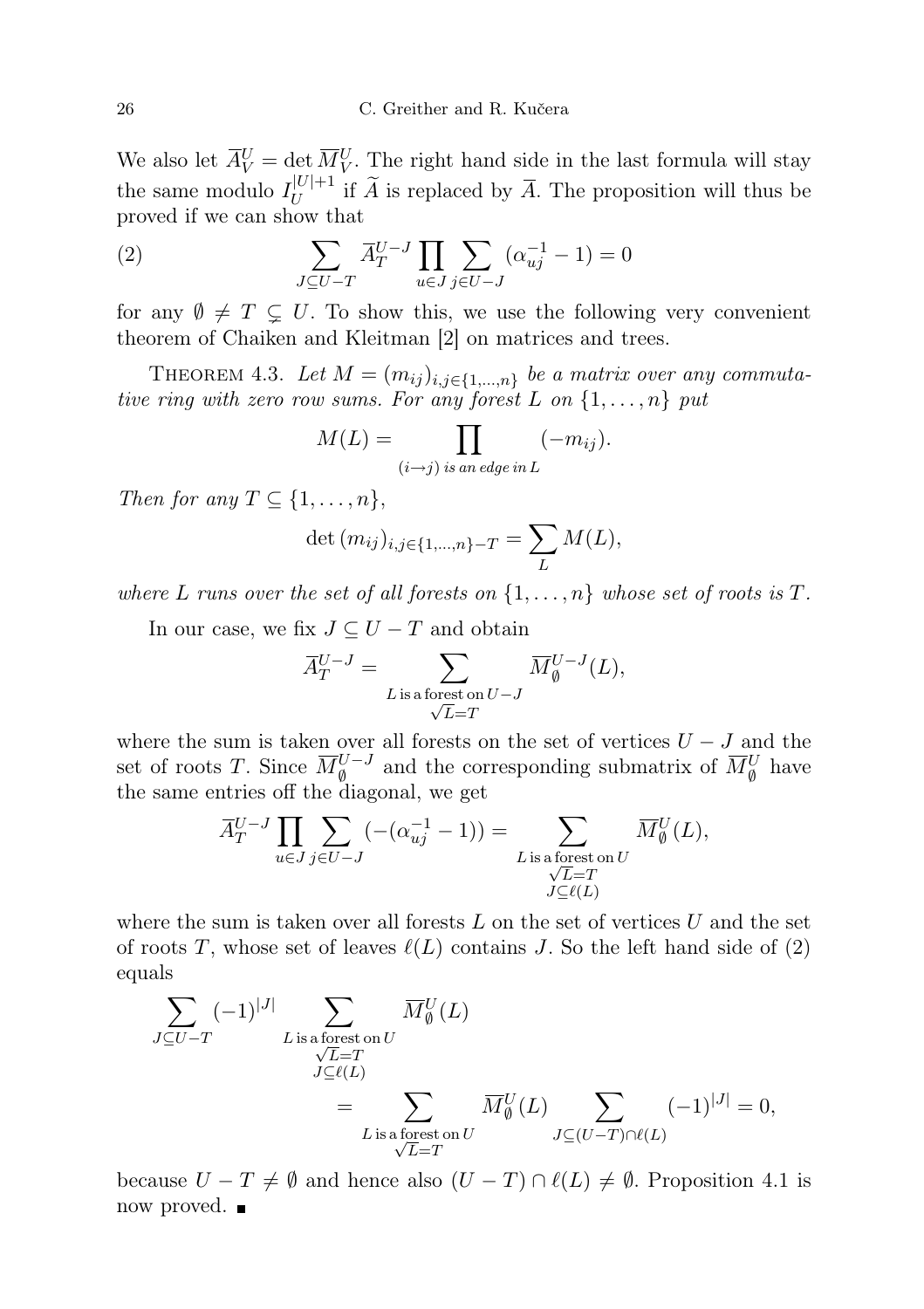We also let $\overline{A}^U_V = \det \overline{M}^U_V$. The right hand side in the last formula will stay the same modulo $I_U^{|U|+1}$ if $\widetilde{A}$ is replaced by $\overline{A}$. The proposition will thus be proved if we can show that

$$\sum_{J\subseteq U-T} \overline{A}^{U-J}_T \prod_{u\in J}\sum_{j\in U-J}(\alpha_{uj}^{-1}-1)=0 \tag{2}$$

for any $\emptyset \neq T \subsetneq U$. To show this, we use the following very convenient theorem of Chaiken and Kleitman [2] on matrices and trees.

Theorem 4.3. *Let $M=(m_{ij})_{i,j\in\{1,\dots,n\}}$ be a matrix over any commutative ring with zero row sums. For any forest $L$ on $\{1,\dots,n\}$ put*

$$M(L)=\prod_{(i\to j)\text{ is an edge in } L}(-m_{ij}).$$

*Then for any $T\subseteq\{1,\dots,n\}$,*

$$\det{(m_{ij})}_{i,j\in\{1,\dots,n\}-T}=\sum_L M(L),$$

*where $L$ runs over the set of all forests on $\{1,\dots,n\}$ whose set of roots is $T$.*

In our case, we fix $J\subseteq U-T$ and obtain

$$\overline{A}^{U-J}_T=\sum_{\substack{L\text{ is a forest on }U-J\\ \sqrt{L}=T}}\overline{M}^{U-J}_{\emptyset}(L),$$

where the sum is taken over all forests on the set of vertices $U-J$ and the set of roots $T$. Since $\overline{M}^{U-J}_{\emptyset}$ and the corresponding submatrix of $\overline{M}^{U}_{\emptyset}$ have the same entries off the diagonal, we get

$$\overline{A}^{U-J}_T\prod_{u\in J}\sum_{j\in U-J}(-(\alpha_{uj}^{-1}-1))=\sum_{\substack{L\text{ is a forest on }U\\ \sqrt{L}=T\\ J\subseteq \ell(L)}}\overline{M}^{U}_{\emptyset}(L),$$

where the sum is taken over all forests $L$ on the set of vertices $U$ and the set of roots $T$, whose set of leaves $\ell(L)$ contains $J$. So the left hand side of (2) equals

$$\begin{aligned}\sum_{J\subseteq U-T}(-1)^{|J|}&\sum_{\substack{L\text{ is a forest on }U\\ \sqrt{L}=T\\ J\subseteq \ell(L)}}\overline{M}^{U}_{\emptyset}(L)\\ &=\sum_{\substack{L\text{ is a forest on }U\\ \sqrt{L}=T}}\overline{M}^{U}_{\emptyset}(L)\sum_{J\subseteq (U-T)\cap\ell(L)}(-1)^{|J|}=0,\end{aligned}$$

because $U-T\neq\emptyset$ and hence also $(U-T)\cap\ell(L)\neq\emptyset$. Proposition 4.1 is now proved. ■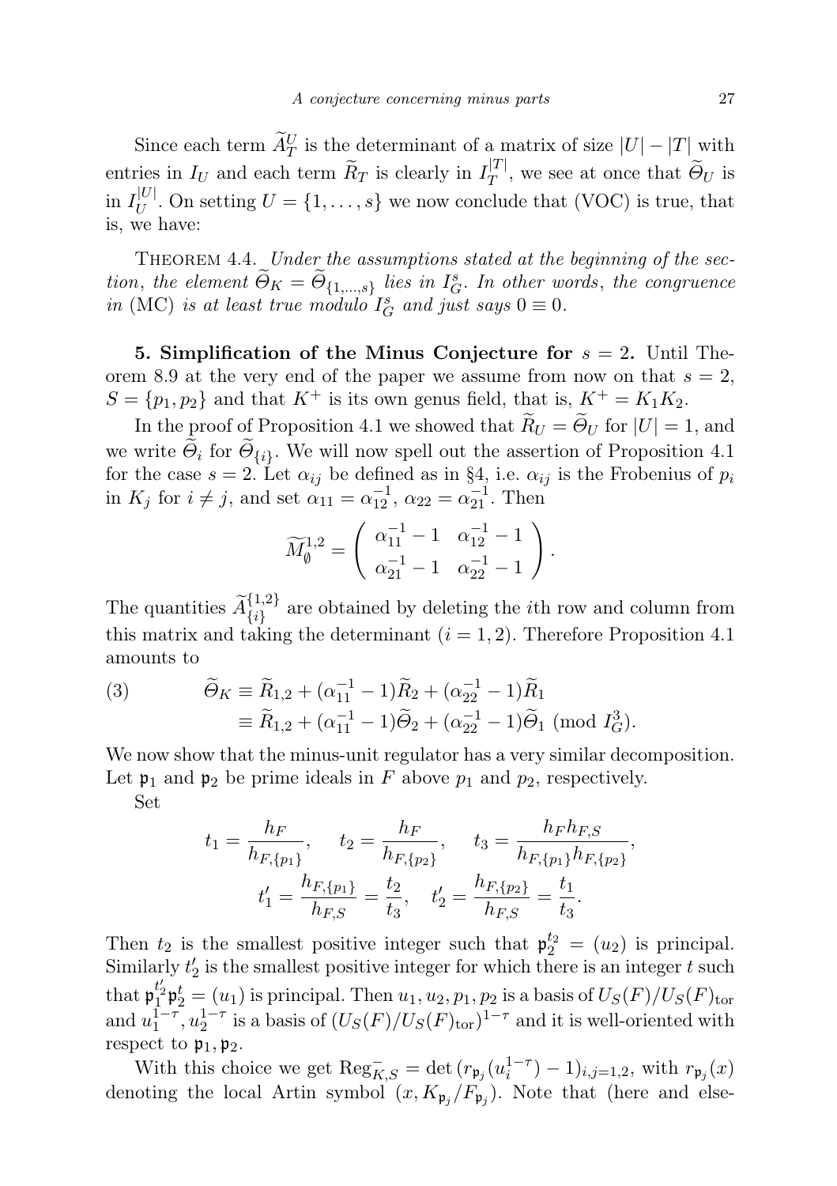Since each term $\widetilde{A}_T^U$ is the determinant of a matrix of size $|U|-|T|$ with entries in $I_U$ and each term $\widetilde{R}_T$ is clearly in $I_T^{|T|}$, we see at once that $\widetilde{\Theta}_U$ is in $I_U^{|U|}$. On setting $U=\{1,\ldots,s\}$ we now conclude that (VOC) is true, that is, we have:

Theorem 4.4. *Under the assumptions stated at the beginning of the section, the element $\widetilde{\Theta}_K=\widetilde{\Theta}_{\{1,\ldots,s\}}$ lies in $I_G^s$. In other words, the congruence in* (MC) *is at least true modulo $I_G^s$ and just says $0\equiv 0$.*

**5. Simplification of the Minus Conjecture for $s=2$.** Until Theorem 8.9 at the very end of the paper we assume from now on that $s=2$, $S=\{p_1,p_2\}$ and that $K^+$ is its own genus field, that is, $K^+=K_1K_2$.

In the proof of Proposition 4.1 we showed that $\widetilde{R}_U=\widetilde{\Theta}_U$ for $|U|=1$, and we write $\widetilde{\Theta}_i$ for $\widetilde{\Theta}_{\{i\}}$. We will now spell out the assertion of Proposition 4.1 for the case $s=2$. Let $\alpha_{ij}$ be defined as in §4, i.e. $\alpha_{ij}$ is the Frobenius of $p_i$ in $K_j$ for $i\neq j$, and set $\alpha_{11}=\alpha_{12}^{-1}$, $\alpha_{22}=\alpha_{21}^{-1}$. Then

$$\widetilde{M}_{\emptyset}^{1,2}=\begin{pmatrix}\alpha_{11}^{-1}-1 & \alpha_{12}^{-1}-1\\ \alpha_{21}^{-1}-1 & \alpha_{22}^{-1}-1\end{pmatrix}.$$

The quantities $\widetilde{A}_{\{i\}}^{\{1,2\}}$ are obtained by deleting the $i$th row and column from this matrix and taking the determinant ($i=1,2$). Therefore Proposition 4.1 amounts to

$$\begin{aligned}\widetilde{\Theta}_K &\equiv \widetilde{R}_{1,2}+(\alpha_{11}^{-1}-1)\widetilde{R}_2+(\alpha_{22}^{-1}-1)\widetilde{R}_1\\ &\equiv \widetilde{R}_{1,2}+(\alpha_{11}^{-1}-1)\widetilde{\Theta}_2+(\alpha_{22}^{-1}-1)\widetilde{\Theta}_1 \pmod{I_G^3}.\end{aligned}\tag{3}$$

We now show that the minus-unit regulator has a very similar decomposition. Let $\mathfrak{p}_1$ and $\mathfrak{p}_2$ be prime ideals in $F$ above $p_1$ and $p_2$, respectively.

Set

$$t_1=\frac{h_F}{h_{F,\{p_1\}}},\qquad t_2=\frac{h_F}{h_{F,\{p_2\}}},\qquad t_3=\frac{h_Fh_{F,S}}{h_{F,\{p_1\}}h_{F,\{p_2\}}},$$
$$t_1'=\frac{h_{F,\{p_1\}}}{h_{F,S}}=\frac{t_2}{t_3},\quad t_2'=\frac{h_{F,\{p_2\}}}{h_{F,S}}=\frac{t_1}{t_3}.$$

Then $t_2$ is the smallest positive integer such that $\mathfrak{p}_2^{t_2}=(u_2)$ is principal. Similarly $t_2'$ is the smallest positive integer for which there is an integer $t$ such that $\mathfrak{p}_1^{t_2'}\mathfrak{p}_2^{t}=(u_1)$ is principal. Then $u_1,u_2,p_1,p_2$ is a basis of $U_S(F)/U_S(F)_{\mathrm{tor}}$ and $u_1^{1-\tau},u_2^{1-\tau}$ is a basis of $(U_S(F)/U_S(F)_{\mathrm{tor}})^{1-\tau}$ and it is well-oriented with respect to $\mathfrak{p}_1,\mathfrak{p}_2$.

With this choice we get $\mathrm{Reg}_{K,S}^-=\det(r_{\mathfrak{p}_j}(u_i^{1-\tau})-1)_{i,j=1,2}$, with $r_{\mathfrak{p}_j}(x)$ denoting the local Artin symbol $(x,K_{\mathfrak{p}_j}/F_{\mathfrak{p}_j})$. Note that (here and else-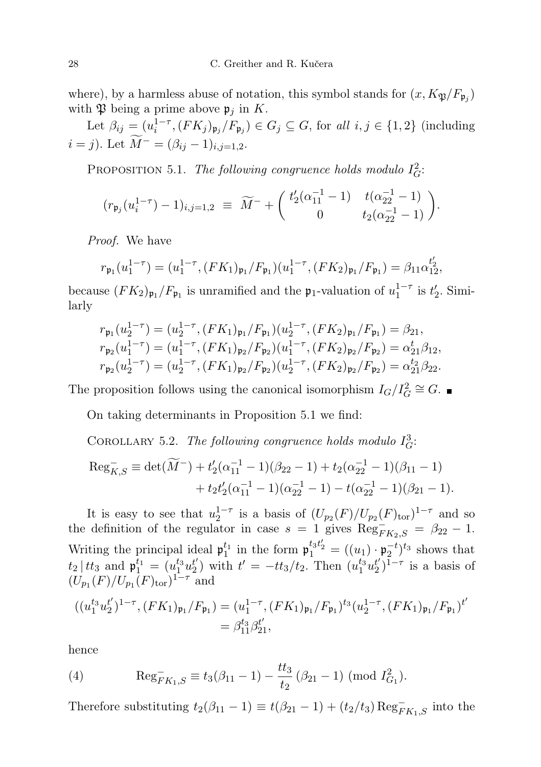where), by a harmless abuse of notation, this symbol stands for $(x, K_{\mathfrak{P}}/F_{\mathfrak{p}_j})$ with $\mathfrak{P}$ being a prime above $\mathfrak{p}_j$ in $K$.

Let $\beta_{ij} = (u_i^{1-\tau}, (FK_j)_{\mathfrak{p}_j}/F_{\mathfrak{p}_j}) \in G_j \subseteq G$, for *all* $i, j \in \{1, 2\}$ (including $i = j$). Let $\widetilde{M}^- = (\beta_{ij} - 1)_{i,j=1,2}$.

Proposition 5.1. *The following congruence holds modulo* $I_G^2$:

$$(r_{\mathfrak{p}_j}(u_i^{1-\tau}) - 1)_{i,j=1,2} \equiv \widetilde{M}^- + \begin{pmatrix} t_2'(\alpha_{11}^{-1} - 1) & t(\alpha_{22}^{-1} - 1) \\ 0 & t_2(\alpha_{22}^{-1} - 1) \end{pmatrix}.$$

*Proof.* We have

$$r_{\mathfrak{p}_1}(u_1^{1-\tau}) = (u_1^{1-\tau}, (FK_1)_{\mathfrak{p}_1}/F_{\mathfrak{p}_1})(u_1^{1-\tau}, (FK_2)_{\mathfrak{p}_1}/F_{\mathfrak{p}_1}) = \beta_{11}\alpha_{12}^{t_2'},$$

because $(FK_2)_{\mathfrak{p}_1}/F_{\mathfrak{p}_1}$ is unramified and the $\mathfrak{p}_1$-valuation of $u_1^{1-\tau}$ is $t_2'$. Similarly

$$\begin{aligned}
r_{\mathfrak{p}_1}(u_2^{1-\tau}) &= (u_2^{1-\tau}, (FK_1)_{\mathfrak{p}_1}/F_{\mathfrak{p}_1})(u_2^{1-\tau}, (FK_2)_{\mathfrak{p}_1}/F_{\mathfrak{p}_1}) = \beta_{21}, \\
r_{\mathfrak{p}_2}(u_1^{1-\tau}) &= (u_1^{1-\tau}, (FK_1)_{\mathfrak{p}_2}/F_{\mathfrak{p}_2})(u_1^{1-\tau}, (FK_2)_{\mathfrak{p}_2}/F_{\mathfrak{p}_2}) = \alpha_{21}^{t}\beta_{12}, \\
r_{\mathfrak{p}_2}(u_2^{1-\tau}) &= (u_2^{1-\tau}, (FK_1)_{\mathfrak{p}_2}/F_{\mathfrak{p}_2})(u_2^{1-\tau}, (FK_2)_{\mathfrak{p}_2}/F_{\mathfrak{p}_2}) = \alpha_{21}^{t_2}\beta_{22}.
\end{aligned}$$

The proposition follows using the canonical isomorphism $I_G/I_G^2 \cong G$. ■

On taking determinants in Proposition 5.1 we find:

Corollary 5.2. *The following congruence holds modulo* $I_G^3$:

$$\begin{aligned}
\mathrm{Reg}_{K,S}^- \equiv \det(\widetilde{M}^-) &+ t_2'(\alpha_{11}^{-1} - 1)(\beta_{22} - 1) + t_2(\alpha_{22}^{-1} - 1)(\beta_{11} - 1) \\
&+ t_2 t_2'(\alpha_{11}^{-1} - 1)(\alpha_{22}^{-1} - 1) - t(\alpha_{22}^{-1} - 1)(\beta_{21} - 1).
\end{aligned}$$

It is easy to see that $u_2^{1-\tau}$ is a basis of $(U_{p_2}(F)/U_{p_2}(F)_{\mathrm{tor}})^{1-\tau}$ and so the definition of the regulator in case $s = 1$ gives $\mathrm{Reg}_{FK_2,S}^- = \beta_{22} - 1$. Writing the principal ideal $\mathfrak{p}_1^{t_1}$ in the form $\mathfrak{p}_1^{t_3 t_2'} = ((u_1) \cdot \mathfrak{p}_2^{-t})^{t_3}$ shows that $t_2 \mid t t_3$ and $\mathfrak{p}_1^{t_1} = (u_1^{t_3} u_2^{t'})$ with $t' = -t t_3/t_2$. Then $(u_1^{t_3} u_2^{t'})^{1-\tau}$ is a basis of $(U_{p_1}(F)/U_{p_1}(F)_{\mathrm{tor}})^{1-\tau}$ and

$$\begin{aligned}
((u_1^{t_3} u_2^{t'})^{1-\tau}, (FK_1)_{\mathfrak{p}_1}/F_{\mathfrak{p}_1}) &= (u_1^{1-\tau}, (FK_1)_{\mathfrak{p}_1}/F_{\mathfrak{p}_1})^{t_3}(u_2^{1-\tau}, (FK_1)_{\mathfrak{p}_1}/F_{\mathfrak{p}_1})^{t'} \\
&= \beta_{11}^{t_3}\beta_{21}^{t'},
\end{aligned}$$

hence

$$\mathrm{Reg}_{FK_1,S}^- \equiv t_3(\beta_{11} - 1) - \frac{t t_3}{t_2}(\beta_{21} - 1) \pmod{I_{G_1}^2}. \tag{4}$$

Therefore substituting $t_2(\beta_{11} - 1) \equiv t(\beta_{21} - 1) + (t_2/t_3)\,\mathrm{Reg}_{FK_1,S}^-$ into the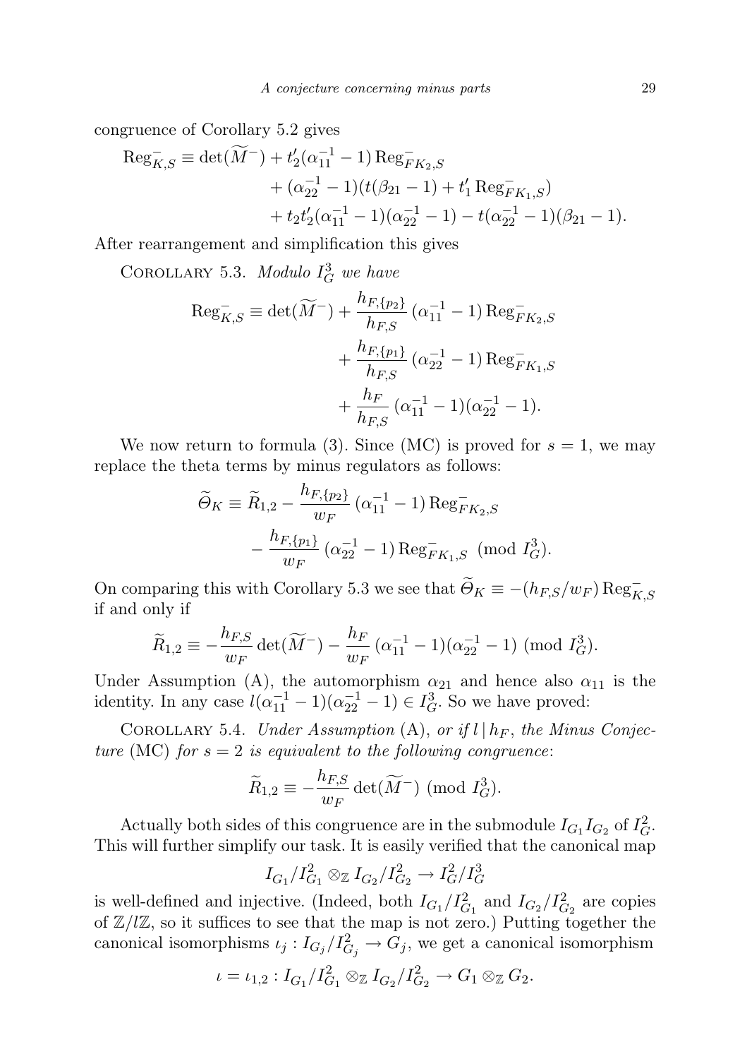congruence of Corollary 5.2 gives

$$\begin{aligned}\mathrm{Reg}^-_{K,S} \equiv \det(\widetilde{M}^-) &+ t_2'(\alpha_{11}^{-1}-1)\,\mathrm{Reg}^-_{FK_2,S}\\ &+ (\alpha_{22}^{-1}-1)(t(\beta_{21}-1) + t_1'\,\mathrm{Reg}^-_{FK_1,S})\\ &+ t_2t_2'(\alpha_{11}^{-1}-1)(\alpha_{22}^{-1}-1) - t(\alpha_{22}^{-1}-1)(\beta_{21}-1).\end{aligned}$$

After rearrangement and simplification this gives

Corollary 5.3. *Modulo $I_G^3$ we have*

$$\begin{aligned}\mathrm{Reg}^-_{K,S} \equiv \det(\widetilde{M}^-) &+ \frac{h_{F,\{p_2\}}}{h_{F,S}}\,(\alpha_{11}^{-1}-1)\,\mathrm{Reg}^-_{FK_2,S}\\ &+ \frac{h_{F,\{p_1\}}}{h_{F,S}}\,(\alpha_{22}^{-1}-1)\,\mathrm{Reg}^-_{FK_1,S}\\ &+ \frac{h_F}{h_{F,S}}\,(\alpha_{11}^{-1}-1)(\alpha_{22}^{-1}-1).\end{aligned}$$

We now return to formula (3). Since (MC) is proved for $s=1$, we may replace the theta terms by minus regulators as follows:

$$\begin{aligned}\widetilde{\Theta}_K \equiv \widetilde{R}_{1,2} &- \frac{h_{F,\{p_2\}}}{w_F}\,(\alpha_{11}^{-1}-1)\,\mathrm{Reg}^-_{FK_2,S}\\ &- \frac{h_{F,\{p_1\}}}{w_F}\,(\alpha_{22}^{-1}-1)\,\mathrm{Reg}^-_{FK_1,S} \pmod{I_G^3}.\end{aligned}$$

On comparing this with Corollary 5.3 we see that $\widetilde{\Theta}_K \equiv -(h_{F,S}/w_F)\,\mathrm{Reg}^-_{K,S}$ if and only if

$$\widetilde{R}_{1,2} \equiv -\frac{h_{F,S}}{w_F}\det(\widetilde{M}^-) - \frac{h_F}{w_F}\,(\alpha_{11}^{-1}-1)(\alpha_{22}^{-1}-1) \pmod{I_G^3}.$$

Under Assumption (A), the automorphism $\alpha_{21}$ and hence also $\alpha_{11}$ is the identity. In any case $l(\alpha_{11}^{-1}-1)(\alpha_{22}^{-1}-1) \in I_G^3$. So we have proved:

Corollary 5.4. *Under Assumption* (A), *or if $l \mid h_F$, the Minus Conjecture* (MC) *for $s=2$ is equivalent to the following congruence*:

$$\widetilde{R}_{1,2} \equiv -\frac{h_{F,S}}{w_F}\det(\widetilde{M}^-) \pmod{I_G^3}.$$

Actually both sides of this congruence are in the submodule $I_{G_1}I_{G_2}$ of $I_G^2$. This will further simplify our task. It is easily verified that the canonical map

$$I_{G_1}/I_{G_1}^2 \otimes_{\mathbb{Z}} I_{G_2}/I_{G_2}^2 \to I_G^2/I_G^3$$

is well-defined and injective. (Indeed, both $I_{G_1}/I_{G_1}^2$ and $I_{G_2}/I_{G_2}^2$ are copies of $\mathbb{Z}/l\mathbb{Z}$, so it suffices to see that the map is not zero.) Putting together the canonical isomorphisms $\iota_j : I_{G_j}/I_{G_j}^2 \to G_j$, we get a canonical isomorphism

$$\iota = \iota_{1,2} : I_{G_1}/I_{G_1}^2 \otimes_{\mathbb{Z}} I_{G_2}/I_{G_2}^2 \to G_1 \otimes_{\mathbb{Z}} G_2.$$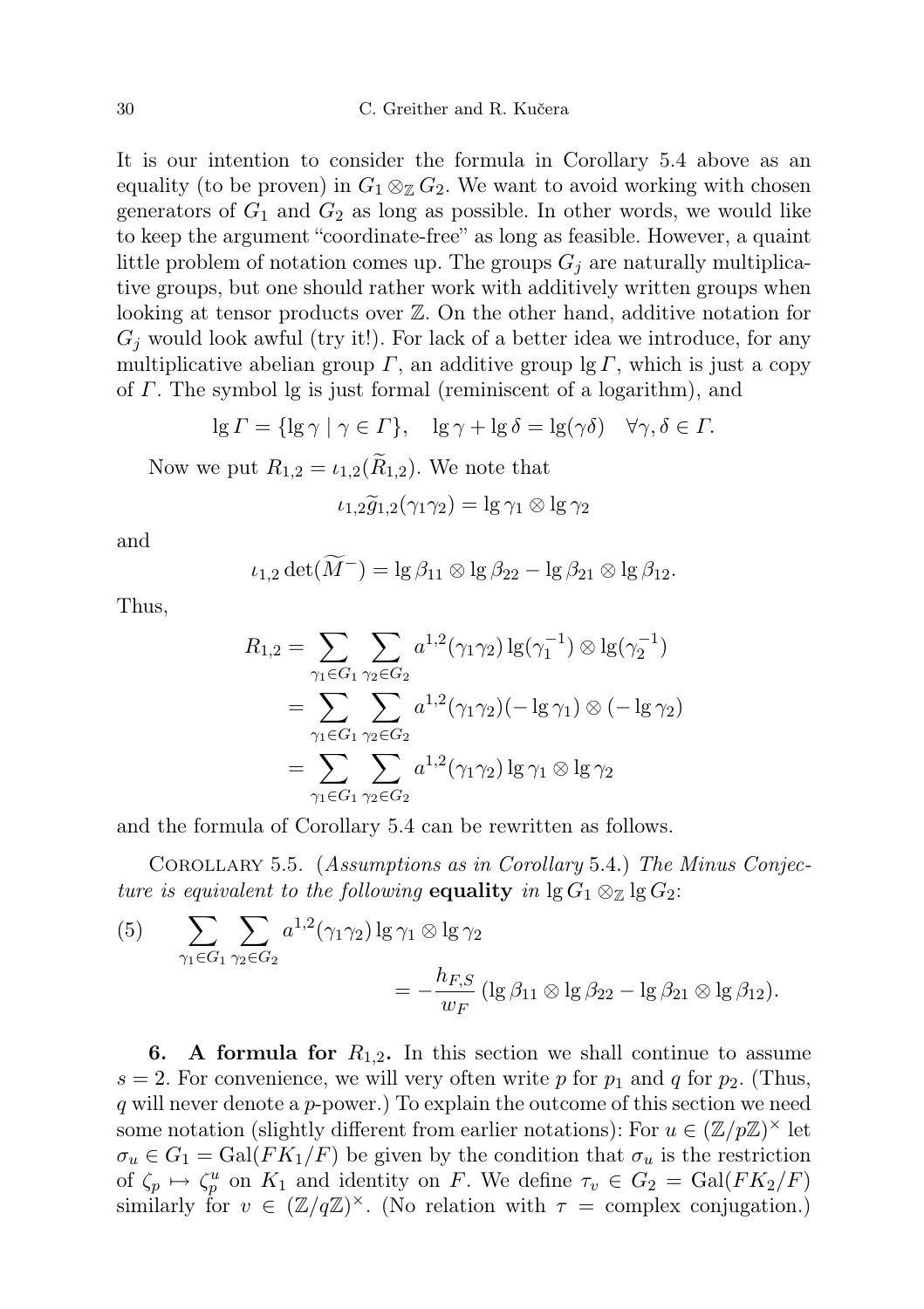It is our intention to consider the formula in Corollary 5.4 above as an equality (to be proven) in $G_1 \otimes_{\mathbb{Z}} G_2$. We want to avoid working with chosen generators of $G_1$ and $G_2$ as long as possible. In other words, we would like to keep the argument "coordinate-free" as long as feasible. However, a quaint little problem of notation comes up. The groups $G_j$ are naturally multiplicative groups, but one should rather work with additively written groups when looking at tensor products over $\mathbb{Z}$. On the other hand, additive notation for $G_j$ would look awful (try it!). For lack of a better idea we introduce, for any multiplicative abelian group $\Gamma$, an additive group $\lg \Gamma$, which is just a copy of $\Gamma$. The symbol lg is just formal (reminiscent of a logarithm), and

$$\lg \Gamma = \{\lg \gamma \mid \gamma \in \Gamma\}, \quad \lg \gamma + \lg \delta = \lg(\gamma\delta) \quad \forall \gamma, \delta \in \Gamma.$$

Now we put $R_{1,2} = \iota_{1,2}(\widetilde{R}_{1,2})$. We note that

$$\iota_{1,2}\widetilde{g}_{1,2}(\gamma_1\gamma_2) = \lg \gamma_1 \otimes \lg \gamma_2$$

and

$$\iota_{1,2} \det(\widetilde{M^-}) = \lg \beta_{11} \otimes \lg \beta_{22} - \lg \beta_{21} \otimes \lg \beta_{12}.$$

Thus,

$$\begin{aligned}
R_{1,2} &= \sum_{\gamma_1 \in G_1} \sum_{\gamma_2 \in G_2} a^{1,2}(\gamma_1\gamma_2) \lg(\gamma_1^{-1}) \otimes \lg(\gamma_2^{-1}) \\
&= \sum_{\gamma_1 \in G_1} \sum_{\gamma_2 \in G_2} a^{1,2}(\gamma_1\gamma_2)(-\lg \gamma_1) \otimes (-\lg \gamma_2) \\
&= \sum_{\gamma_1 \in G_1} \sum_{\gamma_2 \in G_2} a^{1,2}(\gamma_1\gamma_2) \lg \gamma_1 \otimes \lg \gamma_2
\end{aligned}$$

and the formula of Corollary 5.4 can be rewritten as follows.

Corollary 5.5. (*Assumptions as in Corollary* 5.4.) *The Minus Conjecture is equivalent to the following* **equality** *in* $\lg G_1 \otimes_{\mathbb{Z}} \lg G_2$:

$$(5) \qquad \sum_{\gamma_1 \in G_1} \sum_{\gamma_2 \in G_2} a^{1,2}(\gamma_1\gamma_2) \lg \gamma_1 \otimes \lg \gamma_2 = -\frac{h_{F,S}}{w_F} (\lg \beta_{11} \otimes \lg \beta_{22} - \lg \beta_{21} \otimes \lg \beta_{12}).$$

**6. A formula for $R_{1,2}$.** In this section we shall continue to assume $s = 2$. For convenience, we will very often write $p$ for $p_1$ and $q$ for $p_2$. (Thus, $q$ will never denote a $p$-power.) To explain the outcome of this section we need some notation (slightly different from earlier notations): For $u \in (\mathbb{Z}/p\mathbb{Z})^\times$ let $\sigma_u \in G_1 = \mathrm{Gal}(FK_1/F)$ be given by the condition that $\sigma_u$ is the restriction of $\zeta_p \mapsto \zeta_p^u$ on $K_1$ and identity on $F$. We define $\tau_v \in G_2 = \mathrm{Gal}(FK_2/F)$ similarly for $v \in (\mathbb{Z}/q\mathbb{Z})^\times$. (No relation with $\tau$ = complex conjugation.)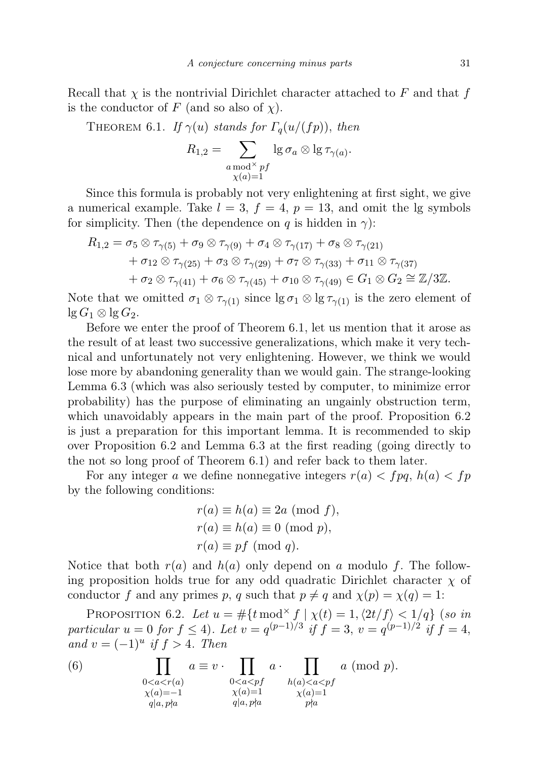Recall that $\chi$ is the nontrivial Dirichlet character attached to $F$ and that $f$ is the conductor of $F$ (and so also of $\chi$).

Theorem 6.1. *If $\gamma(u)$ stands for $\Gamma_q(u/(fp))$, then*

$$R_{1,2} = \sum_{\substack{a \bmod^\times pf \\ \chi(a)=1}} \lg \sigma_a \otimes \lg \tau_{\gamma(a)}.$$

Since this formula is probably not very enlightening at first sight, we give a numerical example. Take $l = 3$, $f = 4$, $p = 13$, and omit the lg symbols for simplicity. Then (the dependence on $q$ is hidden in $\gamma$):

$$\begin{aligned} R_{1,2} &= \sigma_5 \otimes \tau_{\gamma(5)} + \sigma_9 \otimes \tau_{\gamma(9)} + \sigma_4 \otimes \tau_{\gamma(17)} + \sigma_8 \otimes \tau_{\gamma(21)} \\ &\quad + \sigma_{12} \otimes \tau_{\gamma(25)} + \sigma_3 \otimes \tau_{\gamma(29)} + \sigma_7 \otimes \tau_{\gamma(33)} + \sigma_{11} \otimes \tau_{\gamma(37)} \\ &\quad + \sigma_2 \otimes \tau_{\gamma(41)} + \sigma_6 \otimes \tau_{\gamma(45)} + \sigma_{10} \otimes \tau_{\gamma(49)} \in G_1 \otimes G_2 \cong \mathbb{Z}/3\mathbb{Z}. \end{aligned}$$

Note that we omitted $\sigma_1 \otimes \tau_{\gamma(1)}$ since $\lg \sigma_1 \otimes \lg \tau_{\gamma(1)}$ is the zero element of $\lg G_1 \otimes \lg G_2$.

Before we enter the proof of Theorem 6.1, let us mention that it arose as the result of at least two successive generalizations, which make it very technical and unfortunately not very enlightening. However, we think we would lose more by abandoning generality than we would gain. The strange-looking Lemma 6.3 (which was also seriously tested by computer, to minimize error probability) has the purpose of eliminating an ungainly obstruction term, which unavoidably appears in the main part of the proof. Proposition 6.2 is just a preparation for this important lemma. It is recommended to skip over Proposition 6.2 and Lemma 6.3 at the first reading (going directly to the not so long proof of Theorem 6.1) and refer back to them later.

For any integer $a$ we define nonnegative integers $r(a) < fpq$, $h(a) < fp$ by the following conditions:

$$\begin{aligned} r(a) &\equiv h(a) \equiv 2a \pmod f, \\ r(a) &\equiv h(a) \equiv 0 \pmod p, \\ r(a) &\equiv pf \pmod q. \end{aligned}$$

Notice that both $r(a)$ and $h(a)$ only depend on $a$ modulo $f$. The following proposition holds true for any odd quadratic Dirichlet character $\chi$ of conductor $f$ and any primes $p$, $q$ such that $p \neq q$ and $\chi(p) = \chi(q) = 1$:

Proposition 6.2. *Let $u = \#\{t \bmod^\times f \mid \chi(t) = 1, \langle 2t/f\rangle < 1/q\}$ (so in particular $u = 0$ for $f \le 4$). Let $v = q^{(p-1)/3}$ if $f = 3$, $v = q^{(p-1)/2}$ if $f = 4$, and $v = (-1)^u$ if $f > 4$. Then*

$$\prod_{\substack{0<a<r(a) \\ \chi(a)=-1 \\ q\mid a,\, p\nmid a}} a \equiv v \cdot \prod_{\substack{0<a<pf \\ \chi(a)=1 \\ q\mid a,\, p\nmid a}} a \cdot \prod_{\substack{h(a)<a<pf \\ \chi(a)=1 \\ p\nmid a}} a \pmod p. \tag{6}$$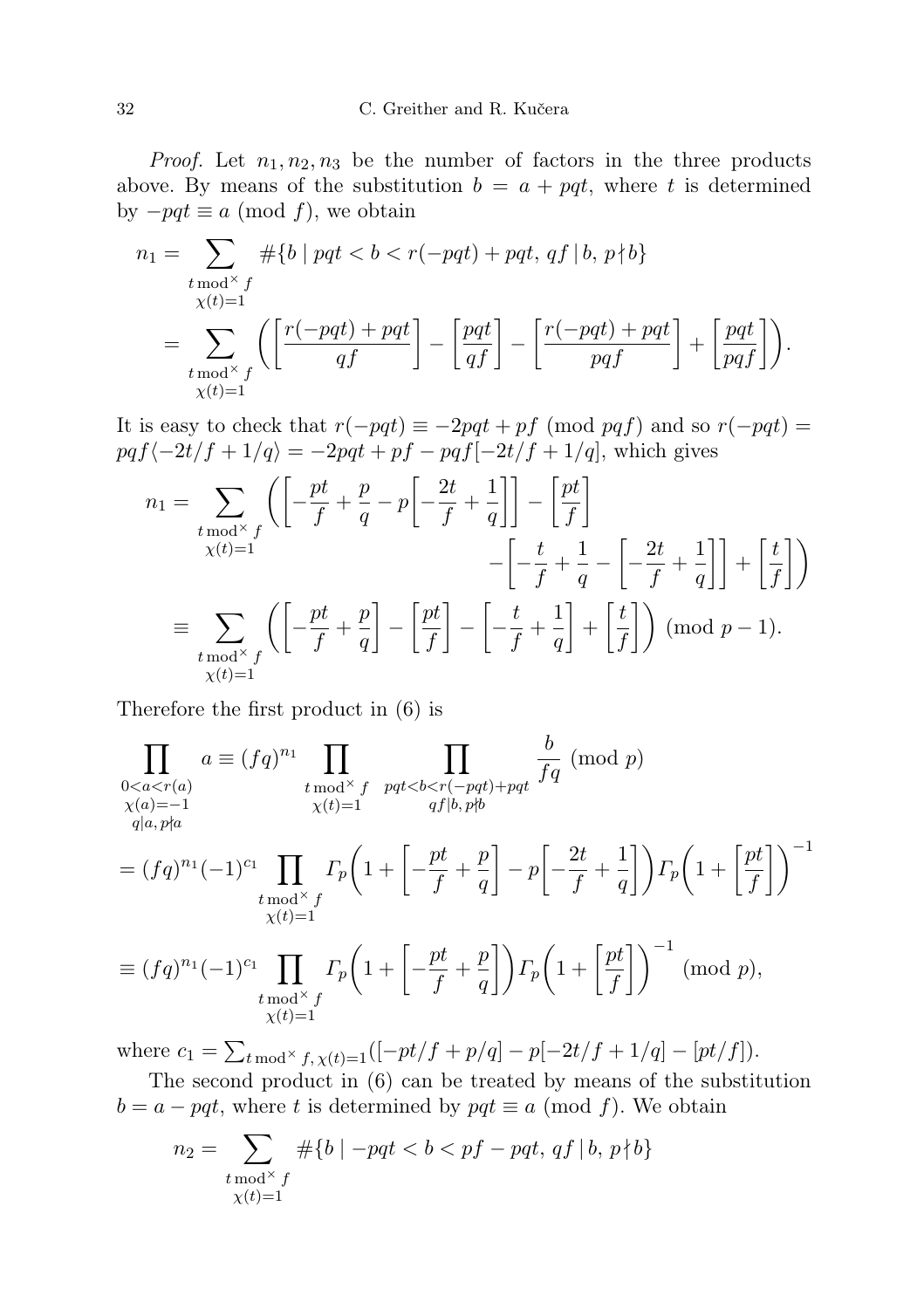*Proof.* Let $n_1, n_2, n_3$ be the number of factors in the three products above. By means of the substitution $b = a + pqt$, where $t$ is determined by $-pqt \equiv a \pmod{f}$, we obtain

$$\begin{aligned}
n_1 &= \sum_{\substack{t \bmod^\times f \\ \chi(t)=1}} \#\{b \mid pqt < b < r(-pqt) + pqt,\ qf \mid b,\ p \nmid b\} \\
&= \sum_{\substack{t \bmod^\times f \\ \chi(t)=1}} \left( \left[\frac{r(-pqt) + pqt}{qf}\right] - \left[\frac{pqt}{qf}\right] - \left[\frac{r(-pqt) + pqt}{pqf}\right] + \left[\frac{pqt}{pqf}\right] \right).
\end{aligned}$$

It is easy to check that $r(-pqt) \equiv -2pqt + pf \pmod{pqf}$ and so $r(-pqt) = pqf\langle -2t/f + 1/q\rangle = -2pqt + pf - pqf[-2t/f + 1/q]$, which gives

$$\begin{aligned}
n_1 &= \sum_{\substack{t \bmod^\times f \\ \chi(t)=1}} \left( \left[-\frac{pt}{f} + \frac{p}{q} - p\left[-\frac{2t}{f} + \frac{1}{q}\right]\right] - \left[\frac{pt}{f}\right] \right. \\
&\qquad\qquad \left. - \left[-\frac{t}{f} + \frac{1}{q} - \left[-\frac{2t}{f} + \frac{1}{q}\right]\right] + \left[\frac{t}{f}\right] \right) \\
&\equiv \sum_{\substack{t \bmod^\times f \\ \chi(t)=1}} \left( \left[-\frac{pt}{f} + \frac{p}{q}\right] - \left[\frac{pt}{f}\right] - \left[-\frac{t}{f} + \frac{1}{q}\right] + \left[\frac{t}{f}\right] \right) \pmod{p-1}.
\end{aligned}$$

Therefore the first product in (6) is

$$\begin{aligned}
\prod_{\substack{0<a<r(a) \\ \chi(a)=-1 \\ q \mid a,\, p \nmid a}} a &\equiv (fq)^{n_1} \prod_{\substack{t \bmod^\times f \\ \chi(t)=1}} \prod_{\substack{pqt<b<r(-pqt)+pqt \\ qf \mid b,\, p \nmid b}} \frac{b}{fq} \pmod{p} \\
&= (fq)^{n_1} (-1)^{c_1} \prod_{\substack{t \bmod^\times f \\ \chi(t)=1}} \Gamma_p\left(1 + \left[-\frac{pt}{f} + \frac{p}{q}\right] - p\left[-\frac{2t}{f} + \frac{1}{q}\right]\right) \Gamma_p\left(1 + \left[\frac{pt}{f}\right]\right)^{-1} \\
&\equiv (fq)^{n_1} (-1)^{c_1} \prod_{\substack{t \bmod^\times f \\ \chi(t)=1}} \Gamma_p\left(1 + \left[-\frac{pt}{f} + \frac{p}{q}\right]\right) \Gamma_p\left(1 + \left[\frac{pt}{f}\right]\right)^{-1} \pmod{p},
\end{aligned}$$

where $c_1 = \sum_{t \bmod^\times f,\, \chi(t)=1} ([-pt/f + p/q] - p[-2t/f + 1/q] - [pt/f])$.

The second product in (6) can be treated by means of the substitution $b = a - pqt$, where $t$ is determined by $pqt \equiv a \pmod{f}$. We obtain

$$n_2 = \sum_{\substack{t \bmod^\times f \\ \chi(t)=1}} \#\{b \mid -pqt < b < pf - pqt,\ qf \mid b,\ p \nmid b\}$$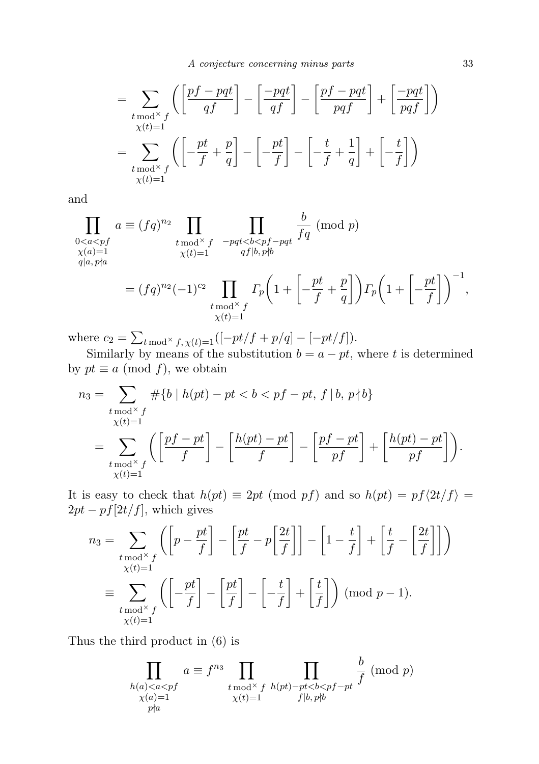$$= \sum_{\substack{t \bmod^\times f \\ \chi(t)=1}} \left( \left[\frac{pf-pqt}{qf}\right] - \left[\frac{-pqt}{qf}\right] - \left[\frac{pf-pqt}{pqf}\right] + \left[\frac{-pqt}{pqf}\right] \right)$$

$$= \sum_{\substack{t \bmod^\times f \\ \chi(t)=1}} \left( \left[-\frac{pt}{f} + \frac{p}{q}\right] - \left[-\frac{pt}{f}\right] - \left[-\frac{t}{f} + \frac{1}{q}\right] + \left[-\frac{t}{f}\right] \right)$$

and

$$\prod_{\substack{0<a<pf \\ \chi(a)=1 \\ q\mid a,\, p\nmid a}} a \equiv (fq)^{n_2} \prod_{\substack{t \bmod^\times f \\ \chi(t)=1}} \prod_{\substack{-pqt<b<pf-pqt \\ qf\mid b,\, p\nmid b}} \frac{b}{fq} \pmod p$$

$$= (fq)^{n_2}(-1)^{c_2} \prod_{\substack{t \bmod^\times f \\ \chi(t)=1}} \Gamma_p\left(1 + \left[-\frac{pt}{f} + \frac{p}{q}\right]\right) \Gamma_p\left(1 + \left[-\frac{pt}{f}\right]\right)^{-1},$$

where $c_2 = \sum_{t \bmod^\times f,\, \chi(t)=1}([-pt/f + p/q] - [-pt/f])$.

Similarly by means of the substitution $b = a - pt$, where $t$ is determined by $pt \equiv a \pmod f$, we obtain

$$n_3 = \sum_{\substack{t \bmod^\times f \\ \chi(t)=1}} \#\{b \mid h(pt) - pt < b < pf - pt,\ f \mid b,\ p \nmid b\}$$

$$= \sum_{\substack{t \bmod^\times f \\ \chi(t)=1}} \left( \left[\frac{pf-pt}{f}\right] - \left[\frac{h(pt)-pt}{f}\right] - \left[\frac{pf-pt}{pf}\right] + \left[\frac{h(pt)-pt}{pf}\right] \right).$$

It is easy to check that $h(pt) \equiv 2pt \pmod{pf}$ and so $h(pt) = pf\langle 2t/f\rangle = 2pt - pf[2t/f]$, which gives

$$n_3 = \sum_{\substack{t \bmod^\times f \\ \chi(t)=1}} \left( \left[p - \frac{pt}{f}\right] - \left[\frac{pt}{f} - p\left[\frac{2t}{f}\right]\right] - \left[1 - \frac{t}{f}\right] + \left[\frac{t}{f} - \left[\frac{2t}{f}\right]\right] \right)$$

$$\equiv \sum_{\substack{t \bmod^\times f \\ \chi(t)=1}} \left( \left[-\frac{pt}{f}\right] - \left[\frac{pt}{f}\right] - \left[-\frac{t}{f}\right] + \left[\frac{t}{f}\right] \right) \pmod{p-1}.$$

Thus the third product in (6) is

$$\prod_{\substack{h(a)<a<pf \\ \chi(a)=1 \\ p\nmid a}} a \equiv f^{n_3} \prod_{\substack{t \bmod^\times f \\ \chi(t)=1}} \prod_{\substack{h(pt)-pt<b<pf-pt \\ f\mid b,\, p\nmid b}} \frac{b}{f} \pmod p$$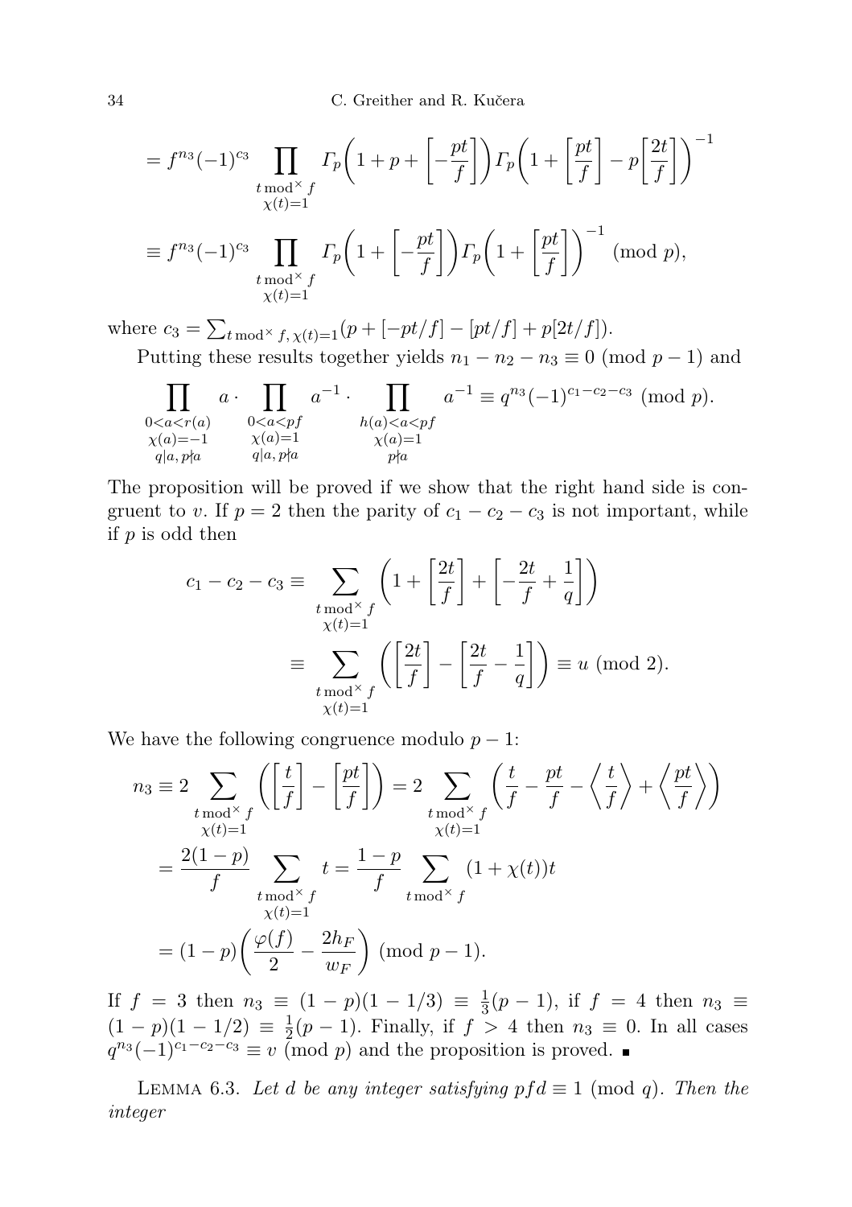$$= f^{n_3}(-1)^{c_3} \prod_{\substack{t \bmod^\times f \\ \chi(t)=1}} \Gamma_p\Big(1 + p + \Big[-\frac{pt}{f}\Big]\Big) \Gamma_p\Big(1 + \Big[\frac{pt}{f}\Big] - p\Big[\frac{2t}{f}\Big]\Big)^{-1}$$

$$\equiv f^{n_3}(-1)^{c_3} \prod_{\substack{t \bmod^\times f \\ \chi(t)=1}} \Gamma_p\Big(1 + \Big[-\frac{pt}{f}\Big]\Big) \Gamma_p\Big(1 + \Big[\frac{pt}{f}\Big]\Big)^{-1} \pmod{p},$$

where $c_3 = \sum_{t \bmod^\times f,\, \chi(t)=1} (p + [-pt/f] - [pt/f] + p[2t/f])$.

Putting these results together yields $n_1 - n_2 - n_3 \equiv 0 \pmod{p-1}$ and

$$\prod_{\substack{0<a<r(a) \\ \chi(a)=-1 \\ q\mid a,\, p\nmid a}} a \cdot \prod_{\substack{0<a<pf \\ \chi(a)=1 \\ q\mid a,\, p\nmid a}} a^{-1} \cdot \prod_{\substack{h(a)<a<pf \\ \chi(a)=1 \\ p\nmid a}} a^{-1} \equiv q^{n_3}(-1)^{c_1-c_2-c_3} \pmod{p}.$$

The proposition will be proved if we show that the right hand side is congruent to $v$. If $p = 2$ then the parity of $c_1 - c_2 - c_3$ is not important, while if $p$ is odd then

$$c_1 - c_2 - c_3 \equiv \sum_{\substack{t \bmod^\times f \\ \chi(t)=1}} \Big(1 + \Big[\frac{2t}{f}\Big] + \Big[-\frac{2t}{f} + \frac{1}{q}\Big]\Big)$$

$$\equiv \sum_{\substack{t \bmod^\times f \\ \chi(t)=1}} \Big(\Big[\frac{2t}{f}\Big] - \Big[\frac{2t}{f} - \frac{1}{q}\Big]\Big) \equiv u \pmod{2}.$$

We have the following congruence modulo $p - 1$:

$$n_3 \equiv 2 \sum_{\substack{t \bmod^\times f \\ \chi(t)=1}} \Big(\Big[\frac{t}{f}\Big] - \Big[\frac{pt}{f}\Big]\Big) = 2 \sum_{\substack{t \bmod^\times f \\ \chi(t)=1}} \Big(\frac{t}{f} - \frac{pt}{f} - \Big\langle \frac{t}{f} \Big\rangle + \Big\langle \frac{pt}{f} \Big\rangle\Big)$$

$$= \frac{2(1-p)}{f} \sum_{\substack{t \bmod^\times f \\ \chi(t)=1}} t = \frac{1-p}{f} \sum_{t \bmod^\times f} (1 + \chi(t))t$$

$$= (1-p)\Big(\frac{\varphi(f)}{2} - \frac{2h_F}{w_F}\Big) \pmod{p-1}.$$

If $f = 3$ then $n_3 \equiv (1-p)(1 - 1/3) \equiv \frac{1}{3}(p-1)$, if $f = 4$ then $n_3 \equiv (1-p)(1-1/2) \equiv \frac{1}{2}(p-1)$. Finally, if $f > 4$ then $n_3 \equiv 0$. In all cases $q^{n_3}(-1)^{c_1-c_2-c_3} \equiv v \pmod{p}$ and the proposition is proved. ∎

LEMMA 6.3. *Let $d$ be any integer satisfying $pfd \equiv 1 \pmod{q}$. Then the integer*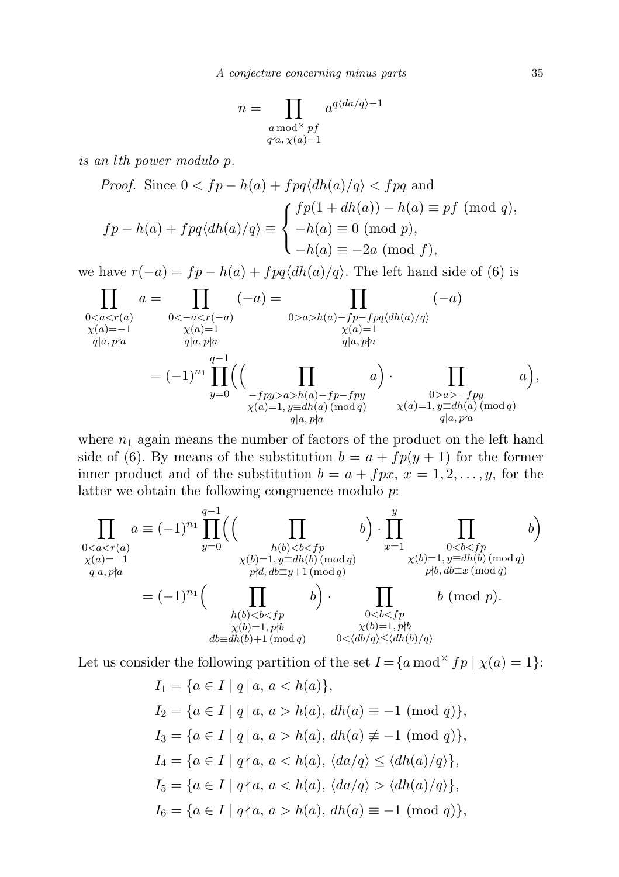$$n = \prod_{\substack{a \bmod^\times pf \\ q\nmid a,\, \chi(a)=1}} a^{q\langle da/q\rangle - 1}$$

*is an lth power modulo p.*

*Proof.* Since $0 < fp - h(a) + fpq\langle dh(a)/q\rangle < fpq$ and

$$fp - h(a) + fpq\langle dh(a)/q\rangle \equiv \begin{cases} fp(1+dh(a)) - h(a) \equiv pf \pmod q, \\ -h(a) \equiv 0 \pmod p, \\ -h(a) \equiv -2a \pmod f, \end{cases}$$

we have $r(-a) = fp - h(a) + fpq\langle dh(a)/q\rangle$. The left hand side of (6) is

$$\prod_{\substack{0<a<r(a) \\ \chi(a)=-1 \\ q\mid a,\, p\nmid a}} a = \prod_{\substack{0<-a<r(-a) \\ \chi(a)=1 \\ q\mid a,\, p\nmid a}} (-a) = \prod_{\substack{0>a>h(a)-fp-fpq\langle dh(a)/q\rangle \\ \chi(a)=1 \\ q\mid a,\, p\nmid a}} (-a)$$

$$= (-1)^{n_1} \prod_{y=0}^{q-1} \Big( \Big( \prod_{\substack{-fpy>a>h(a)-fp-fpy \\ \chi(a)=1,\, y\equiv dh(a) \pmod q \\ q\mid a,\, p\nmid a}} a \Big) \cdot \prod_{\substack{0>a>-fpy \\ \chi(a)=1,\, y\equiv dh(a) \pmod q \\ q\mid a,\, p\nmid a}} a \Big),$$

where $n_1$ again means the number of factors of the product on the left hand side of (6). By means of the substitution $b = a + fp(y+1)$ for the former inner product and of the substitution $b = a + fpx$, $x = 1, 2, \ldots, y$, for the latter we obtain the following congruence modulo $p$:

$$\prod_{\substack{0<a<r(a) \\ \chi(a)=-1 \\ q\mid a,\, p\nmid a}} a \equiv (-1)^{n_1} \prod_{y=0}^{q-1} \Big( \Big( \prod_{\substack{h(b)<b<fp \\ \chi(b)=1,\, y\equiv dh(b) \pmod q \\ p\nmid d,\, db\equiv y+1 \pmod q}} b \Big) \cdot \prod_{x=1}^{y} \prod_{\substack{0<b<fp \\ \chi(b)=1,\, y\equiv dh(b) \pmod q \\ p\nmid b,\, db\equiv x \pmod q}} b \Big)$$

$$= (-1)^{n_1} \Big( \prod_{\substack{h(b)<b<fp \\ \chi(b)=1,\, p\nmid b \\ db\equiv dh(b)+1 \pmod q}} b \Big) \cdot \prod_{\substack{0<b<fp \\ \chi(b)=1,\, p\nmid b \\ 0<\langle db/q\rangle \le \langle dh(b)/q\rangle}} b \pmod p.$$

Let us consider the following partition of the set $I = \{a \bmod^\times fp \mid \chi(a) = 1\}$:

$$I_1 = \{a \in I \mid q \mid a,\, a < h(a)\},$$

$$I_2 = \{a \in I \mid q \mid a,\, a > h(a),\, dh(a) \equiv -1 \pmod q\},$$

$$I_3 = \{a \in I \mid q \mid a,\, a > h(a),\, dh(a) \not\equiv -1 \pmod q\},$$

$$I_4 = \{a \in I \mid q \nmid a,\, a < h(a),\, \langle da/q\rangle \le \langle dh(a)/q\rangle\},$$

$$I_5 = \{a \in I \mid q \nmid a,\, a < h(a),\, \langle da/q\rangle > \langle dh(a)/q\rangle\},$$

$$I_6 = \{a \in I \mid q \nmid a,\, a > h(a),\, dh(a) \equiv -1 \pmod q\},$$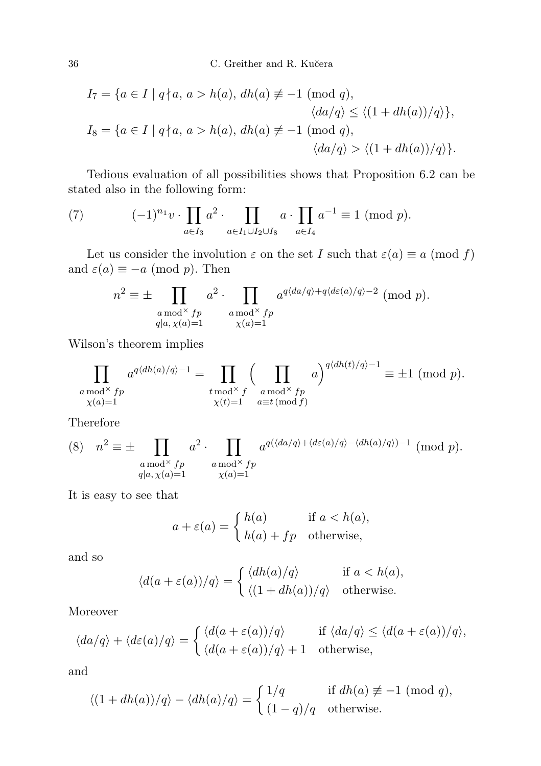$$
\begin{aligned}
I_7 = \{a \in I \mid q \nmid a,\ a > h(a),\ dh(a) \not\equiv -1 \pmod q,& \\
\langle da/q\rangle \le \langle (1+dh(a))/q\rangle\},& \\
I_8 = \{a \in I \mid q \nmid a,\ a > h(a),\ dh(a) \not\equiv -1 \pmod q,& \\
\langle da/q\rangle > \langle (1+dh(a))/q\rangle\}.&
\end{aligned}
$$

Tedious evaluation of all possibilities shows that Proposition 6.2 can be stated also in the following form:

$$
(-1)^{n_1} v \cdot \prod_{a\in I_3} a^2 \cdot \prod_{a\in I_1\cup I_2\cup I_8} a \cdot \prod_{a\in I_4} a^{-1} \equiv 1 \pmod p. \tag{7}
$$

Let us consider the involution $\varepsilon$ on the set $I$ such that $\varepsilon(a)\equiv a \pmod f$ and $\varepsilon(a) \equiv -a \pmod p$. Then

$$
n^2 \equiv \pm \prod_{\substack{a \bmod^\times fp\\ q\mid a,\, \chi(a)=1}} a^2 \cdot \prod_{\substack{a \bmod^\times fp\\ \chi(a)=1}} a^{q\langle da/q\rangle + q\langle d\varepsilon(a)/q\rangle -2} \pmod p.
$$

Wilson's theorem implies

$$
\prod_{\substack{a \bmod^\times fp\\ \chi(a)=1}} a^{q\langle dh(a)/q\rangle -1} = \prod_{\substack{t \bmod^\times f\\ \chi(t)=1}} \Big( \prod_{\substack{a \bmod^\times fp\\ a\equiv t \,(\mathrm{mod}\, f)}} a\Big)^{q\langle dh(t)/q\rangle -1} \equiv \pm 1 \pmod p.
$$

Therefore

$$
n^2 \equiv \pm \prod_{\substack{a \bmod^\times fp\\ q\mid a,\, \chi(a)=1}} a^2 \cdot \prod_{\substack{a \bmod^\times fp\\ \chi(a)=1}} a^{q(\langle da/q\rangle + \langle d\varepsilon(a)/q\rangle - \langle dh(a)/q\rangle) -1} \pmod p. \tag{8}
$$

It is easy to see that

$$
a+\varepsilon(a) = \begin{cases} h(a) & \text{if } a < h(a),\\ h(a)+fp & \text{otherwise,}\end{cases}
$$

and so

$$
\langle d(a+\varepsilon(a))/q\rangle = \begin{cases} \langle dh(a)/q\rangle & \text{if } a < h(a),\\ \langle (1+dh(a))/q\rangle & \text{otherwise.}\end{cases}
$$

Moreover

$$
\langle da/q\rangle + \langle d\varepsilon(a)/q\rangle = \begin{cases} \langle d(a+\varepsilon(a))/q\rangle & \text{if } \langle da/q\rangle \le \langle d(a+\varepsilon(a))/q\rangle,\\ \langle d(a+\varepsilon(a))/q\rangle + 1 & \text{otherwise,}\end{cases}
$$

and

$$
\langle (1+dh(a))/q\rangle - \langle dh(a)/q\rangle = \begin{cases} 1/q & \text{if } dh(a) \not\equiv -1 \pmod q,\\ (1-q)/q & \text{otherwise.}\end{cases}
$$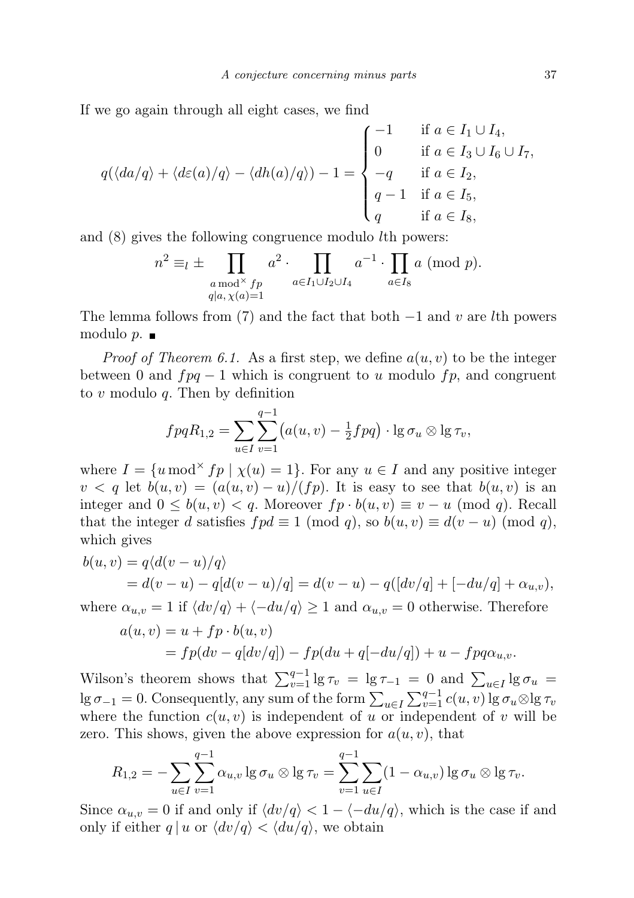If we go again through all eight cases, we find

$$q(\langle da/q\rangle + \langle d\varepsilon(a)/q\rangle - \langle dh(a)/q\rangle) - 1 = \begin{cases} -1 & \text{if } a \in I_1 \cup I_4, \\ 0 & \text{if } a \in I_3 \cup I_6 \cup I_7, \\ -q & \text{if } a \in I_2, \\ q-1 & \text{if } a \in I_5, \\ q & \text{if } a \in I_8, \end{cases}$$

and (8) gives the following congruence modulo $l$th powers:

$$n^2 \equiv_l \pm \prod_{\substack{a \bmod^\times fp \\ q|a,\, \chi(a)=1}} a^2 \cdot \prod_{a\in I_1\cup I_2\cup I_4} a^{-1} \cdot \prod_{a\in I_8} a \pmod p.$$

The lemma follows from (7) and the fact that both $-1$ and $v$ are $l$th powers modulo $p$. ∎

*Proof of Theorem 6.1.* As a first step, we define $a(u,v)$ to be the integer between 0 and $fpq-1$ which is congruent to $u$ modulo $fp$, and congruent to $v$ modulo $q$. Then by definition

$$fpqR_{1,2} = \sum_{u\in I}\sum_{v=1}^{q-1} \big(a(u,v) - \tfrac{1}{2}fpq\big)\cdot \lg\sigma_u \otimes \lg\tau_v,$$

where $I = \{u \bmod^\times fp \mid \chi(u) = 1\}$. For any $u \in I$ and any positive integer $v < q$ let $b(u,v) = (a(u,v) - u)/(fp)$. It is easy to see that $b(u,v)$ is an integer and $0 \le b(u,v) < q$. Moreover $fp\cdot b(u,v) \equiv v - u \pmod q$. Recall that the integer $d$ satisfies $fpd \equiv 1 \pmod q$, so $b(u,v) \equiv d(v-u) \pmod q$, which gives

$$\begin{aligned} b(u,v) &= q\langle d(v-u)/q\rangle \\ &= d(v-u) - q[d(v-u)/q] = d(v-u) - q([dv/q] + [-du/q] + \alpha_{u,v}), \end{aligned}$$

where $\alpha_{u,v} = 1$ if $\langle dv/q\rangle + \langle -du/q\rangle \ge 1$ and $\alpha_{u,v} = 0$ otherwise. Therefore

$$\begin{aligned} a(u,v) &= u + fp\cdot b(u,v) \\ &= fp(dv - q[dv/q]) - fp(du + q[-du/q]) + u - fpq\alpha_{u,v}. \end{aligned}$$

Wilson's theorem shows that $\sum_{v=1}^{q-1} \lg\tau_v = \lg\tau_{-1} = 0$ and $\sum_{u\in I}\lg\sigma_u = \lg\sigma_{-1} = 0$. Consequently, any sum of the form $\sum_{u\in I}\sum_{v=1}^{q-1} c(u,v)\lg\sigma_u\otimes\lg\tau_v$ where the function $c(u,v)$ is independent of $u$ or independent of $v$ will be zero. This shows, given the above expression for $a(u,v)$, that

$$R_{1,2} = -\sum_{u\in I}\sum_{v=1}^{q-1}\alpha_{u,v}\lg\sigma_u\otimes\lg\tau_v = \sum_{v=1}^{q-1}\sum_{u\in I}(1-\alpha_{u,v})\lg\sigma_u\otimes\lg\tau_v.$$

Since $\alpha_{u,v} = 0$ if and only if $\langle dv/q\rangle < 1 - \langle -du/q\rangle$, which is the case if and only if either $q \mid u$ or $\langle dv/q\rangle < \langle du/q\rangle$, we obtain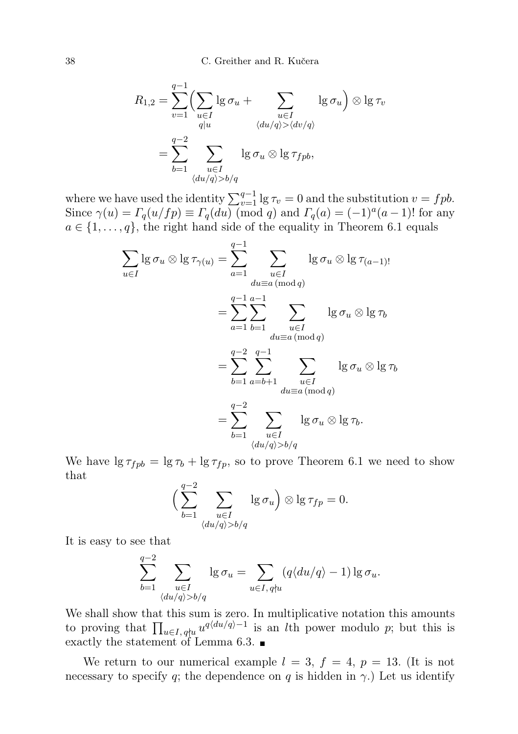$$R_{1,2} = \sum_{v=1}^{q-1} \Big( \sum_{\substack{u\in I\\ q\mid u}} \lg \sigma_u + \sum_{\substack{u\in I\\ \langle du/q\rangle > \langle dv/q\rangle}} \lg \sigma_u \Big) \otimes \lg \tau_v$$
$$= \sum_{b=1}^{q-2} \sum_{\substack{u\in I\\ \langle du/q\rangle > b/q}} \lg \sigma_u \otimes \lg \tau_{fpb},$$

where we have used the identity $\sum_{v=1}^{q-1} \lg \tau_v = 0$ and the substitution $v = fpb$. Since $\gamma(u) = \Gamma_q(u/fp) \equiv \Gamma_q(du) \pmod q$ and $\Gamma_q(a) = (-1)^a(a-1)!$ for any $a \in \{1,\dots,q\}$, the right hand side of the equality in Theorem 6.1 equals

$$\sum_{u\in I} \lg \sigma_u \otimes \lg \tau_{\gamma(u)} = \sum_{a=1}^{q-1} \sum_{\substack{u\in I\\ du\equiv a \,(\mathrm{mod}\, q)}} \lg \sigma_u \otimes \lg \tau_{(a-1)!}$$
$$= \sum_{a=1}^{q-1} \sum_{b=1}^{a-1} \sum_{\substack{u\in I\\ du\equiv a \,(\mathrm{mod}\, q)}} \lg \sigma_u \otimes \lg \tau_b$$
$$= \sum_{b=1}^{q-2} \sum_{a=b+1}^{q-1} \sum_{\substack{u\in I\\ du\equiv a \,(\mathrm{mod}\, q)}} \lg \sigma_u \otimes \lg \tau_b$$
$$= \sum_{b=1}^{q-2} \sum_{\substack{u\in I\\ \langle du/q\rangle > b/q}} \lg \sigma_u \otimes \lg \tau_b.$$

We have $\lg \tau_{fpb} = \lg \tau_b + \lg \tau_{fp}$, so to prove Theorem 6.1 we need to show that

$$\Big( \sum_{b=1}^{q-2} \sum_{\substack{u\in I\\ \langle du/q\rangle > b/q}} \lg \sigma_u \Big) \otimes \lg \tau_{fp} = 0.$$

It is easy to see that

$$\sum_{b=1}^{q-2} \sum_{\substack{u\in I\\ \langle du/q\rangle > b/q}} \lg \sigma_u = \sum_{u\in I,\, q\nmid u} (q\langle du/q\rangle - 1) \lg \sigma_u.$$

We shall show that this sum is zero. In multiplicative notation this amounts to proving that $\prod_{u\in I,\, q\nmid u} u^{q\langle du/q\rangle -1}$ is an $l$th power modulo $p$; but this is exactly the statement of Lemma 6.3. ■

We return to our numerical example $l = 3$, $f = 4$, $p = 13$. (It is not necessary to specify $q$; the dependence on $q$ is hidden in $\gamma$.) Let us identify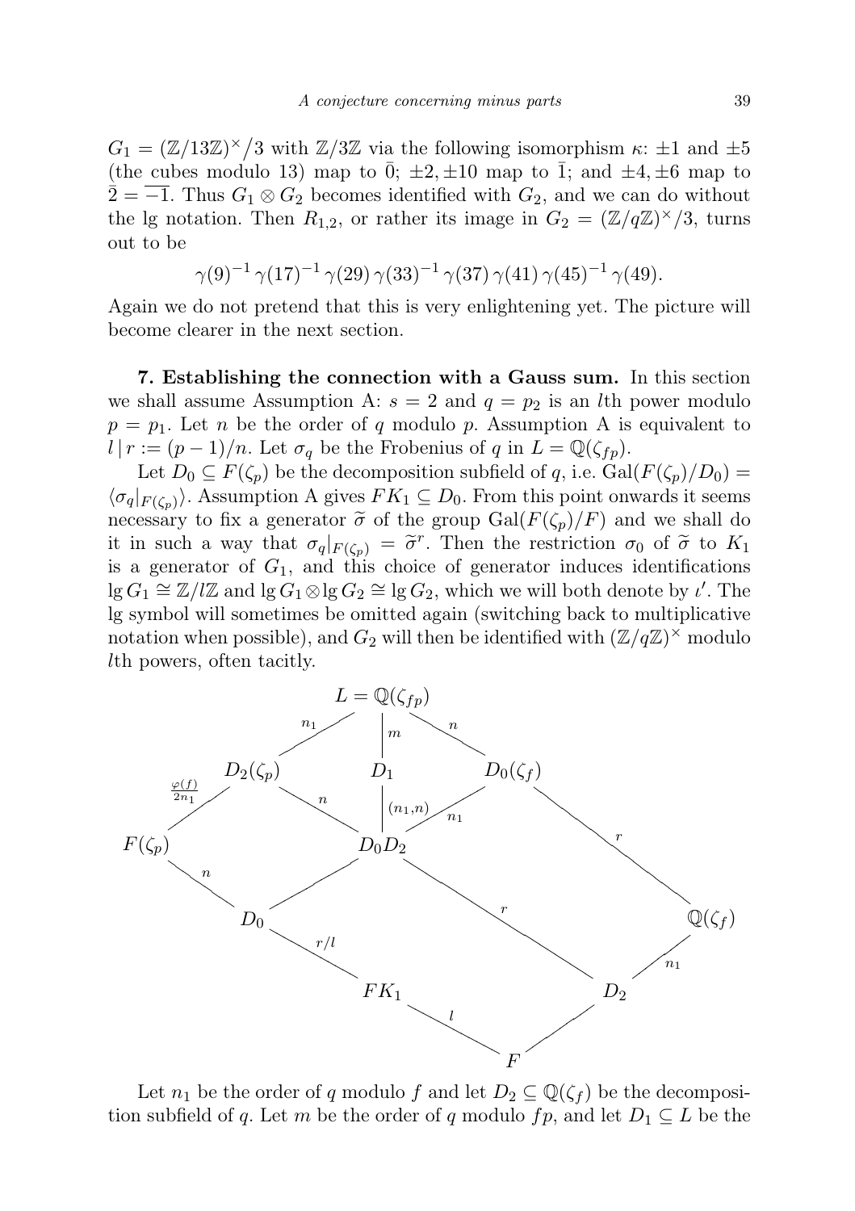$G_1 = (\mathbb{Z}/13\mathbb{Z})^\times/3$ with $\mathbb{Z}/3\mathbb{Z}$ via the following isomorphism $\kappa$: $\pm 1$ and $\pm 5$ (the cubes modulo 13) map to $\bar{0}$; $\pm 2, \pm 10$ map to $\bar{1}$; and $\pm 4, \pm 6$ map to $\bar{2} = \overline{-1}$. Thus $G_1 \otimes G_2$ becomes identified with $G_2$, and we can do without the lg notation. Then $R_{1,2}$, or rather its image in $G_2 = (\mathbb{Z}/q\mathbb{Z})^\times/3$, turns out to be

$$\gamma(9)^{-1}\,\gamma(17)^{-1}\,\gamma(29)\,\gamma(33)^{-1}\,\gamma(37)\,\gamma(41)\,\gamma(45)^{-1}\,\gamma(49).$$

Again we do not pretend that this is very enlightening yet. The picture will become clearer in the next section.

**7. Establishing the connection with a Gauss sum.** In this section we shall assume Assumption A: $s = 2$ and $q = p_2$ is an $l$th power modulo $p = p_1$. Let $n$ be the order of $q$ modulo $p$. Assumption A is equivalent to $l \mid r := (p-1)/n$. Let $\sigma_q$ be the Frobenius of $q$ in $L = \mathbb{Q}(\zeta_{fp})$.

Let $D_0 \subseteq F(\zeta_p)$ be the decomposition subfield of $q$, i.e. $\mathrm{Gal}(F(\zeta_p)/D_0) = \langle \sigma_q|_{F(\zeta_p)} \rangle$. Assumption A gives $FK_1 \subseteq D_0$. From this point onwards it seems necessary to fix a generator $\widetilde{\sigma}$ of the group $\mathrm{Gal}(F(\zeta_p)/F)$ and we shall do it in such a way that $\sigma_q|_{F(\zeta_p)} = \widetilde{\sigma}^r$. Then the restriction $\sigma_0$ of $\widetilde{\sigma}$ to $K_1$ is a generator of $G_1$, and this choice of generator induces identifications $\lg G_1 \cong \mathbb{Z}/l\mathbb{Z}$ and $\lg G_1 \otimes \lg G_2 \cong \lg G_2$, which we will both denote by $\iota'$. The lg symbol will sometimes be omitted again (switching back to multiplicative notation when possible), and $G_2$ will then be identified with $(\mathbb{Z}/q\mathbb{Z})^\times$ modulo $l$th powers, often tacitly.

$$\begin{array}{c}
L = \mathbb{Q}(\zeta_{fp}) \text{ with subfields: } D_2(\zeta_p)\ [n_1],\ D_1\ [m],\ D_0(\zeta_f)\ [n];\\
F(\zeta_p) \subset D_2(\zeta_p)\ [\varphi(f)/2n_1];\quad D_0D_2 \subset D_2(\zeta_p)\ [n],\ D_0D_2 \subset D_1\ [(n_1,n)],\ D_0D_2 \subset D_0(\zeta_f)\ [n_1];\\
D_0 \subset F(\zeta_p)\ [n],\ D_0 \subset D_0D_2;\quad \mathbb{Q}(\zeta_f) \subset D_0(\zeta_f)\ [r];\quad D_2 \subset D_0D_2\ [r],\ D_2 \subset \mathbb{Q}(\zeta_f)\ [n_1];\\
FK_1 \subset D_0\ [r/l];\quad F \subset FK_1\ [l],\ F \subset D_2
\end{array}$$

Let $n_1$ be the order of $q$ modulo $f$ and let $D_2 \subseteq \mathbb{Q}(\zeta_f)$ be the decomposition subfield of $q$. Let $m$ be the order of $q$ modulo $fp$, and let $D_1 \subseteq L$ be the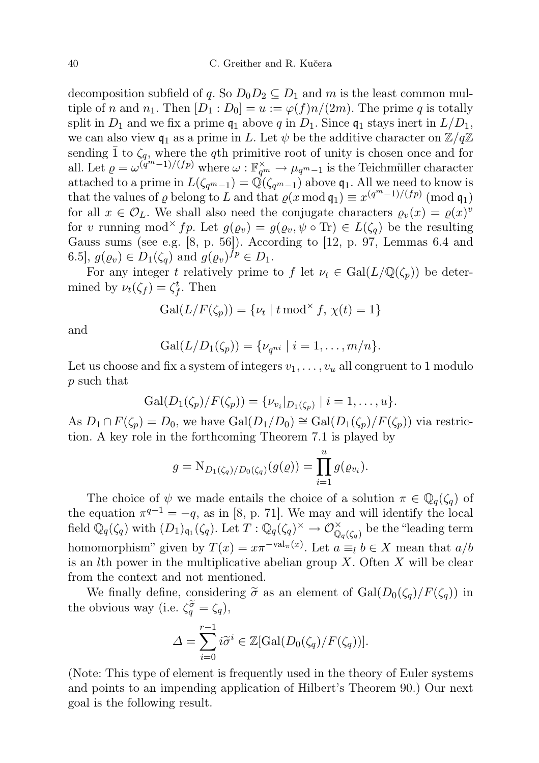decomposition subfield of $q$. So $D_0 D_2 \subseteq D_1$ and $m$ is the least common multiple of $n$ and $n_1$. Then $[D_1 : D_0] = u := \varphi(f)n/(2m)$. The prime $q$ is totally split in $D_1$ and we fix a prime $\mathfrak{q}_1$ above $q$ in $D_1$. Since $\mathfrak{q}_1$ stays inert in $L/D_1$, we can also view $\mathfrak{q}_1$ as a prime in $L$. Let $\psi$ be the additive character on $\mathbb{Z}/q\mathbb{Z}$ sending $\bar{1}$ to $\zeta_q$, where the $q$th primitive root of unity is chosen once and for all. Let $\varrho = \omega^{(q^m-1)/(fp)}$ where $\omega : \mathbb{F}_{q^m}^\times \to \mu_{q^m-1}$ is the Teichmüller character attached to a prime in $L(\zeta_{q^m-1}) = \mathbb{Q}(\zeta_{q^m-1})$ above $\mathfrak{q}_1$. All we need to know is that the values of $\varrho$ belong to $L$ and that $\varrho(x \bmod \mathfrak{q}_1) \equiv x^{(q^m-1)/(fp)} \pmod{\mathfrak{q}_1}$ for all $x \in \mathcal{O}_L$. We shall also need the conjugate characters $\varrho_v(x) = \varrho(x)^v$ for $v$ running $\bmod^\times fp$. Let $g(\varrho_v) = g(\varrho_v, \psi \circ \mathrm{Tr}) \in L(\zeta_q)$ be the resulting Gauss sums (see e.g. [8, p. 56]). According to [12, p. 97, Lemmas 6.4 and 6.5], $g(\varrho_v) \in D_1(\zeta_q)$ and $g(\varrho_v)^{fp} \in D_1$.

For any integer $t$ relatively prime to $f$ let $\nu_t \in \mathrm{Gal}(L/\mathbb{Q}(\zeta_p))$ be determined by $\nu_t(\zeta_f) = \zeta_f^t$. Then

$$\mathrm{Gal}(L/F(\zeta_p)) = \{\nu_t \mid t \bmod^\times f,\ \chi(t) = 1\}$$

and

$$\mathrm{Gal}(L/D_1(\zeta_p)) = \{\nu_{q^{ni}} \mid i = 1, \ldots, m/n\}.$$

Let us choose and fix a system of integers $v_1, \ldots, v_u$ all congruent to 1 modulo $p$ such that

$$\mathrm{Gal}(D_1(\zeta_p)/F(\zeta_p)) = \{\nu_{v_i}|_{D_1(\zeta_p)} \mid i = 1, \ldots, u\}.$$

As $D_1 \cap F(\zeta_p) = D_0$, we have $\mathrm{Gal}(D_1/D_0) \cong \mathrm{Gal}(D_1(\zeta_p)/F(\zeta_p))$ via restriction. A key role in the forthcoming Theorem 7.1 is played by

$$g = \mathrm{N}_{D_1(\zeta_q)/D_0(\zeta_q)}(g(\varrho)) = \prod_{i=1}^{u} g(\varrho_{v_i}).$$

The choice of $\psi$ we made entails the choice of a solution $\pi \in \mathbb{Q}_q(\zeta_q)$ of the equation $\pi^{q-1} = -q$, as in [8, p. 71]. We may and will identify the local field $\mathbb{Q}_q(\zeta_q)$ with $(D_1)_{\mathfrak{q}_1}(\zeta_q)$. Let $T : \mathbb{Q}_q(\zeta_q)^\times \to \mathcal{O}_{\mathbb{Q}_q(\zeta_q)}^\times$ be the "leading term homomorphism" given by $T(x) = x\pi^{-\mathrm{val}_\pi(x)}$. Let $a \equiv_l b \in X$ mean that $a/b$ is an $l$th power in the multiplicative abelian group $X$. Often $X$ will be clear from the context and not mentioned.

We finally define, considering $\widetilde{\sigma}$ as an element of $\mathrm{Gal}(D_0(\zeta_q)/F(\zeta_q))$ in the obvious way (i.e. $\zeta_q^{\widetilde{\sigma}} = \zeta_q$),

$$\Delta = \sum_{i=0}^{r-1} i\widetilde{\sigma}^i \in \mathbb{Z}[\mathrm{Gal}(D_0(\zeta_q)/F(\zeta_q))].$$

(Note: This type of element is frequently used in the theory of Euler systems and points to an impending application of Hilbert's Theorem 90.) Our next goal is the following result.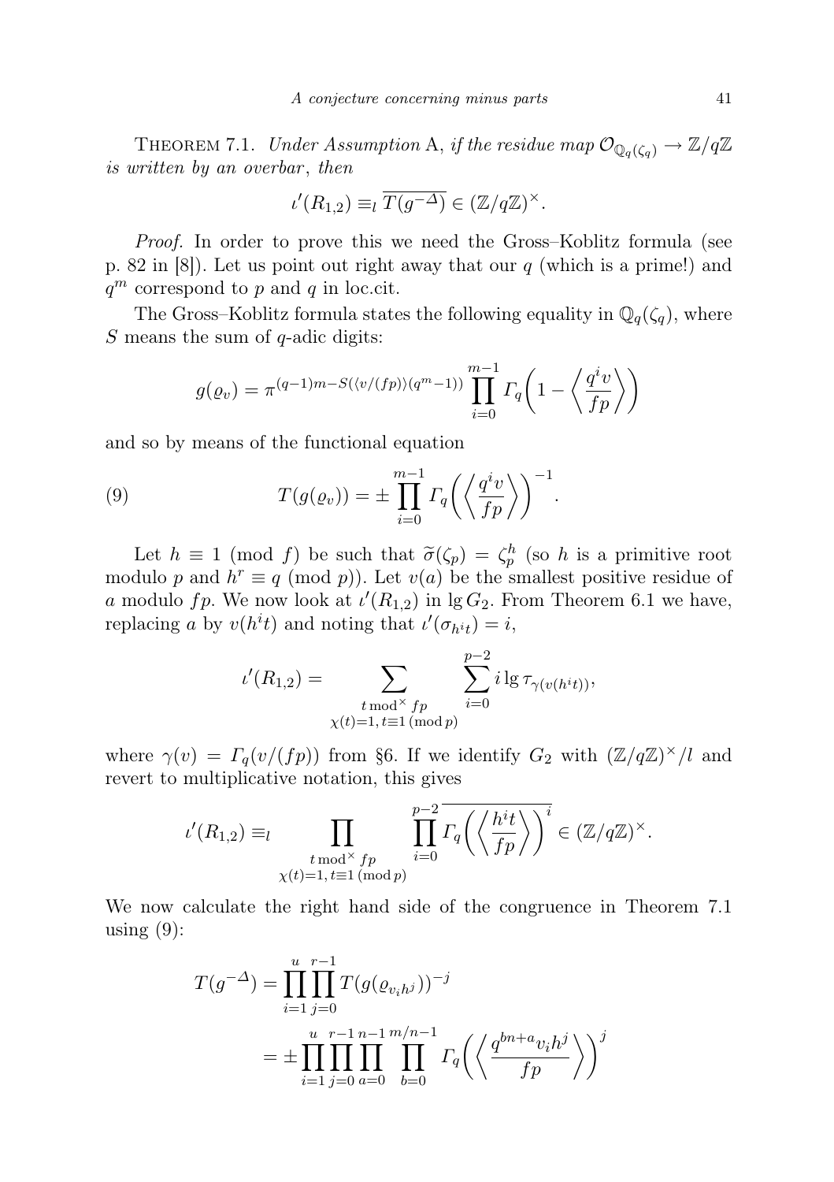THEOREM 7.1. *Under Assumption* A, *if the residue map* $\mathcal{O}_{\mathbb{Q}_q(\zeta_q)} \to \mathbb{Z}/q\mathbb{Z}$ *is written by an overbar*, *then*

$$\iota'(R_{1,2}) \equiv_l \overline{T(g^{-\Delta})} \in (\mathbb{Z}/q\mathbb{Z})^\times.$$

*Proof.* In order to prove this we need the Gross–Koblitz formula (see p. 82 in [8]). Let us point out right away that our $q$ (which is a prime!) and $q^m$ correspond to $p$ and $q$ in loc.cit.

The Gross–Koblitz formula states the following equality in $\mathbb{Q}_q(\zeta_q)$, where $S$ means the sum of $q$-adic digits:

$$g(\varrho_v) = \pi^{(q-1)m - S(\langle v/(fp)\rangle (q^m-1))} \prod_{i=0}^{m-1} \Gamma_q\biggl(1 - \biggl\langle \frac{q^i v}{fp} \biggr\rangle\biggr)$$

and so by means of the functional equation

$$T(g(\varrho_v)) = \pm \prod_{i=0}^{m-1} \Gamma_q\biggl(\biggl\langle \frac{q^i v}{fp} \biggr\rangle\biggr)^{-1}. \tag{9}$$

Let $h \equiv 1 \pmod f$ be such that $\widetilde{\sigma}(\zeta_p) = \zeta_p^h$ (so $h$ is a primitive root modulo $p$ and $h^r \equiv q \pmod p$). Let $v(a)$ be the smallest positive residue of $a$ modulo $fp$. We now look at $\iota'(R_{1,2})$ in $\lg G_2$. From Theorem 6.1 we have, replacing $a$ by $v(h^i t)$ and noting that $\iota'(\sigma_{h^i t}) = i$,

$$\iota'(R_{1,2}) = \sum_{\substack{t \bmod^\times fp \\ \chi(t)=1,\, t\equiv 1 \pmod p}} \sum_{i=0}^{p-2} i \lg \tau_{\gamma(v(h^i t))},$$

where $\gamma(v) = \Gamma_q(v/(fp))$ from §6. If we identify $G_2$ with $(\mathbb{Z}/q\mathbb{Z})^\times/l$ and revert to multiplicative notation, this gives

$$\iota'(R_{1,2}) \equiv_l \prod_{\substack{t \bmod^\times fp \\ \chi(t)=1,\, t\equiv 1 \pmod p}} \prod_{i=0}^{p-2} \overline{\Gamma_q\biggl(\biggl\langle \frac{h^i t}{fp} \biggr\rangle\biggr)^i} \in (\mathbb{Z}/q\mathbb{Z})^\times.$$

We now calculate the right hand side of the congruence in Theorem 7.1 using (9):

$$\begin{aligned} T(g^{-\Delta}) &= \prod_{i=1}^{u} \prod_{j=0}^{r-1} T(g(\varrho_{v_i h^j}))^{-j} \\ &= \pm \prod_{i=1}^{u} \prod_{j=0}^{r-1} \prod_{a=0}^{n-1} \prod_{b=0}^{m/n-1} \Gamma_q\biggl(\biggl\langle \frac{q^{bn+a} v_i h^j}{fp} \biggr\rangle\biggr)^j \end{aligned}$$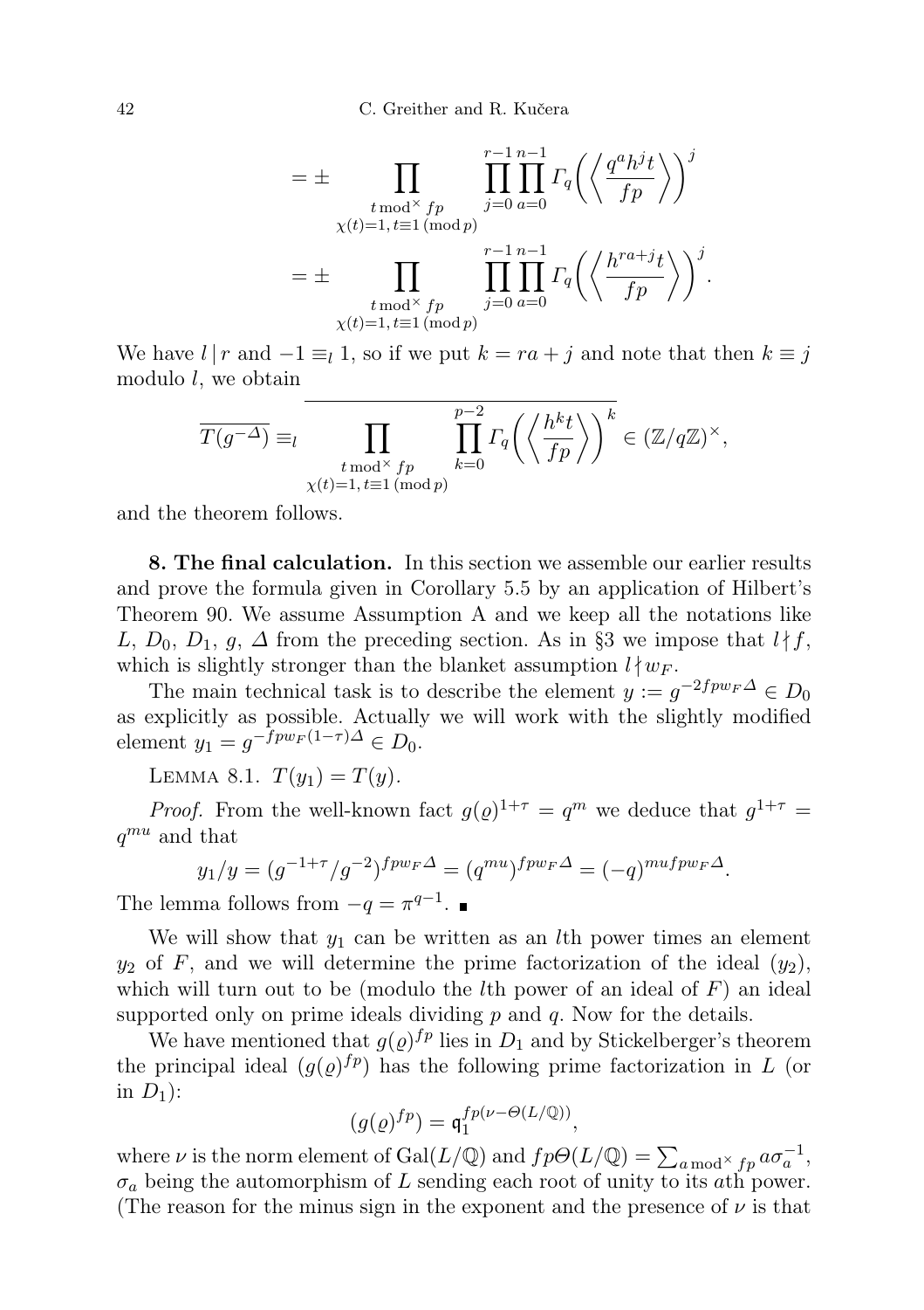$$= \pm \prod_{\substack{t \bmod^\times fp \\ \chi(t)=1,\, t\equiv 1 \,(\mathrm{mod}\, p)}} \prod_{j=0}^{r-1}\prod_{a=0}^{n-1} \Gamma_q\Big(\Big\langle \frac{q^a h^j t}{fp}\Big\rangle\Big)^j$$

$$= \pm \prod_{\substack{t \bmod^\times fp \\ \chi(t)=1,\, t\equiv 1 \,(\mathrm{mod}\, p)}} \prod_{j=0}^{r-1}\prod_{a=0}^{n-1} \Gamma_q\Big(\Big\langle \frac{h^{ra+j} t}{fp}\Big\rangle\Big)^j.$$

We have $l \mid r$ and $-1 \equiv_l 1$, so if we put $k = ra + j$ and note that then $k \equiv j$ modulo $l$, we obtain

$$\overline{T(g^{-\Delta})} \equiv_l \overline{\prod_{\substack{t \bmod^\times fp \\ \chi(t)=1,\, t\equiv 1 \,(\mathrm{mod}\, p)}} \prod_{k=0}^{p-2} \Gamma_q\Big(\Big\langle \frac{h^k t}{fp}\Big\rangle\Big)^k} \in (\mathbb{Z}/q\mathbb{Z})^\times,$$

and the theorem follows.

**8. The final calculation.** In this section we assemble our earlier results and prove the formula given in Corollary 5.5 by an application of Hilbert's Theorem 90. We assume Assumption A and we keep all the notations like $L$, $D_0$, $D_1$, $g$, $\Delta$ from the preceding section. As in §3 we impose that $l \nmid f$, which is slightly stronger than the blanket assumption $l \nmid w_F$.

The main technical task is to describe the element $y := g^{-2fpw_F\Delta} \in D_0$ as explicitly as possible. Actually we will work with the slightly modified element $y_1 = g^{-fpw_F(1-\tau)\Delta} \in D_0$.

Lemma 8.1. $T(y_1) = T(y)$.

*Proof.* From the well-known fact $g(\varrho)^{1+\tau} = q^m$ we deduce that $g^{1+\tau} = q^{mu}$ and that

$$y_1/y = (g^{-1+\tau}/g^{-2})^{fpw_F\Delta} = (q^{mu})^{fpw_F\Delta} = (-q)^{mufpw_F\Delta}.$$

The lemma follows from $-q = \pi^{q-1}$. ∎

We will show that $y_1$ can be written as an $l$th power times an element $y_2$ of $F$, and we will determine the prime factorization of the ideal $(y_2)$, which will turn out to be (modulo the $l$th power of an ideal of $F$) an ideal supported only on prime ideals dividing $p$ and $q$. Now for the details.

We have mentioned that $g(\varrho)^{fp}$ lies in $D_1$ and by Stickelberger's theorem the principal ideal $(g(\varrho)^{fp})$ has the following prime factorization in $L$ (or in $D_1$):

$$(g(\varrho)^{fp}) = \mathfrak{q}_1^{fp(\nu - \Theta(L/\mathbb{Q}))},$$

where $\nu$ is the norm element of $\mathrm{Gal}(L/\mathbb{Q})$ and $fp\Theta(L/\mathbb{Q}) = \sum_{a \bmod^\times fp} a\sigma_a^{-1}$, $\sigma_a$ being the automorphism of $L$ sending each root of unity to its $a$th power. (The reason for the minus sign in the exponent and the presence of $\nu$ is that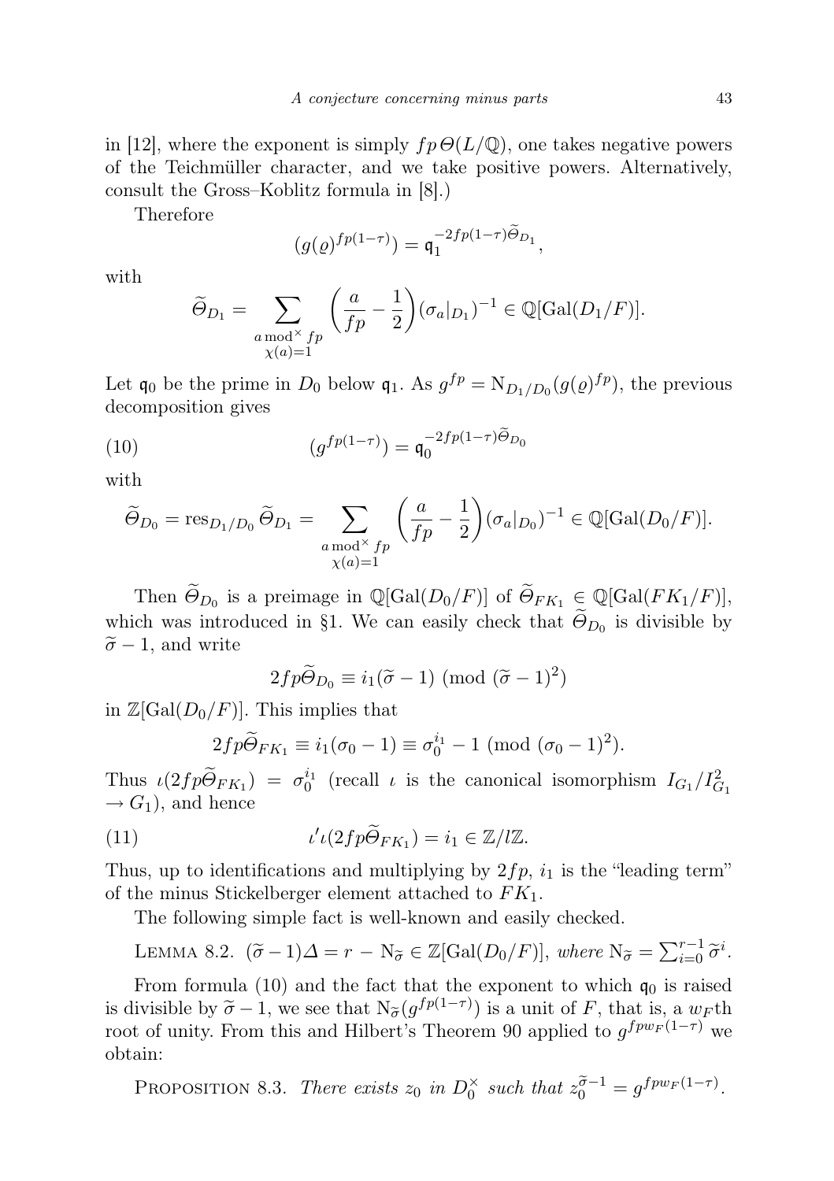in [12], where the exponent is simply $fp\,\Theta(L/\mathbb{Q})$, one takes negative powers of the Teichmüller character, and we take positive powers. Alternatively, consult the Gross–Koblitz formula in [8].)

Therefore

$$(g(\varrho)^{fp(1-\tau)}) = \mathfrak{q}_1^{-2fp(1-\tau)\widetilde{\Theta}_{D_1}},$$

with

$$\widetilde{\Theta}_{D_1} = \sum_{\substack{a \bmod^{\times} fp \\ \chi(a)=1}} \left(\frac{a}{fp} - \frac{1}{2}\right)(\sigma_a|_{D_1})^{-1} \in \mathbb{Q}[\mathrm{Gal}(D_1/F)].$$

Let $\mathfrak{q}_0$ be the prime in $D_0$ below $\mathfrak{q}_1$. As $g^{fp} = \mathrm{N}_{D_1/D_0}(g(\varrho)^{fp})$, the previous decomposition gives

$$(g^{fp(1-\tau)}) = \mathfrak{q}_0^{-2fp(1-\tau)\widetilde{\Theta}_{D_0}} \tag{10}$$

with

$$\widetilde{\Theta}_{D_0} = \mathrm{res}_{D_1/D_0}\,\widetilde{\Theta}_{D_1} = \sum_{\substack{a \bmod^{\times} fp \\ \chi(a)=1}} \left(\frac{a}{fp} - \frac{1}{2}\right)(\sigma_a|_{D_0})^{-1} \in \mathbb{Q}[\mathrm{Gal}(D_0/F)].$$

Then $\widetilde{\Theta}_{D_0}$ is a preimage in $\mathbb{Q}[\mathrm{Gal}(D_0/F)]$ of $\widetilde{\Theta}_{FK_1} \in \mathbb{Q}[\mathrm{Gal}(FK_1/F)]$, which was introduced in §1. We can easily check that $\widetilde{\Theta}_{D_0}$ is divisible by $\widetilde{\sigma} - 1$, and write

$$2fp\widetilde{\Theta}_{D_0} \equiv i_1(\widetilde{\sigma} - 1) \ (\mathrm{mod}\ (\widetilde{\sigma} - 1)^2)$$

in $\mathbb{Z}[\mathrm{Gal}(D_0/F)]$. This implies that

$$2fp\widetilde{\Theta}_{FK_1} \equiv i_1(\sigma_0 - 1) \equiv \sigma_0^{i_1} - 1 \ (\mathrm{mod}\ (\sigma_0 - 1)^2).$$

Thus $\iota(2fp\widetilde{\Theta}_{FK_1}) = \sigma_0^{i_1}$ (recall $\iota$ is the canonical isomorphism $I_{G_1}/I_{G_1}^2 \to G_1$), and hence

$$\iota'\iota(2fp\widetilde{\Theta}_{FK_1}) = i_1 \in \mathbb{Z}/l\mathbb{Z}. \tag{11}$$

Thus, up to identifications and multiplying by $2fp$, $i_1$ is the "leading term" of the minus Stickelberger element attached to $FK_1$.

The following simple fact is well-known and easily checked.

Lemma 8.2. *$(\widetilde{\sigma} - 1)\Delta = r - \mathrm{N}_{\widetilde{\sigma}} \in \mathbb{Z}[\mathrm{Gal}(D_0/F)]$, where $\mathrm{N}_{\widetilde{\sigma}} = \sum_{i=0}^{r-1} \widetilde{\sigma}^i$.*

From formula (10) and the fact that the exponent to which $\mathfrak{q}_0$ is raised is divisible by $\widetilde{\sigma} - 1$, we see that $\mathrm{N}_{\widetilde{\sigma}}(g^{fp(1-\tau)})$ is a unit of $F$, that is, a $w_F$th root of unity. From this and Hilbert's Theorem 90 applied to $g^{fpw_F(1-\tau)}$ we obtain:

Proposition 8.3. *There exists $z_0$ in $D_0^{\times}$ such that $z_0^{\widetilde{\sigma}-1} = g^{fpw_F(1-\tau)}$.*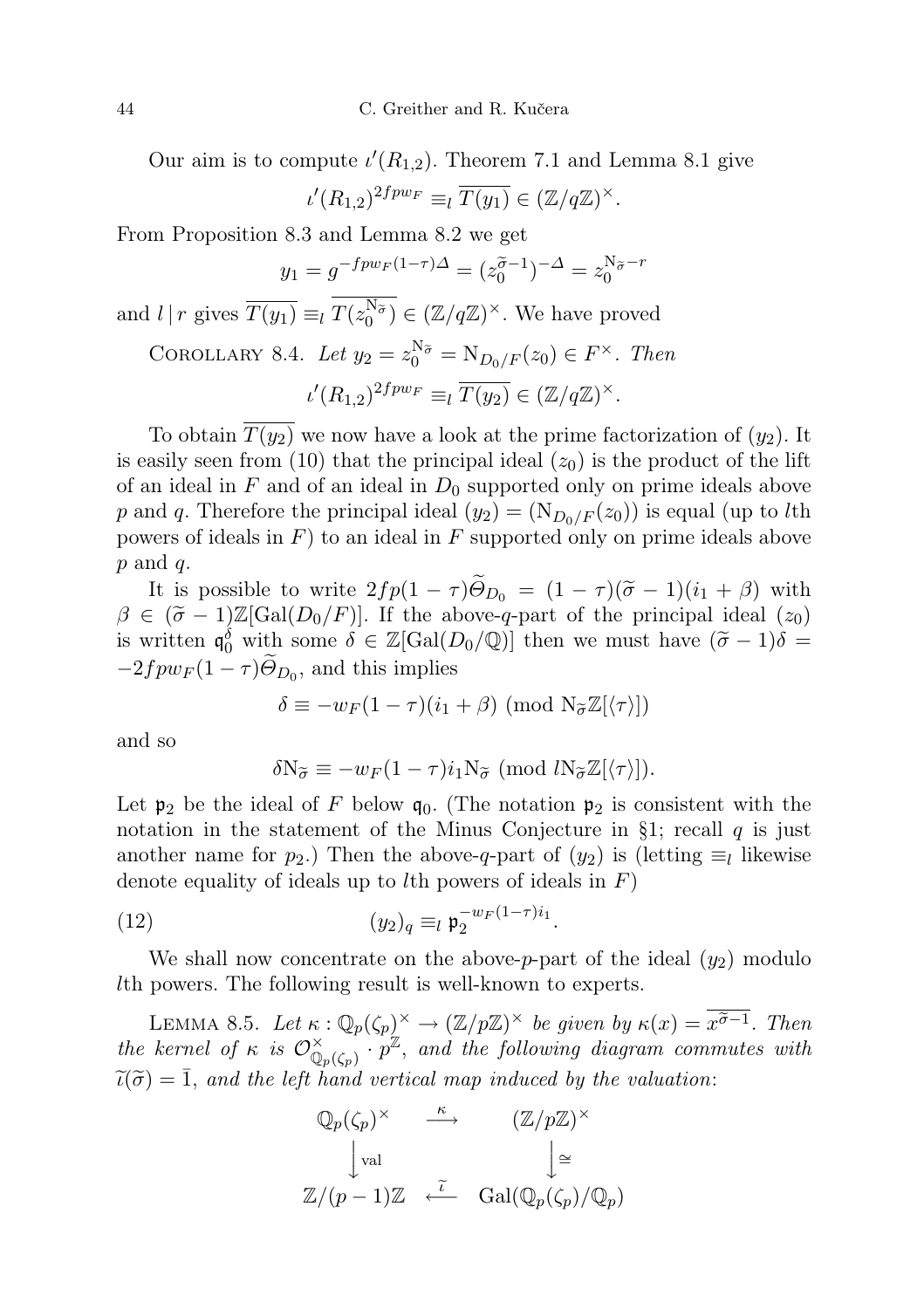Our aim is to compute $\iota'(R_{1,2})$. Theorem 7.1 and Lemma 8.1 give

$$\iota'(R_{1,2})^{2fpw_F} \equiv_l \overline{T(y_1)} \in (\mathbb{Z}/q\mathbb{Z})^\times.$$

From Proposition 8.3 and Lemma 8.2 we get

$$y_1 = g^{-fpw_F(1-\tau)\Delta} = (z_0^{\widetilde{\sigma}-1})^{-\Delta} = z_0^{\mathrm{N}_{\widetilde{\sigma}}-r}$$

and $l \mid r$ gives $\overline{T(y_1)} \equiv_l \overline{T(z_0^{\mathrm{N}_{\widetilde{\sigma}}})} \in (\mathbb{Z}/q\mathbb{Z})^\times$. We have proved

Corollary 8.4. *Let* $y_2 = z_0^{\mathrm{N}_{\widetilde{\sigma}}} = \mathrm{N}_{D_0/F}(z_0) \in F^\times$. *Then*

$$\iota'(R_{1,2})^{2fpw_F} \equiv_l \overline{T(y_2)} \in (\mathbb{Z}/q\mathbb{Z})^\times.$$

To obtain $\overline{T(y_2)}$ we now have a look at the prime factorization of $(y_2)$. It is easily seen from (10) that the principal ideal $(z_0)$ is the product of the lift of an ideal in $F$ and of an ideal in $D_0$ supported only on prime ideals above $p$ and $q$. Therefore the principal ideal $(y_2) = (\mathrm{N}_{D_0/F}(z_0))$ is equal (up to $l$th powers of ideals in $F$) to an ideal in $F$ supported only on prime ideals above $p$ and $q$.

It is possible to write $2fp(1-\tau)\widetilde{\Theta}_{D_0} = (1-\tau)(\widetilde{\sigma}-1)(i_1+\beta)$ with $\beta \in (\widetilde{\sigma}-1)\mathbb{Z}[\mathrm{Gal}(D_0/F)]$. If the above-$q$-part of the principal ideal $(z_0)$ is written $\mathfrak{q}_0^\delta$ with some $\delta \in \mathbb{Z}[\mathrm{Gal}(D_0/\mathbb{Q})]$ then we must have $(\widetilde{\sigma}-1)\delta = -2fpw_F(1-\tau)\widetilde{\Theta}_{D_0}$, and this implies

$$\delta \equiv -w_F(1-\tau)(i_1+\beta) \pmod{\mathrm{N}_{\widetilde{\sigma}}\mathbb{Z}[\langle\tau\rangle]}$$

and so

$$\delta\mathrm{N}_{\widetilde{\sigma}} \equiv -w_F(1-\tau)i_1\mathrm{N}_{\widetilde{\sigma}} \pmod{l\mathrm{N}_{\widetilde{\sigma}}\mathbb{Z}[\langle\tau\rangle]}.$$

Let $\mathfrak{p}_2$ be the ideal of $F$ below $\mathfrak{q}_0$. (The notation $\mathfrak{p}_2$ is consistent with the notation in the statement of the Minus Conjecture in §1; recall $q$ is just another name for $p_2$.) Then the above-$q$-part of $(y_2)$ is (letting $\equiv_l$ likewise denote equality of ideals up to $l$th powers of ideals in $F$)

$$(y_2)_q \equiv_l \mathfrak{p}_2^{-w_F(1-\tau)i_1}. \tag{12}$$

We shall now concentrate on the above-$p$-part of the ideal $(y_2)$ modulo $l$th powers. The following result is well-known to experts.

Lemma 8.5. *Let* $\kappa : \mathbb{Q}_p(\zeta_p)^\times \to (\mathbb{Z}/p\mathbb{Z})^\times$ *be given by* $\kappa(x) = \overline{x^{\widetilde{\sigma}-1}}$. *Then the kernel of* $\kappa$ *is* $\mathcal{O}_{\mathbb{Q}_p(\zeta_p)}^\times \cdot p^{\mathbb{Z}}$, *and the following diagram commutes with* $\widetilde{\iota}(\widetilde{\sigma}) = \bar{1}$, *and the left hand vertical map induced by the valuation*:

$$\begin{array}{ccc}
\mathbb{Q}_p(\zeta_p)^\times & \xrightarrow{\kappa} & (\mathbb{Z}/p\mathbb{Z})^\times \\
\Big\downarrow \mathrm{val} & & \Big\downarrow \cong \\
\mathbb{Z}/(p-1)\mathbb{Z} & \xleftarrow{\widetilde{\iota}} & \mathrm{Gal}(\mathbb{Q}_p(\zeta_p)/\mathbb{Q}_p)
\end{array}$$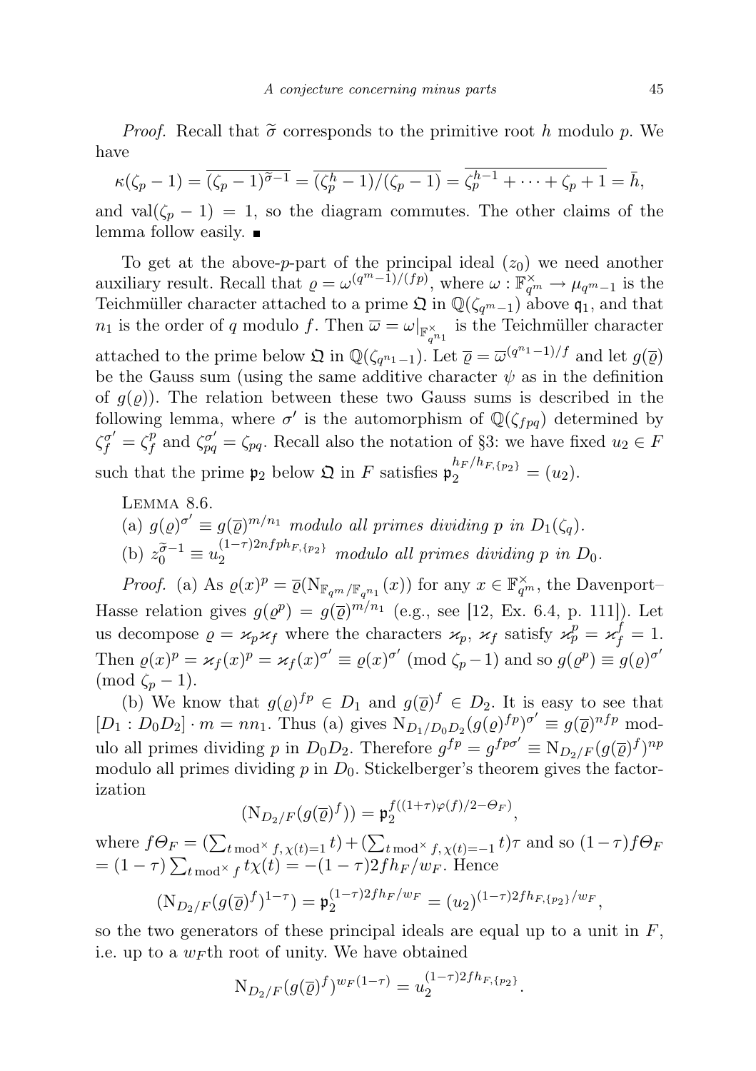*Proof.* Recall that $\widetilde{\sigma}$ corresponds to the primitive root $h$ modulo $p$. We have

$$\kappa(\zeta_p - 1) = \overline{(\zeta_p - 1)^{\widetilde{\sigma}-1}} = \overline{(\zeta_p^h - 1)/(\zeta_p - 1)} = \overline{\zeta_p^{h-1} + \cdots + \zeta_p + 1} = \bar{h},$$

and $\mathrm{val}(\zeta_p - 1) = 1$, so the diagram commutes. The other claims of the lemma follow easily. ■

To get at the above-$p$-part of the principal ideal $(z_0)$ we need another auxiliary result. Recall that $\varrho = \omega^{(q^m-1)/(fp)}$, where $\omega : \mathbb{F}_{q^m}^\times \to \mu_{q^m-1}$ is the Teichmüller character attached to a prime $\mathfrak{Q}$ in $\mathbb{Q}(\zeta_{q^m-1})$ above $\mathfrak{q}_1$, and that $n_1$ is the order of $q$ modulo $f$. Then $\overline{\omega} = \omega|_{\mathbb{F}_{q^{n_1}}^\times}$ is the Teichmüller character attached to the prime below $\mathfrak{Q}$ in $\mathbb{Q}(\zeta_{q^{n_1}-1})$. Let $\overline{\varrho} = \overline{\omega}^{(q^{n_1}-1)/f}$ and let $g(\overline{\varrho})$ be the Gauss sum (using the same additive character $\psi$ as in the definition of $g(\varrho)$). The relation between these two Gauss sums is described in the following lemma, where $\sigma'$ is the automorphism of $\mathbb{Q}(\zeta_{fpq})$ determined by $\zeta_f^{\sigma'} = \zeta_f^p$ and $\zeta_{pq}^{\sigma'} = \zeta_{pq}$. Recall also the notation of §3: we have fixed $u_2 \in F$ such that the prime $\mathfrak{p}_2$ below $\mathfrak{Q}$ in $F$ satisfies $\mathfrak{p}_2^{h_F/h_{F,\{p_2\}}} = (u_2)$.

LEMMA 8.6.
(a) $g(\varrho)^{\sigma'} \equiv g(\overline{\varrho})^{m/n_1}$ *modulo all primes dividing* $p$ *in* $D_1(\zeta_q)$.
(b) $z_0^{\widetilde{\sigma}-1} \equiv u_2^{(1-\tau)2nfph_{F,\{p_2\}}}$ *modulo all primes dividing* $p$ *in* $D_0$.

*Proof.* (a) As $\varrho(x)^p = \overline{\varrho}(\mathrm{N}_{\mathbb{F}_{q^m}/\mathbb{F}_{q^{n_1}}}(x))$ for any $x \in \mathbb{F}_{q^m}^\times$, the Davenport–Hasse relation gives $g(\varrho^p) = g(\overline{\varrho})^{m/n_1}$ (e.g., see [12, Ex. 6.4, p. 111]). Let us decompose $\varrho = \varkappa_p \varkappa_f$ where the characters $\varkappa_p$, $\varkappa_f$ satisfy $\varkappa_p^p = \varkappa_f^f = 1$. Then $\varrho(x)^p = \varkappa_f(x)^p = \varkappa_f(x)^{\sigma'} \equiv \varrho(x)^{\sigma'} \pmod{\zeta_p - 1}$ and so $g(\varrho^p) \equiv g(\varrho)^{\sigma'}$ $\pmod{\zeta_p - 1}$.

(b) We know that $g(\varrho)^{fp} \in D_1$ and $g(\overline{\varrho})^f \in D_2$. It is easy to see that $[D_1 : D_0D_2] \cdot m = nn_1$. Thus (a) gives $\mathrm{N}_{D_1/D_0D_2}(g(\varrho)^{fp})^{\sigma'} \equiv g(\overline{\varrho})^{nfp}$ modulo all primes dividing $p$ in $D_0D_2$. Therefore $g^{fp} = g^{fp\sigma'} \equiv \mathrm{N}_{D_2/F}(g(\overline{\varrho})^f)^{np}$ modulo all primes dividing $p$ in $D_0$. Stickelberger's theorem gives the factorization

$$(\mathrm{N}_{D_2/F}(g(\overline{\varrho})^f)) = \mathfrak{p}_2^{f((1+\tau)\varphi(f)/2 - \Theta_F)},$$

where $f\Theta_F = (\sum_{t \bmod^\times f,\, \chi(t)=1} t) + (\sum_{t \bmod^\times f,\, \chi(t)=-1} t)\tau$ and so $(1-\tau)f\Theta_F = (1-\tau)\sum_{t \bmod^\times f} t\chi(t) = -(1-\tau)2fh_F/w_F$. Hence

$$(\mathrm{N}_{D_2/F}(g(\overline{\varrho})^f)^{1-\tau}) = \mathfrak{p}_2^{(1-\tau)2fh_F/w_F} = (u_2)^{(1-\tau)2fh_{F,\{p_2\}}/w_F},$$

so the two generators of these principal ideals are equal up to a unit in $F$, i.e. up to a $w_F$th root of unity. We have obtained

$$\mathrm{N}_{D_2/F}(g(\overline{\varrho})^f)^{w_F(1-\tau)} = u_2^{(1-\tau)2fh_{F,\{p_2\}}}.$$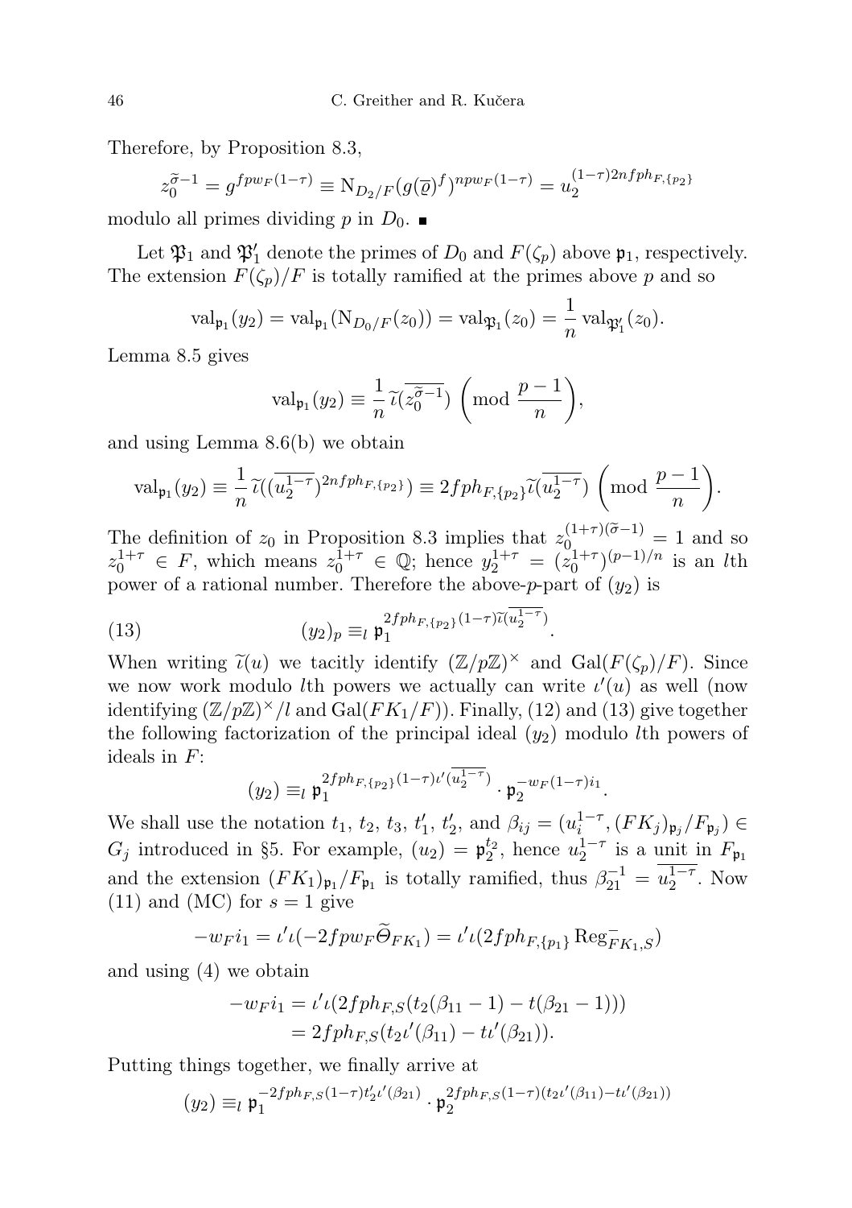Therefore, by Proposition 8.3,

$$z_0^{\widetilde{\sigma}-1} = g^{fpw_F(1-\tau)} \equiv \mathrm{N}_{D_2/F}(g(\overline{\varrho})^f)^{npw_F(1-\tau)} = u_2^{(1-\tau)2nfph_{F,\{p_2\}}}$$

modulo all primes dividing $p$ in $D_0$. ■

Let $\mathfrak{P}_1$ and $\mathfrak{P}_1'$ denote the primes of $D_0$ and $F(\zeta_p)$ above $\mathfrak{p}_1$, respectively. The extension $F(\zeta_p)/F$ is totally ramified at the primes above $p$ and so

$$\mathrm{val}_{\mathfrak{p}_1}(y_2) = \mathrm{val}_{\mathfrak{p}_1}(\mathrm{N}_{D_0/F}(z_0)) = \mathrm{val}_{\mathfrak{P}_1}(z_0) = \frac{1}{n}\,\mathrm{val}_{\mathfrak{P}_1'}(z_0).$$

Lemma 8.5 gives

$$\mathrm{val}_{\mathfrak{p}_1}(y_2) \equiv \frac{1}{n}\,\widetilde{\iota}(\overline{z_0^{\widetilde{\sigma}-1}}) \left(\mathrm{mod}\ \frac{p-1}{n}\right),$$

and using Lemma 8.6(b) we obtain

$$\mathrm{val}_{\mathfrak{p}_1}(y_2) \equiv \frac{1}{n}\,\widetilde{\iota}((\overline{u_2^{1-\tau}})^{2nfph_{F,\{p_2\}}}) \equiv 2fph_{F,\{p_2\}}\widetilde{\iota}(\overline{u_2^{1-\tau}}) \left(\mathrm{mod}\ \frac{p-1}{n}\right).$$

The definition of $z_0$ in Proposition 8.3 implies that $z_0^{(1+\tau)(\widetilde{\sigma}-1)} = 1$ and so $z_0^{1+\tau} \in F$, which means $z_0^{1+\tau} \in \mathbb{Q}$; hence $y_2^{1+\tau} = (z_0^{1+\tau})^{(p-1)/n}$ is an $l$th power of a rational number. Therefore the above-$p$-part of $(y_2)$ is

$$(y_2)_p \equiv_l \mathfrak{p}_1^{2fph_{F,\{p_2\}}(1-\tau)\widetilde{\iota}(\overline{u_2^{1-\tau}})}. \tag{13}$$

When writing $\widetilde{\iota}(u)$ we tacitly identify $(\mathbb{Z}/p\mathbb{Z})^\times$ and $\mathrm{Gal}(F(\zeta_p)/F)$. Since we now work modulo $l$th powers we actually can write $\iota'(u)$ as well (now identifying $(\mathbb{Z}/p\mathbb{Z})^\times/l$ and $\mathrm{Gal}(FK_1/F)$). Finally, (12) and (13) give together the following factorization of the principal ideal $(y_2)$ modulo $l$th powers of ideals in $F$:

$$(y_2) \equiv_l \mathfrak{p}_1^{2fph_{F,\{p_2\}}(1-\tau)\iota'(\overline{u_2^{1-\tau}})} \cdot \mathfrak{p}_2^{-w_F(1-\tau)i_1}.$$

We shall use the notation $t_1$, $t_2$, $t_3$, $t_1'$, $t_2'$, and $\beta_{ij} = (u_i^{1-\tau}, (FK_j)_{\mathfrak{p}_j}/F_{\mathfrak{p}_j}) \in G_j$ introduced in §5. For example, $(u_2) = \mathfrak{p}_2^{t_2}$, hence $u_2^{1-\tau}$ is a unit in $F_{\mathfrak{p}_1}$ and the extension $(FK_1)_{\mathfrak{p}_1}/F_{\mathfrak{p}_1}$ is totally ramified, thus $\beta_{21}^{-1} = \overline{u_2^{1-\tau}}$. Now (11) and (MC) for $s=1$ give

$$-w_F i_1 = \iota'\iota(-2fpw_F\widetilde{\Theta}_{FK_1}) = \iota'\iota(2fph_{F,\{p_1\}}\,\mathrm{Reg}^-_{FK_1,S})$$

and using (4) we obtain

$$\begin{aligned}
-w_F i_1 &= \iota'\iota(2fph_{F,S}(t_2(\beta_{11}-1) - t(\beta_{21}-1))) \\
&= 2fph_{F,S}(t_2\iota'(\beta_{11}) - t\iota'(\beta_{21})).
\end{aligned}$$

Putting things together, we finally arrive at

$$(y_2) \equiv_l \mathfrak{p}_1^{-2fph_{F,S}(1-\tau)t_2'\iota'(\beta_{21})} \cdot \mathfrak{p}_2^{2fph_{F,S}(1-\tau)(t_2\iota'(\beta_{11}) - t\iota'(\beta_{21}))}$$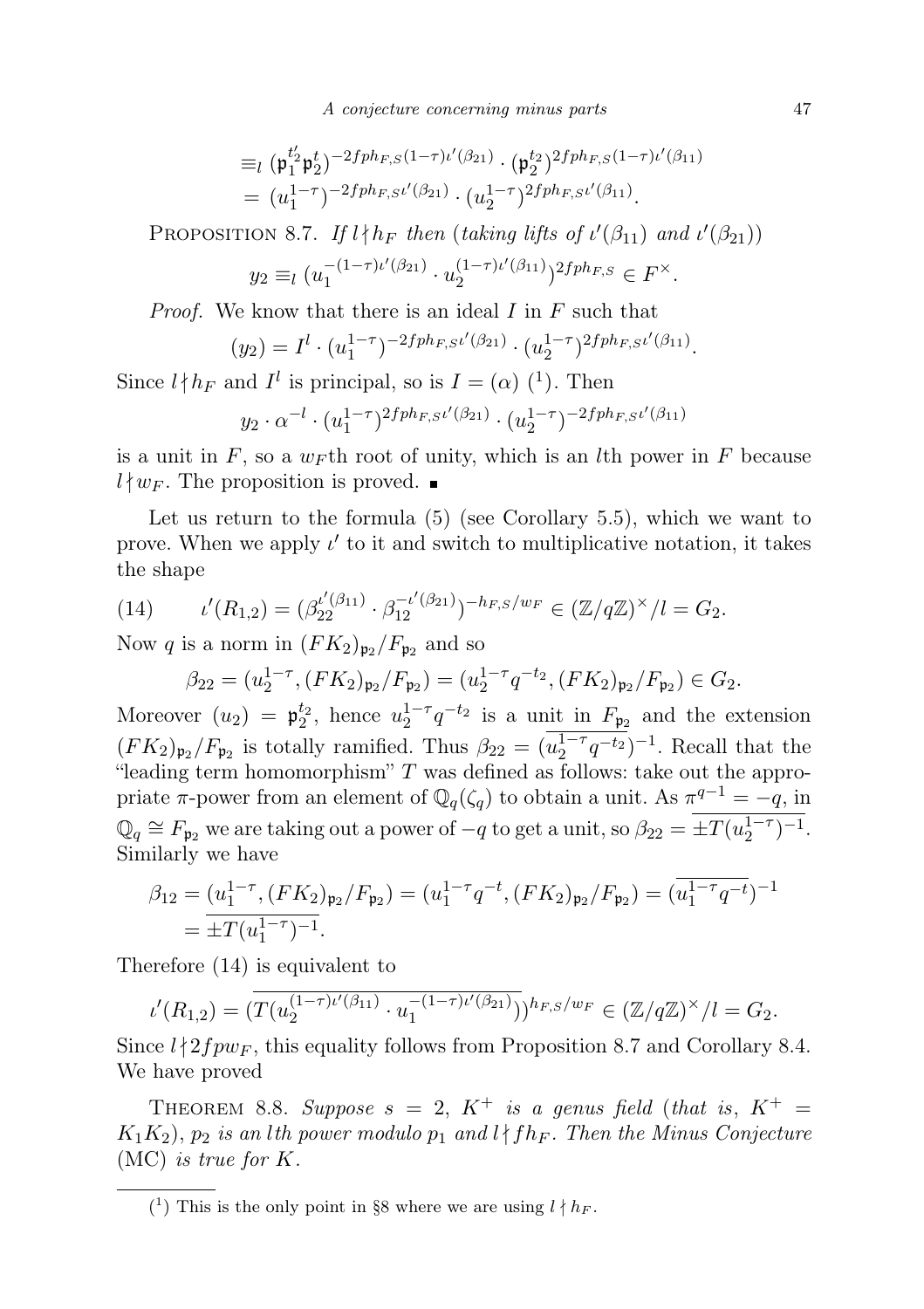$$\equiv_l (\mathfrak{p}_1^{t_2'}\mathfrak{p}_2^{t})^{-2fph_{F,S}(1-\tau)\iota'(\beta_{21})} \cdot (\mathfrak{p}_2^{t_2})^{2fph_{F,S}(1-\tau)\iota'(\beta_{11})}$$
$$= (u_1^{1-\tau})^{-2fph_{F,S}\iota'(\beta_{21})} \cdot (u_2^{1-\tau})^{2fph_{F,S}\iota'(\beta_{11})}.$$

PROPOSITION 8.7. *If $l \nmid h_F$ then (taking lifts of $\iota'(\beta_{11})$ and $\iota'(\beta_{21})$)*

$$y_2 \equiv_l (u_1^{-(1-\tau)\iota'(\beta_{21})} \cdot u_2^{(1-\tau)\iota'(\beta_{11})})^{2fph_{F,S}} \in F^\times.$$

*Proof.* We know that there is an ideal $I$ in $F$ such that

$$(y_2) = I^l \cdot (u_1^{1-\tau})^{-2fph_{F,S}\iota'(\beta_{21})} \cdot (u_2^{1-\tau})^{2fph_{F,S}\iota'(\beta_{11})}.$$

Since $l \nmid h_F$ and $I^l$ is principal, so is $I = (\alpha)$ [1]. Then

$$y_2 \cdot \alpha^{-l} \cdot (u_1^{1-\tau})^{2fph_{F,S}\iota'(\beta_{21})} \cdot (u_2^{1-\tau})^{-2fph_{F,S}\iota'(\beta_{11})}$$

is a unit in $F$, so a $w_F$th root of unity, which is an $l$th power in $F$ because $l \nmid w_F$. The proposition is proved. ∎

Let us return to the formula (5) (see Corollary 5.5), which we want to prove. When we apply $\iota'$ to it and switch to multiplicative notation, it takes the shape

$$\iota'(R_{1,2}) = (\beta_{22}^{\iota'(\beta_{11})} \cdot \beta_{12}^{-\iota'(\beta_{21})})^{-h_{F,S}/w_F} \in (\mathbb{Z}/q\mathbb{Z})^\times/l = G_2. \tag{14}$$

Now $q$ is a norm in $(FK_2)_{\mathfrak{p}_2}/F_{\mathfrak{p}_2}$ and so

$$\beta_{22} = (u_2^{1-\tau}, (FK_2)_{\mathfrak{p}_2}/F_{\mathfrak{p}_2}) = (u_2^{1-\tau}q^{-t_2}, (FK_2)_{\mathfrak{p}_2}/F_{\mathfrak{p}_2}) \in G_2.$$

Moreover $(u_2) = \mathfrak{p}_2^{t_2}$, hence $u_2^{1-\tau}q^{-t_2}$ is a unit in $F_{\mathfrak{p}_2}$ and the extension $(FK_2)_{\mathfrak{p}_2}/F_{\mathfrak{p}_2}$ is totally ramified. Thus $\beta_{22} = (\overline{u_2^{1-\tau}q^{-t_2}})^{-1}$. Recall that the "leading term homomorphism" $T$ was defined as follows: take out the appropriate $\pi$-power from an element of $\mathbb{Q}_q(\zeta_q)$ to obtain a unit. As $\pi^{q-1} = -q$, in $\mathbb{Q}_q \cong F_{\mathfrak{p}_2}$ we are taking out a power of $-q$ to get a unit, so $\beta_{22} = \overline{\pm T(u_2^{1-\tau})^{-1}}$. Similarly we have

$$\beta_{12} = (u_1^{1-\tau}, (FK_2)_{\mathfrak{p}_2}/F_{\mathfrak{p}_2}) = (u_1^{1-\tau}q^{-t}, (FK_2)_{\mathfrak{p}_2}/F_{\mathfrak{p}_2}) = (\overline{u_1^{1-\tau}q^{-t}})^{-1}$$
$$= \overline{\pm T(u_1^{1-\tau})^{-1}}.$$

Therefore (14) is equivalent to

$$\iota'(R_{1,2}) = (\overline{T(u_2^{(1-\tau)\iota'(\beta_{11})} \cdot u_1^{-(1-\tau)\iota'(\beta_{21})})})^{h_{F,S}/w_F} \in (\mathbb{Z}/q\mathbb{Z})^\times/l = G_2.$$

Since $l \nmid 2fpw_F$, this equality follows from Proposition 8.7 and Corollary 8.4. We have proved

THEOREM 8.8. *Suppose $s = 2$, $K^+$ is a genus field (that is, $K^+ = K_1K_2$), $p_2$ is an $l$th power modulo $p_1$ and $l \nmid fh_F$. Then the Minus Conjecture (MC) is true for $K$.*

---

[1] This is the only point in §8 where we are using $l \nmid h_F$.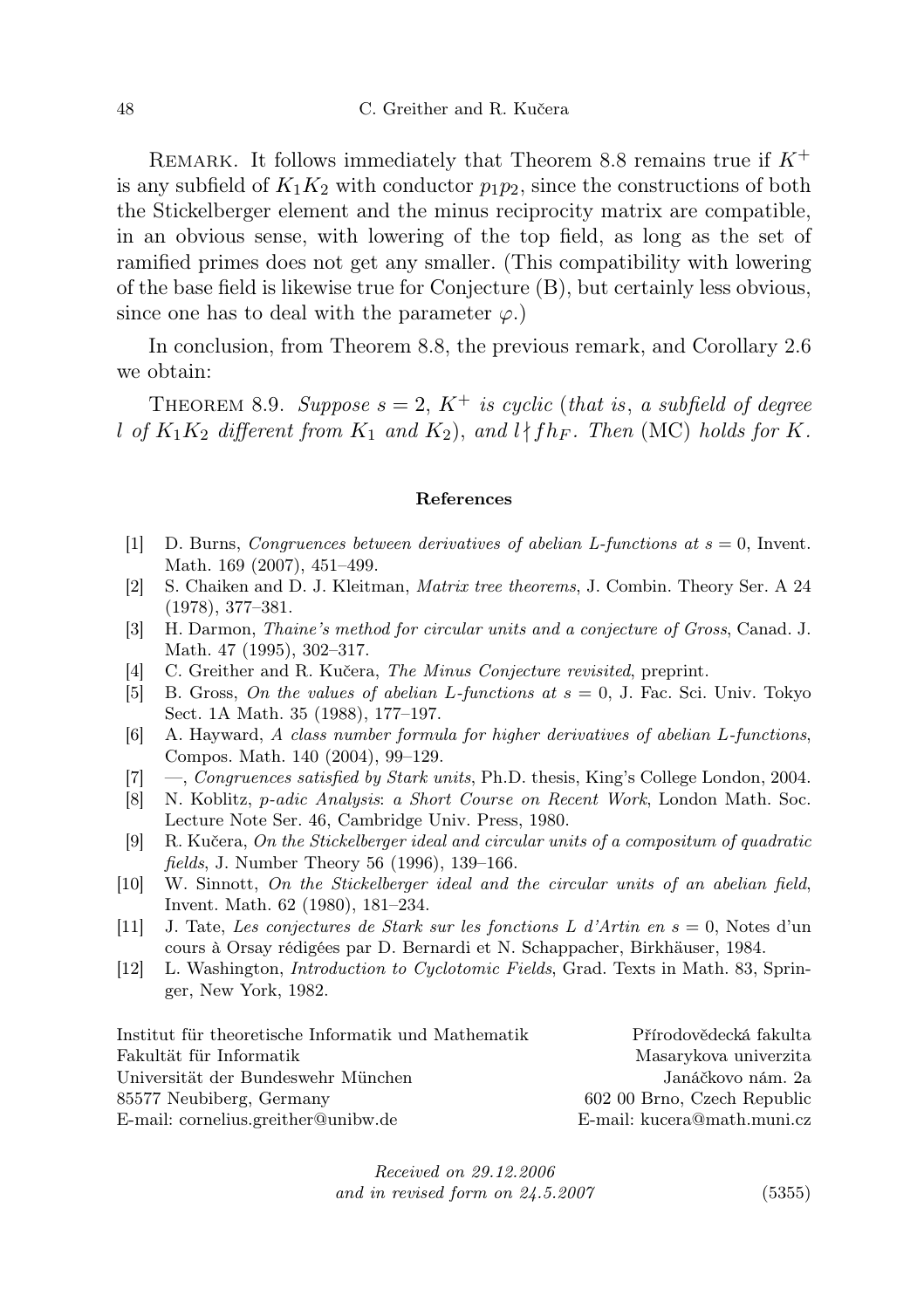REMARK. It follows immediately that Theorem 8.8 remains true if $K^+$ is any subfield of $K_1K_2$ with conductor $p_1p_2$, since the constructions of both the Stickelberger element and the minus reciprocity matrix are compatible, in an obvious sense, with lowering of the top field, as long as the set of ramified primes does not get any smaller. (This compatibility with lowering of the base field is likewise true for Conjecture (B), but certainly less obvious, since one has to deal with the parameter $\varphi$.)

In conclusion, from Theorem 8.8, the previous remark, and Corollary 2.6 we obtain:

THEOREM 8.9. *Suppose $s = 2$, $K^+$ is cyclic (that is, a subfield of degree $l$ of $K_1K_2$ different from $K_1$ and $K_2$), and $l \nmid fh_F$. Then* (MC) *holds for $K$.*

### References

[1] D. Burns, *Congruences between derivatives of abelian L-functions at $s = 0$*, Invent. Math. 169 (2007), 451–499.

[2] S. Chaiken and D. J. Kleitman, *Matrix tree theorems*, J. Combin. Theory Ser. A 24 (1978), 377–381.

[3] H. Darmon, *Thaine's method for circular units and a conjecture of Gross*, Canad. J. Math. 47 (1995), 302–317.

[4] C. Greither and R. Kučera, *The Minus Conjecture revisited*, preprint.

[5] B. Gross, *On the values of abelian L-functions at $s = 0$*, J. Fac. Sci. Univ. Tokyo Sect. 1A Math. 35 (1988), 177–197.

[6] A. Hayward, *A class number formula for higher derivatives of abelian L-functions*, Compos. Math. 140 (2004), 99–129.

[7] —, *Congruences satisfied by Stark units*, Ph.D. thesis, King's College London, 2004.

[8] N. Koblitz, *p-adic Analysis: a Short Course on Recent Work*, London Math. Soc. Lecture Note Ser. 46, Cambridge Univ. Press, 1980.

[9] R. Kučera, *On the Stickelberger ideal and circular units of a compositum of quadratic fields*, J. Number Theory 56 (1996), 139–166.

[10] W. Sinnott, *On the Stickelberger ideal and the circular units of an abelian field*, Invent. Math. 62 (1980), 181–234.

[11] J. Tate, *Les conjectures de Stark sur les fonctions L d'Artin en $s = 0$*, Notes d'un cours à Orsay rédigées par D. Bernardi et N. Schappacher, Birkhäuser, 1984.

[12] L. Washington, *Introduction to Cyclotomic Fields*, Grad. Texts in Math. 83, Springer, New York, 1982.

Institut für theoretische Informatik und Mathematik
Fakultät für Informatik
Universität der Bundeswehr München
85577 Neubiberg, Germany
E-mail: cornelius.greither@unibw.de

Přírodovědecká fakulta
Masarykova univerzita
Janáčkovo nám. 2a
602 00 Brno, Czech Republic
E-mail: kucera@math.muni.cz

*Received on 29.12.2006*
*and in revised form on 24.5.2007* (5355)